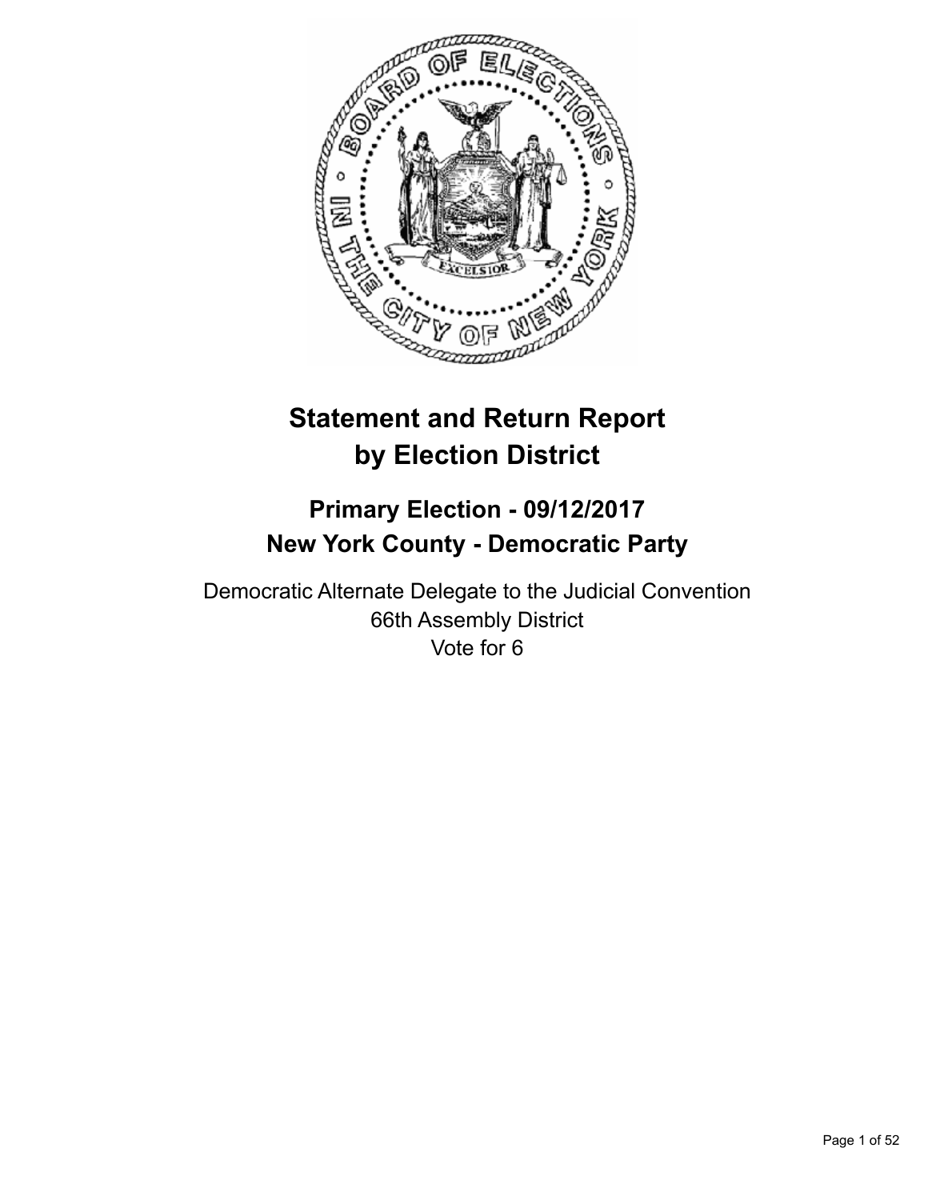# Statement and Return Report by Election District

## Primary Election - 09/12/2017
## New York County - Democratic Party

Democratic Alternate Delegate to the Judicial Convention
66th Assembly District
Vote for 6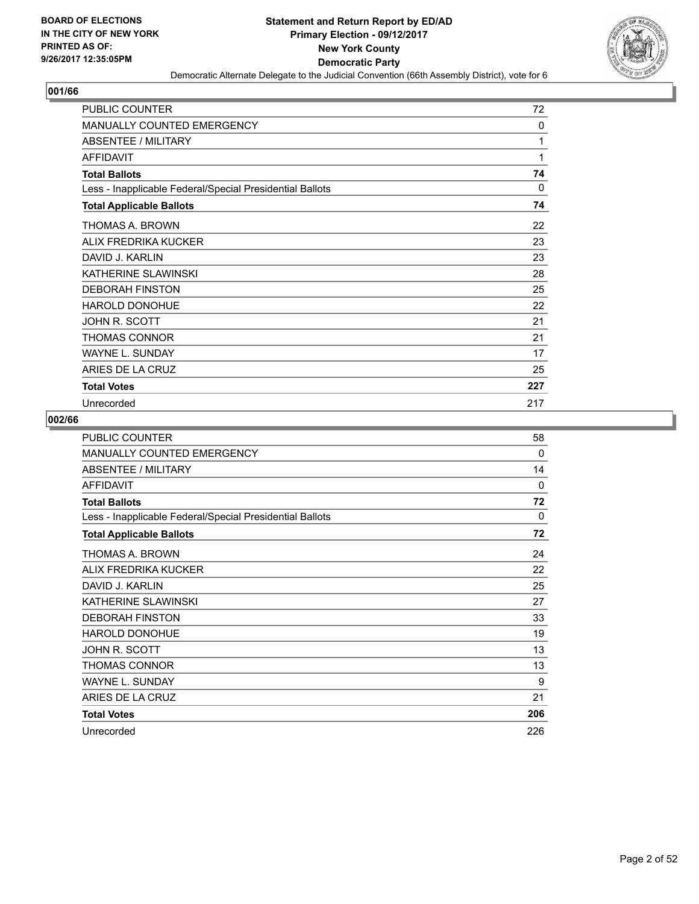**BOARD OF ELECTIONS IN THE CITY OF NEW YORK PRINTED AS OF: 9/26/2017 12:35:05PM**

**Statement and Return Report by ED/AD**
**Primary Election - 09/12/2017**
**New York County**
**Democratic Party**
Democratic Alternate Delegate to the Judicial Convention (66th Assembly District), vote for 6

## 001/66

| | |
|---|---|
| PUBLIC COUNTER | 72 |
| MANUALLY COUNTED EMERGENCY | 0 |
| ABSENTEE / MILITARY | 1 |
| AFFIDAVIT | 1 |
| **Total Ballots** | **74** |
| Less - Inapplicable Federal/Special Presidential Ballots | 0 |
| **Total Applicable Ballots** | **74** |
| THOMAS A. BROWN | 22 |
| ALIX FREDRIKA KUCKER | 23 |
| DAVID J. KARLIN | 23 |
| KATHERINE SLAWINSKI | 28 |
| DEBORAH FINSTON | 25 |
| HAROLD DONOHUE | 22 |
| JOHN R. SCOTT | 21 |
| THOMAS CONNOR | 21 |
| WAYNE L. SUNDAY | 17 |
| ARIES DE LA CRUZ | 25 |
| **Total Votes** | **227** |
| Unrecorded | 217 |

## 002/66

| | |
|---|---|
| PUBLIC COUNTER | 58 |
| MANUALLY COUNTED EMERGENCY | 0 |
| ABSENTEE / MILITARY | 14 |
| AFFIDAVIT | 0 |
| **Total Ballots** | **72** |
| Less - Inapplicable Federal/Special Presidential Ballots | 0 |
| **Total Applicable Ballots** | **72** |
| THOMAS A. BROWN | 24 |
| ALIX FREDRIKA KUCKER | 22 |
| DAVID J. KARLIN | 25 |
| KATHERINE SLAWINSKI | 27 |
| DEBORAH FINSTON | 33 |
| HAROLD DONOHUE | 19 |
| JOHN R. SCOTT | 13 |
| THOMAS CONNOR | 13 |
| WAYNE L. SUNDAY | 9 |
| ARIES DE LA CRUZ | 21 |
| **Total Votes** | **206** |
| Unrecorded | 226 |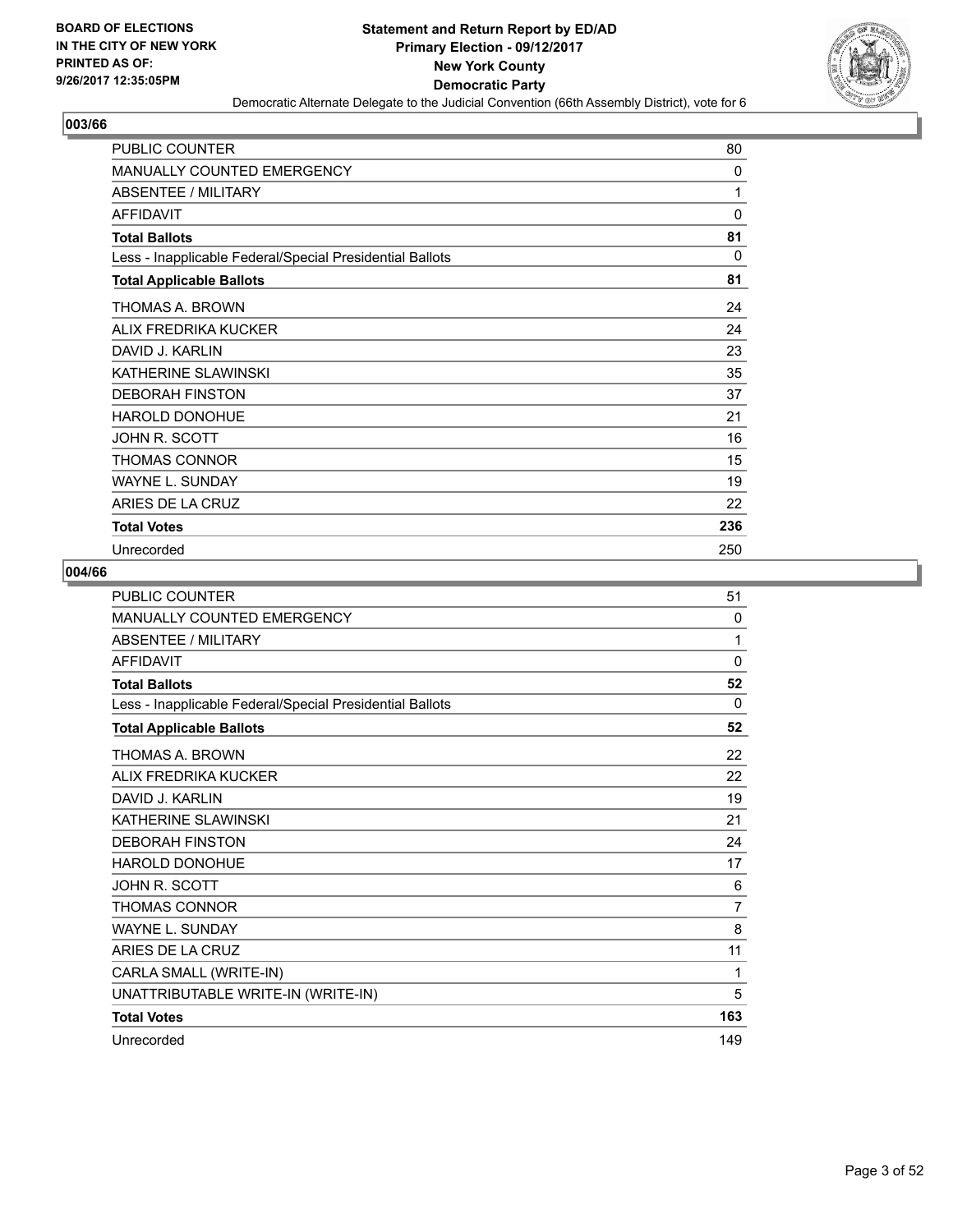BOARD OF ELECTIONS
IN THE CITY OF NEW YORK
PRINTED AS OF:
9/26/2017 12:35:05PM

**Statement and Return Report by ED/AD**
**Primary Election - 09/12/2017**
**New York County**
**Democratic Party**
Democratic Alternate Delegate to the Judicial Convention (66th Assembly District), vote for 6

## 003/66

| | |
|---|---|
| PUBLIC COUNTER | 80 |
| MANUALLY COUNTED EMERGENCY | 0 |
| ABSENTEE / MILITARY | 1 |
| AFFIDAVIT | 0 |
| **Total Ballots** | **81** |
| Less - Inapplicable Federal/Special Presidential Ballots | 0 |
| **Total Applicable Ballots** | **81** |
| THOMAS A. BROWN | 24 |
| ALIX FREDRIKA KUCKER | 24 |
| DAVID J. KARLIN | 23 |
| KATHERINE SLAWINSKI | 35 |
| DEBORAH FINSTON | 37 |
| HAROLD DONOHUE | 21 |
| JOHN R. SCOTT | 16 |
| THOMAS CONNOR | 15 |
| WAYNE L. SUNDAY | 19 |
| ARIES DE LA CRUZ | 22 |
| **Total Votes** | **236** |
| Unrecorded | 250 |

## 004/66

| | |
|---|---|
| PUBLIC COUNTER | 51 |
| MANUALLY COUNTED EMERGENCY | 0 |
| ABSENTEE / MILITARY | 1 |
| AFFIDAVIT | 0 |
| **Total Ballots** | **52** |
| Less - Inapplicable Federal/Special Presidential Ballots | 0 |
| **Total Applicable Ballots** | **52** |
| THOMAS A. BROWN | 22 |
| ALIX FREDRIKA KUCKER | 22 |
| DAVID J. KARLIN | 19 |
| KATHERINE SLAWINSKI | 21 |
| DEBORAH FINSTON | 24 |
| HAROLD DONOHUE | 17 |
| JOHN R. SCOTT | 6 |
| THOMAS CONNOR | 7 |
| WAYNE L. SUNDAY | 8 |
| ARIES DE LA CRUZ | 11 |
| CARLA SMALL (WRITE-IN) | 1 |
| UNATTRIBUTABLE WRITE-IN (WRITE-IN) | 5 |
| **Total Votes** | **163** |
| Unrecorded | 149 |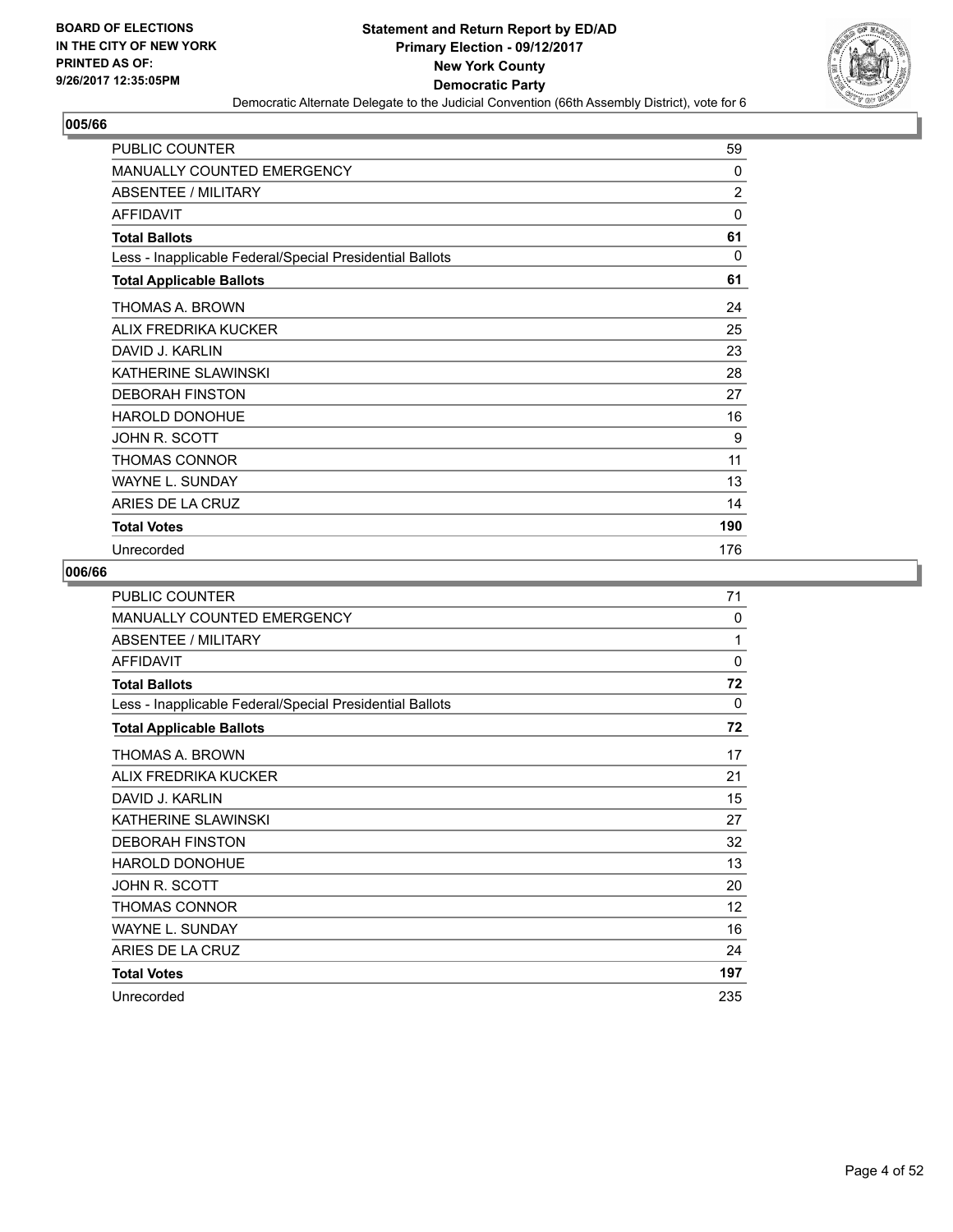**Statement and Return Report by ED/AD**
**Primary Election - 09/12/2017**
**New York County**
**Democratic Party**
Democratic Alternate Delegate to the Judicial Convention (66th Assembly District), vote for 6

BOARD OF ELECTIONS
IN THE CITY OF NEW YORK
PRINTED AS OF:
9/26/2017 12:35:05PM

## 005/66

| | |
|---|---|
| PUBLIC COUNTER | 59 |
| MANUALLY COUNTED EMERGENCY | 0 |
| ABSENTEE / MILITARY | 2 |
| AFFIDAVIT | 0 |
| **Total Ballots** | **61** |
| Less - Inapplicable Federal/Special Presidential Ballots | 0 |
| **Total Applicable Ballots** | **61** |
| THOMAS A. BROWN | 24 |
| ALIX FREDRIKA KUCKER | 25 |
| DAVID J. KARLIN | 23 |
| KATHERINE SLAWINSKI | 28 |
| DEBORAH FINSTON | 27 |
| HAROLD DONOHUE | 16 |
| JOHN R. SCOTT | 9 |
| THOMAS CONNOR | 11 |
| WAYNE L. SUNDAY | 13 |
| ARIES DE LA CRUZ | 14 |
| **Total Votes** | **190** |
| Unrecorded | 176 |

## 006/66

| | |
|---|---|
| PUBLIC COUNTER | 71 |
| MANUALLY COUNTED EMERGENCY | 0 |
| ABSENTEE / MILITARY | 1 |
| AFFIDAVIT | 0 |
| **Total Ballots** | **72** |
| Less - Inapplicable Federal/Special Presidential Ballots | 0 |
| **Total Applicable Ballots** | **72** |
| THOMAS A. BROWN | 17 |
| ALIX FREDRIKA KUCKER | 21 |
| DAVID J. KARLIN | 15 |
| KATHERINE SLAWINSKI | 27 |
| DEBORAH FINSTON | 32 |
| HAROLD DONOHUE | 13 |
| JOHN R. SCOTT | 20 |
| THOMAS CONNOR | 12 |
| WAYNE L. SUNDAY | 16 |
| ARIES DE LA CRUZ | 24 |
| **Total Votes** | **197** |
| Unrecorded | 235 |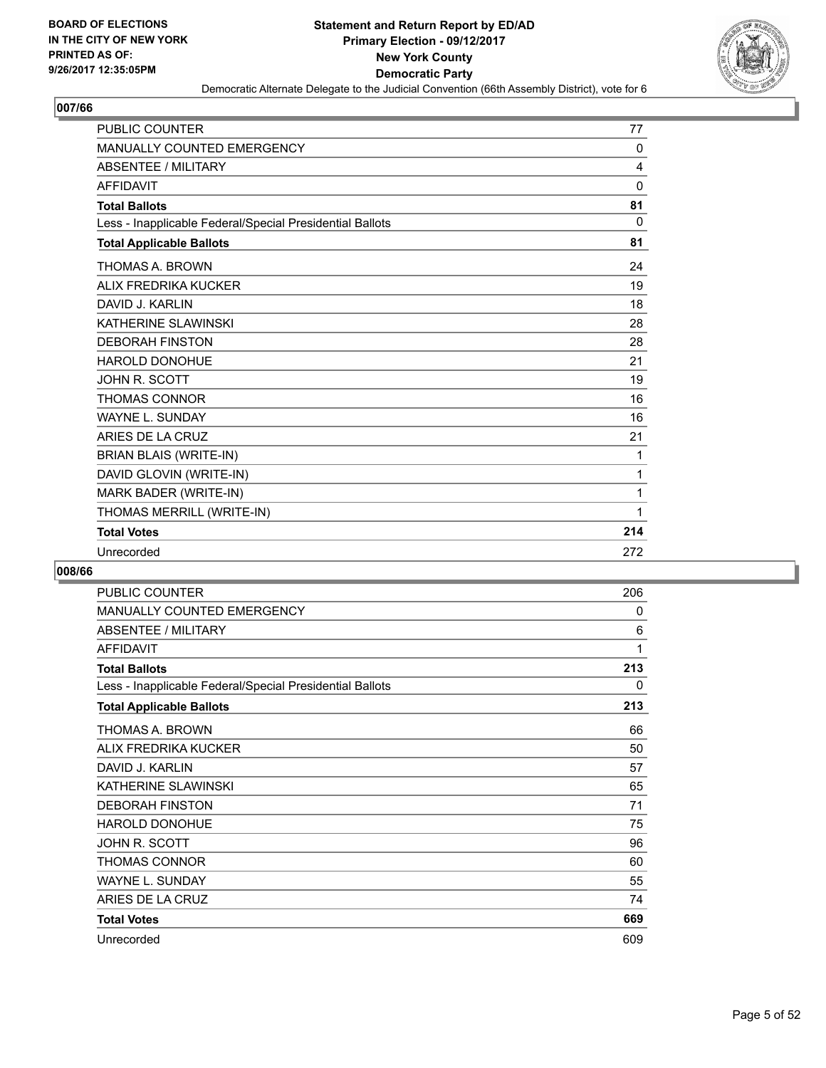**BOARD OF ELECTIONS IN THE CITY OF NEW YORK PRINTED AS OF: 9/26/2017 12:35:05PM**

**Statement and Return Report by ED/AD Primary Election - 09/12/2017 New York County Democratic Party**

Democratic Alternate Delegate to the Judicial Convention (66th Assembly District), vote for 6

## 007/66

| | |
|---|---|
| PUBLIC COUNTER | 77 |
| MANUALLY COUNTED EMERGENCY | 0 |
| ABSENTEE / MILITARY | 4 |
| AFFIDAVIT | 0 |
| **Total Ballots** | **81** |
| Less - Inapplicable Federal/Special Presidential Ballots | 0 |
| **Total Applicable Ballots** | **81** |
| THOMAS A. BROWN | 24 |
| ALIX FREDRIKA KUCKER | 19 |
| DAVID J. KARLIN | 18 |
| KATHERINE SLAWINSKI | 28 |
| DEBORAH FINSTON | 28 |
| HAROLD DONOHUE | 21 |
| JOHN R. SCOTT | 19 |
| THOMAS CONNOR | 16 |
| WAYNE L. SUNDAY | 16 |
| ARIES DE LA CRUZ | 21 |
| BRIAN BLAIS (WRITE-IN) | 1 |
| DAVID GLOVIN (WRITE-IN) | 1 |
| MARK BADER (WRITE-IN) | 1 |
| THOMAS MERRILL (WRITE-IN) | 1 |
| **Total Votes** | **214** |
| Unrecorded | 272 |

## 008/66

| | |
|---|---|
| PUBLIC COUNTER | 206 |
| MANUALLY COUNTED EMERGENCY | 0 |
| ABSENTEE / MILITARY | 6 |
| AFFIDAVIT | 1 |
| **Total Ballots** | **213** |
| Less - Inapplicable Federal/Special Presidential Ballots | 0 |
| **Total Applicable Ballots** | **213** |
| THOMAS A. BROWN | 66 |
| ALIX FREDRIKA KUCKER | 50 |
| DAVID J. KARLIN | 57 |
| KATHERINE SLAWINSKI | 65 |
| DEBORAH FINSTON | 71 |
| HAROLD DONOHUE | 75 |
| JOHN R. SCOTT | 96 |
| THOMAS CONNOR | 60 |
| WAYNE L. SUNDAY | 55 |
| ARIES DE LA CRUZ | 74 |
| **Total Votes** | **669** |
| Unrecorded | 609 |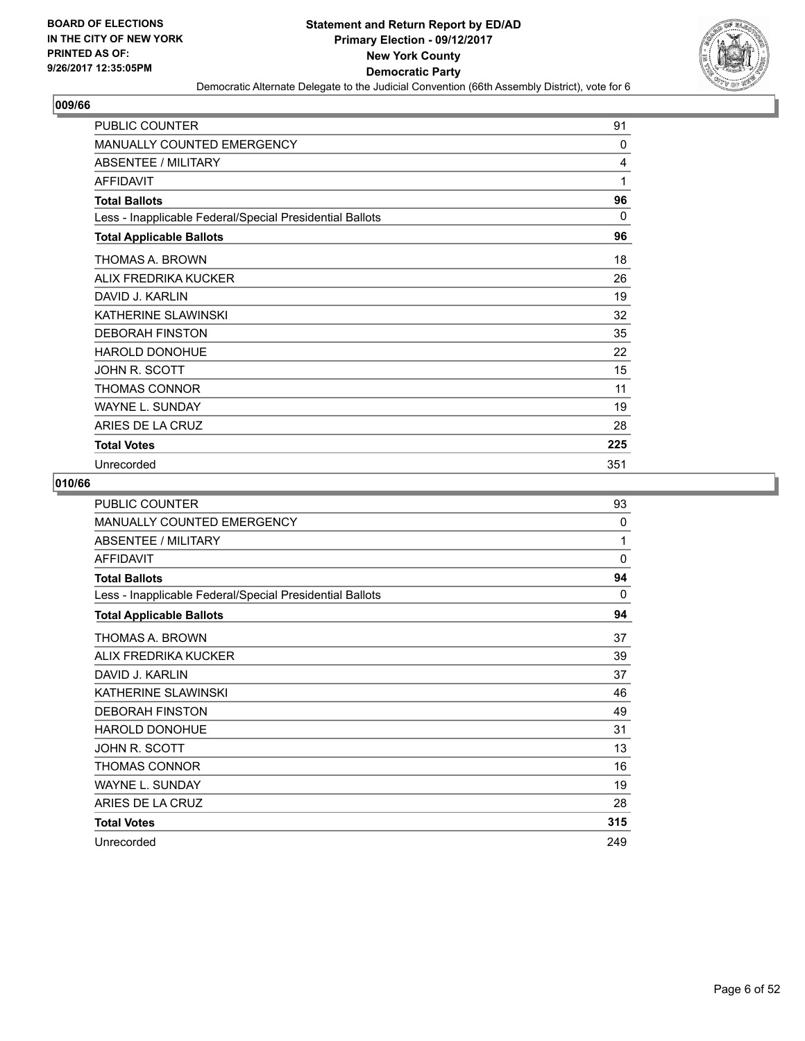## 009/66

| | |
|---|---|
| PUBLIC COUNTER | 91 |
| MANUALLY COUNTED EMERGENCY | 0 |
| ABSENTEE / MILITARY | 4 |
| AFFIDAVIT | 1 |
| **Total Ballots** | **96** |
| Less - Inapplicable Federal/Special Presidential Ballots | 0 |
| **Total Applicable Ballots** | **96** |
| THOMAS A. BROWN | 18 |
| ALIX FREDRIKA KUCKER | 26 |
| DAVID J. KARLIN | 19 |
| KATHERINE SLAWINSKI | 32 |
| DEBORAH FINSTON | 35 |
| HAROLD DONOHUE | 22 |
| JOHN R. SCOTT | 15 |
| THOMAS CONNOR | 11 |
| WAYNE L. SUNDAY | 19 |
| ARIES DE LA CRUZ | 28 |
| **Total Votes** | **225** |
| Unrecorded | 351 |

## 010/66

| | |
|---|---|
| PUBLIC COUNTER | 93 |
| MANUALLY COUNTED EMERGENCY | 0 |
| ABSENTEE / MILITARY | 1 |
| AFFIDAVIT | 0 |
| **Total Ballots** | **94** |
| Less - Inapplicable Federal/Special Presidential Ballots | 0 |
| **Total Applicable Ballots** | **94** |
| THOMAS A. BROWN | 37 |
| ALIX FREDRIKA KUCKER | 39 |
| DAVID J. KARLIN | 37 |
| KATHERINE SLAWINSKI | 46 |
| DEBORAH FINSTON | 49 |
| HAROLD DONOHUE | 31 |
| JOHN R. SCOTT | 13 |
| THOMAS CONNOR | 16 |
| WAYNE L. SUNDAY | 19 |
| ARIES DE LA CRUZ | 28 |
| **Total Votes** | **315** |
| Unrecorded | 249 |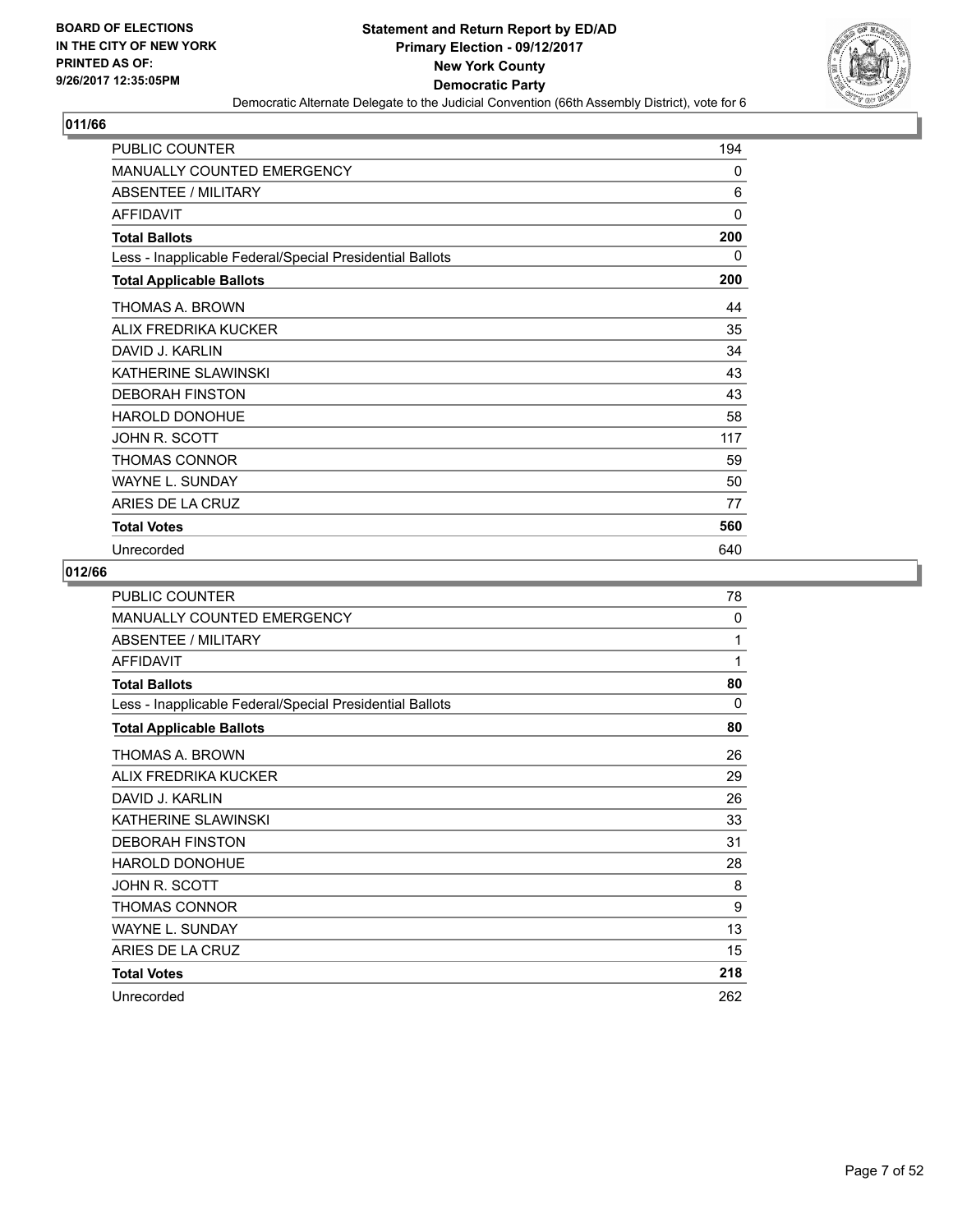**BOARD OF ELECTIONS IN THE CITY OF NEW YORK PRINTED AS OF: 9/26/2017 12:35:05PM**

**Statement and Return Report by ED/AD**
**Primary Election - 09/12/2017**
**New York County**
**Democratic Party**
Democratic Alternate Delegate to the Judicial Convention (66th Assembly District), vote for 6

## 011/66

| | |
|---|---|
| PUBLIC COUNTER | 194 |
| MANUALLY COUNTED EMERGENCY | 0 |
| ABSENTEE / MILITARY | 6 |
| AFFIDAVIT | 0 |
| **Total Ballots** | **200** |
| Less - Inapplicable Federal/Special Presidential Ballots | 0 |
| **Total Applicable Ballots** | **200** |
| THOMAS A. BROWN | 44 |
| ALIX FREDRIKA KUCKER | 35 |
| DAVID J. KARLIN | 34 |
| KATHERINE SLAWINSKI | 43 |
| DEBORAH FINSTON | 43 |
| HAROLD DONOHUE | 58 |
| JOHN R. SCOTT | 117 |
| THOMAS CONNOR | 59 |
| WAYNE L. SUNDAY | 50 |
| ARIES DE LA CRUZ | 77 |
| **Total Votes** | **560** |
| Unrecorded | 640 |

## 012/66

| | |
|---|---|
| PUBLIC COUNTER | 78 |
| MANUALLY COUNTED EMERGENCY | 0 |
| ABSENTEE / MILITARY | 1 |
| AFFIDAVIT | 1 |
| **Total Ballots** | **80** |
| Less - Inapplicable Federal/Special Presidential Ballots | 0 |
| **Total Applicable Ballots** | **80** |
| THOMAS A. BROWN | 26 |
| ALIX FREDRIKA KUCKER | 29 |
| DAVID J. KARLIN | 26 |
| KATHERINE SLAWINSKI | 33 |
| DEBORAH FINSTON | 31 |
| HAROLD DONOHUE | 28 |
| JOHN R. SCOTT | 8 |
| THOMAS CONNOR | 9 |
| WAYNE L. SUNDAY | 13 |
| ARIES DE LA CRUZ | 15 |
| **Total Votes** | **218** |
| Unrecorded | 262 |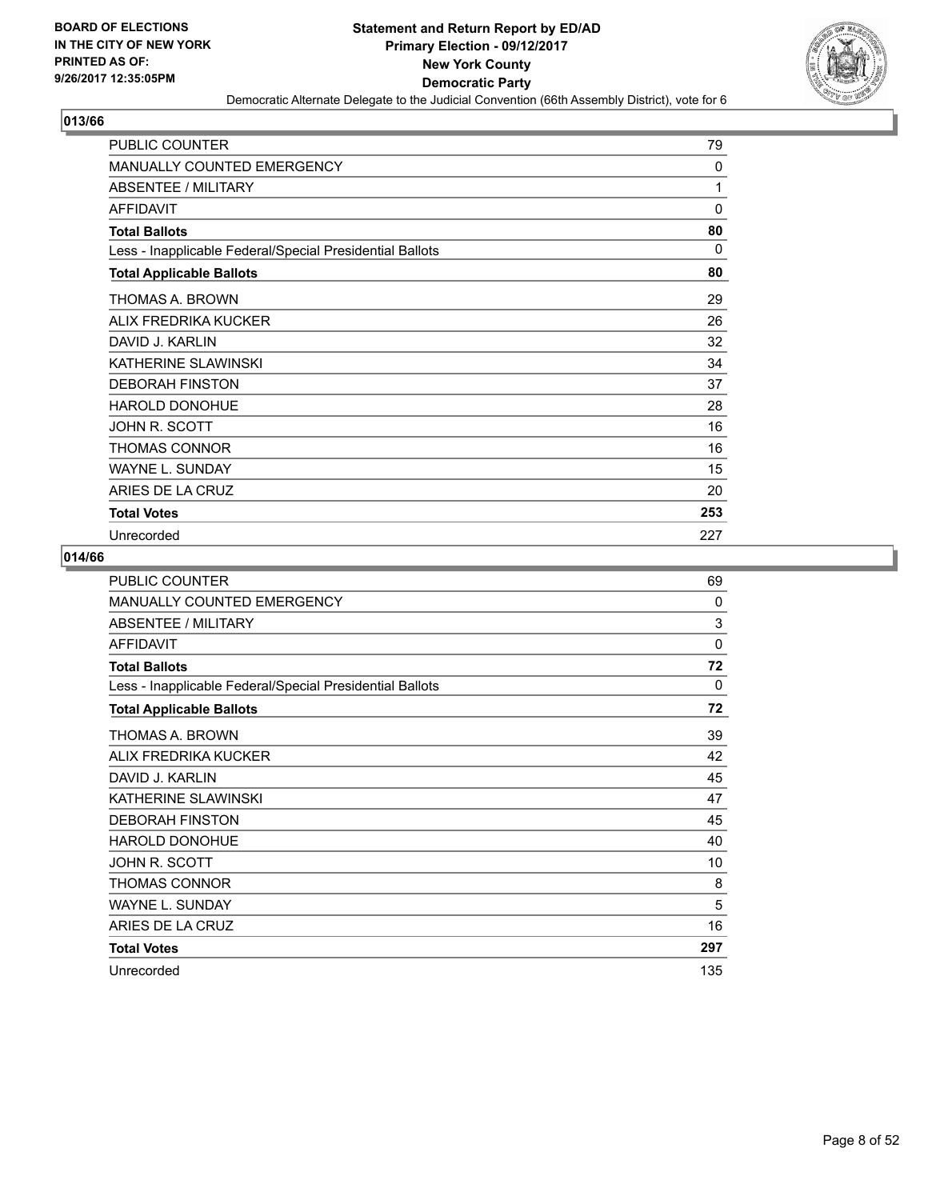**BOARD OF ELECTIONS IN THE CITY OF NEW YORK PRINTED AS OF: 9/26/2017 12:35:05PM**

# Statement and Return Report by ED/AD
## Primary Election - 09/12/2017
## New York County
## Democratic Party
### Democratic Alternate Delegate to the Judicial Convention (66th Assembly District), vote for 6

## 013/66

| | |
|---|---|
| PUBLIC COUNTER | 79 |
| MANUALLY COUNTED EMERGENCY | 0 |
| ABSENTEE / MILITARY | 1 |
| AFFIDAVIT | 0 |
| **Total Ballots** | **80** |
| Less - Inapplicable Federal/Special Presidential Ballots | 0 |
| **Total Applicable Ballots** | **80** |
| THOMAS A. BROWN | 29 |
| ALIX FREDRIKA KUCKER | 26 |
| DAVID J. KARLIN | 32 |
| KATHERINE SLAWINSKI | 34 |
| DEBORAH FINSTON | 37 |
| HAROLD DONOHUE | 28 |
| JOHN R. SCOTT | 16 |
| THOMAS CONNOR | 16 |
| WAYNE L. SUNDAY | 15 |
| ARIES DE LA CRUZ | 20 |
| **Total Votes** | **253** |
| Unrecorded | 227 |

## 014/66

| | |
|---|---|
| PUBLIC COUNTER | 69 |
| MANUALLY COUNTED EMERGENCY | 0 |
| ABSENTEE / MILITARY | 3 |
| AFFIDAVIT | 0 |
| **Total Ballots** | **72** |
| Less - Inapplicable Federal/Special Presidential Ballots | 0 |
| **Total Applicable Ballots** | **72** |
| THOMAS A. BROWN | 39 |
| ALIX FREDRIKA KUCKER | 42 |
| DAVID J. KARLIN | 45 |
| KATHERINE SLAWINSKI | 47 |
| DEBORAH FINSTON | 45 |
| HAROLD DONOHUE | 40 |
| JOHN R. SCOTT | 10 |
| THOMAS CONNOR | 8 |
| WAYNE L. SUNDAY | 5 |
| ARIES DE LA CRUZ | 16 |
| **Total Votes** | **297** |
| Unrecorded | 135 |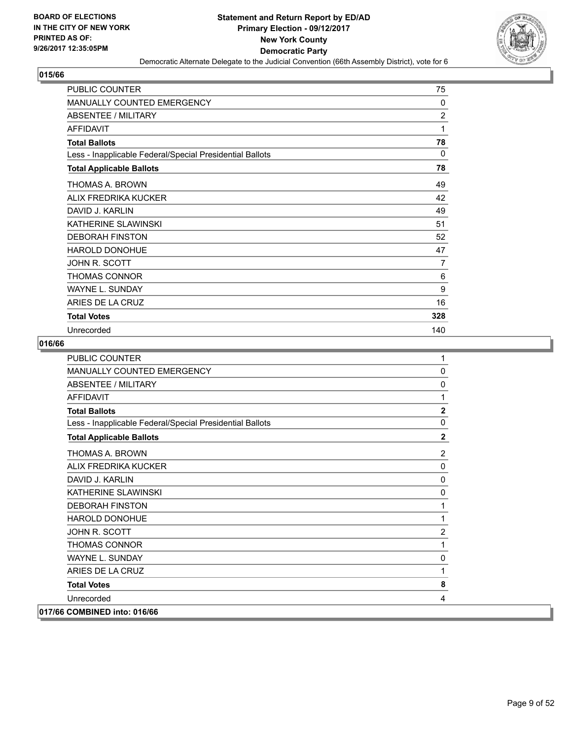**BOARD OF ELECTIONS IN THE CITY OF NEW YORK PRINTED AS OF: 9/26/2017 12:35:05PM**

# Statement and Return Report by ED/AD
## Primary Election - 09/12/2017
## New York County
## Democratic Party
### Democratic Alternate Delegate to the Judicial Convention (66th Assembly District), vote for 6

**015/66**

| | |
|---|---|
| PUBLIC COUNTER | 75 |
| MANUALLY COUNTED EMERGENCY | 0 |
| ABSENTEE / MILITARY | 2 |
| AFFIDAVIT | 1 |
| **Total Ballots** | **78** |
| Less - Inapplicable Federal/Special Presidential Ballots | 0 |
| **Total Applicable Ballots** | **78** |
| THOMAS A. BROWN | 49 |
| ALIX FREDRIKA KUCKER | 42 |
| DAVID J. KARLIN | 49 |
| KATHERINE SLAWINSKI | 51 |
| DEBORAH FINSTON | 52 |
| HAROLD DONOHUE | 47 |
| JOHN R. SCOTT | 7 |
| THOMAS CONNOR | 6 |
| WAYNE L. SUNDAY | 9 |
| ARIES DE LA CRUZ | 16 |
| **Total Votes** | **328** |
| Unrecorded | 140 |

**016/66**

| | |
|---|---|
| PUBLIC COUNTER | 1 |
| MANUALLY COUNTED EMERGENCY | 0 |
| ABSENTEE / MILITARY | 0 |
| AFFIDAVIT | 1 |
| **Total Ballots** | **2** |
| Less - Inapplicable Federal/Special Presidential Ballots | 0 |
| **Total Applicable Ballots** | **2** |
| THOMAS A. BROWN | 2 |
| ALIX FREDRIKA KUCKER | 0 |
| DAVID J. KARLIN | 0 |
| KATHERINE SLAWINSKI | 0 |
| DEBORAH FINSTON | 1 |
| HAROLD DONOHUE | 1 |
| JOHN R. SCOTT | 2 |
| THOMAS CONNOR | 1 |
| WAYNE L. SUNDAY | 0 |
| ARIES DE LA CRUZ | 1 |
| **Total Votes** | **8** |
| Unrecorded | 4 |

**017/66 COMBINED into: 016/66**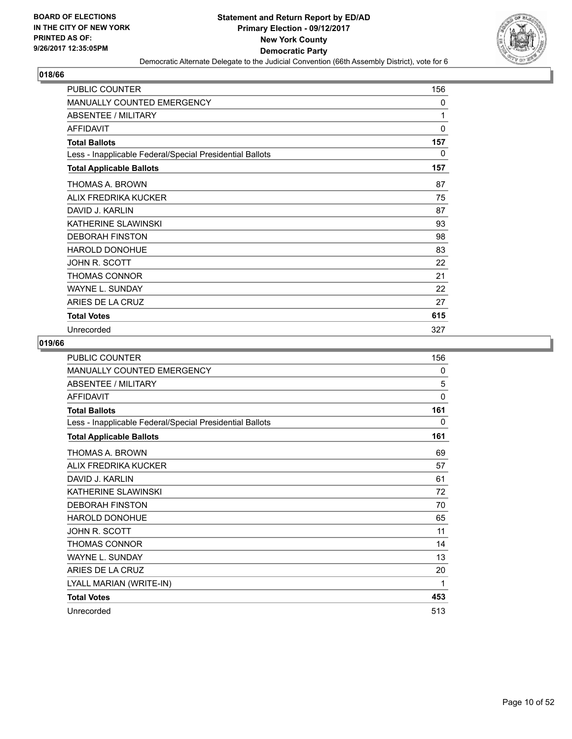**BOARD OF ELECTIONS IN THE CITY OF NEW YORK PRINTED AS OF: 9/26/2017 12:35:05PM**

**Statement and Return Report by ED/AD Primary Election - 09/12/2017 New York County Democratic Party**

Democratic Alternate Delegate to the Judicial Convention (66th Assembly District), vote for 6

## 018/66

| | |
|---|---|
| PUBLIC COUNTER | 156 |
| MANUALLY COUNTED EMERGENCY | 0 |
| ABSENTEE / MILITARY | 1 |
| AFFIDAVIT | 0 |
| **Total Ballots** | **157** |
| Less - Inapplicable Federal/Special Presidential Ballots | 0 |
| **Total Applicable Ballots** | **157** |
| THOMAS A. BROWN | 87 |
| ALIX FREDRIKA KUCKER | 75 |
| DAVID J. KARLIN | 87 |
| KATHERINE SLAWINSKI | 93 |
| DEBORAH FINSTON | 98 |
| HAROLD DONOHUE | 83 |
| JOHN R. SCOTT | 22 |
| THOMAS CONNOR | 21 |
| WAYNE L. SUNDAY | 22 |
| ARIES DE LA CRUZ | 27 |
| **Total Votes** | **615** |
| Unrecorded | 327 |

## 019/66

| | |
|---|---|
| PUBLIC COUNTER | 156 |
| MANUALLY COUNTED EMERGENCY | 0 |
| ABSENTEE / MILITARY | 5 |
| AFFIDAVIT | 0 |
| **Total Ballots** | **161** |
| Less - Inapplicable Federal/Special Presidential Ballots | 0 |
| **Total Applicable Ballots** | **161** |
| THOMAS A. BROWN | 69 |
| ALIX FREDRIKA KUCKER | 57 |
| DAVID J. KARLIN | 61 |
| KATHERINE SLAWINSKI | 72 |
| DEBORAH FINSTON | 70 |
| HAROLD DONOHUE | 65 |
| JOHN R. SCOTT | 11 |
| THOMAS CONNOR | 14 |
| WAYNE L. SUNDAY | 13 |
| ARIES DE LA CRUZ | 20 |
| LYALL MARIAN (WRITE-IN) | 1 |
| **Total Votes** | **453** |
| Unrecorded | 513 |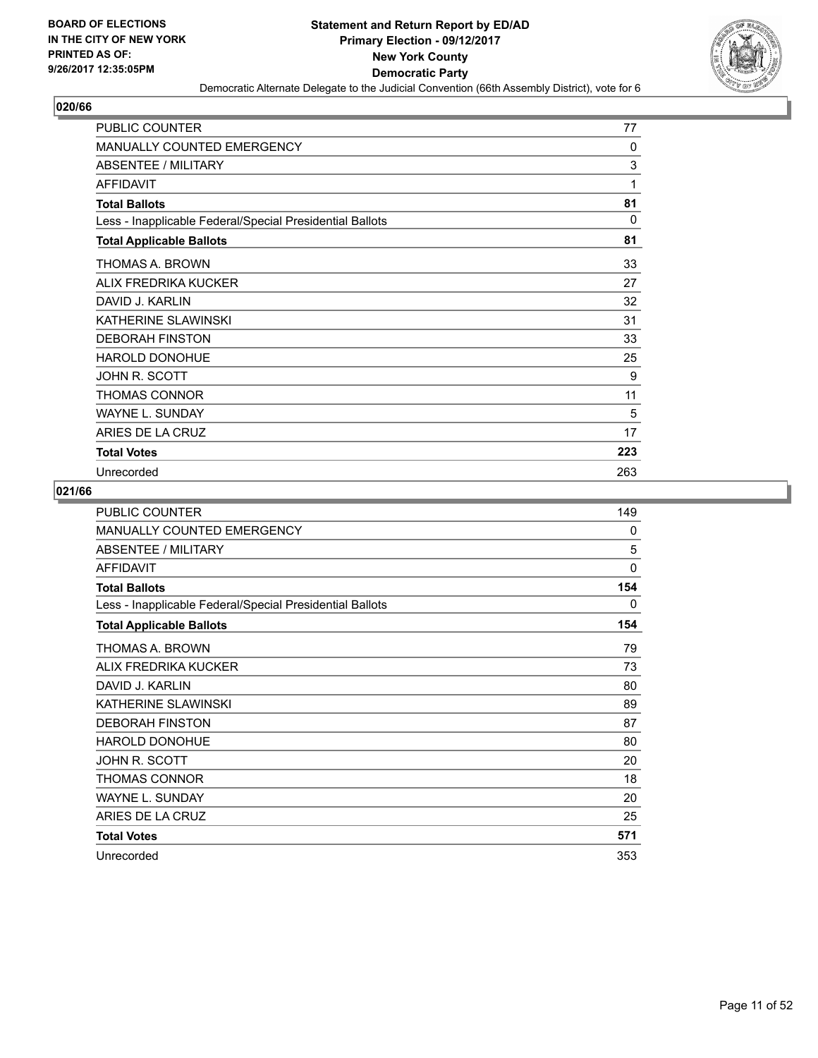## 020/66

| | |
|---|---|
| PUBLIC COUNTER | 77 |
| MANUALLY COUNTED EMERGENCY | 0 |
| ABSENTEE / MILITARY | 3 |
| AFFIDAVIT | 1 |
| **Total Ballots** | **81** |
| Less - Inapplicable Federal/Special Presidential Ballots | 0 |
| **Total Applicable Ballots** | **81** |
| THOMAS A. BROWN | 33 |
| ALIX FREDRIKA KUCKER | 27 |
| DAVID J. KARLIN | 32 |
| KATHERINE SLAWINSKI | 31 |
| DEBORAH FINSTON | 33 |
| HAROLD DONOHUE | 25 |
| JOHN R. SCOTT | 9 |
| THOMAS CONNOR | 11 |
| WAYNE L. SUNDAY | 5 |
| ARIES DE LA CRUZ | 17 |
| **Total Votes** | **223** |
| Unrecorded | 263 |

## 021/66

| | |
|---|---|
| PUBLIC COUNTER | 149 |
| MANUALLY COUNTED EMERGENCY | 0 |
| ABSENTEE / MILITARY | 5 |
| AFFIDAVIT | 0 |
| **Total Ballots** | **154** |
| Less - Inapplicable Federal/Special Presidential Ballots | 0 |
| **Total Applicable Ballots** | **154** |
| THOMAS A. BROWN | 79 |
| ALIX FREDRIKA KUCKER | 73 |
| DAVID J. KARLIN | 80 |
| KATHERINE SLAWINSKI | 89 |
| DEBORAH FINSTON | 87 |
| HAROLD DONOHUE | 80 |
| JOHN R. SCOTT | 20 |
| THOMAS CONNOR | 18 |
| WAYNE L. SUNDAY | 20 |
| ARIES DE LA CRUZ | 25 |
| **Total Votes** | **571** |
| Unrecorded | 353 |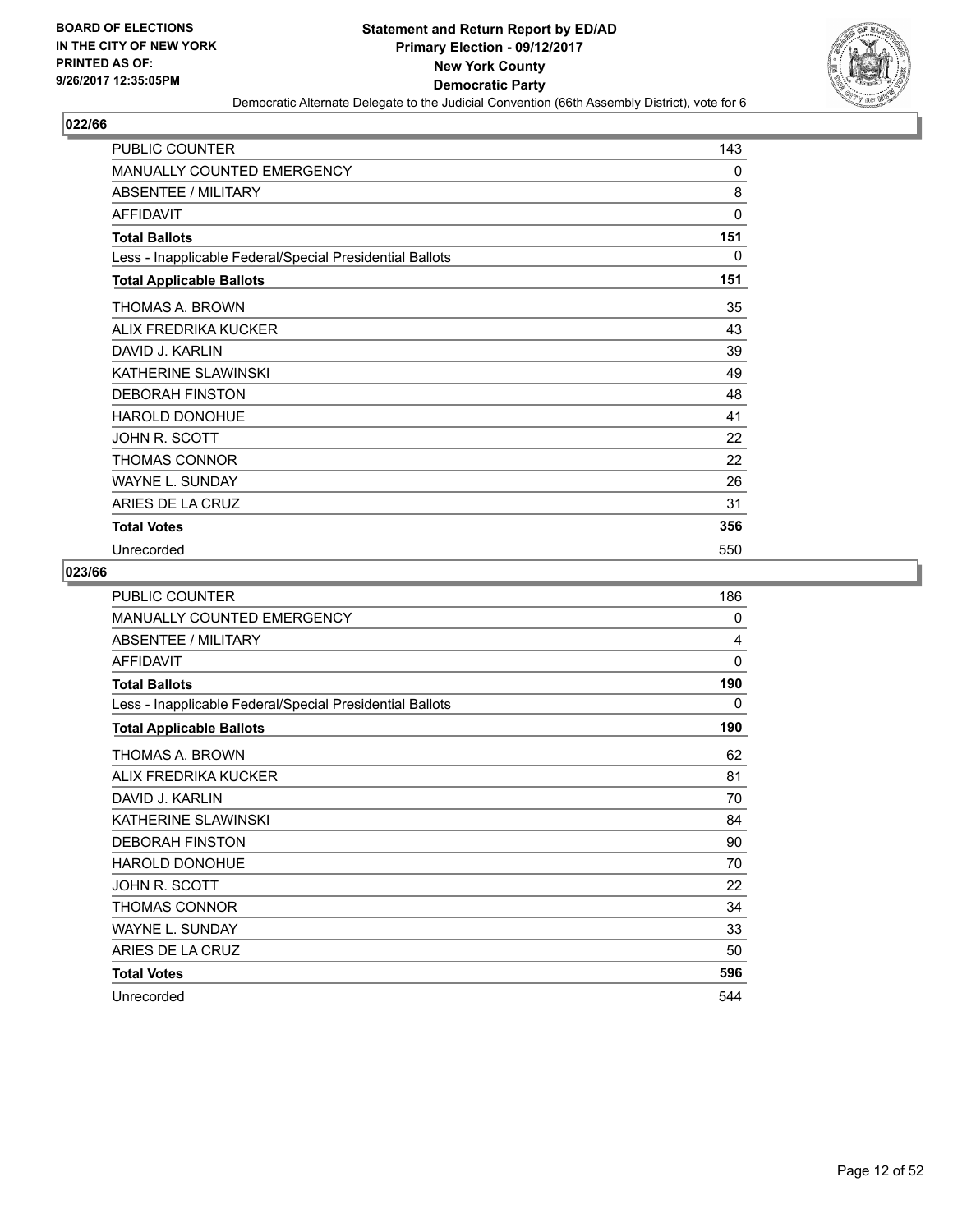BOARD OF ELECTIONS
IN THE CITY OF NEW YORK
PRINTED AS OF:
9/26/2017 12:35:05PM

**Statement and Return Report by ED/AD**
**Primary Election - 09/12/2017**
**New York County**
**Democratic Party**
Democratic Alternate Delegate to the Judicial Convention (66th Assembly District), vote for 6

## 022/66

| | |
|---|---|
| PUBLIC COUNTER | 143 |
| MANUALLY COUNTED EMERGENCY | 0 |
| ABSENTEE / MILITARY | 8 |
| AFFIDAVIT | 0 |
| **Total Ballots** | **151** |
| Less - Inapplicable Federal/Special Presidential Ballots | 0 |
| **Total Applicable Ballots** | **151** |
| THOMAS A. BROWN | 35 |
| ALIX FREDRIKA KUCKER | 43 |
| DAVID J. KARLIN | 39 |
| KATHERINE SLAWINSKI | 49 |
| DEBORAH FINSTON | 48 |
| HAROLD DONOHUE | 41 |
| JOHN R. SCOTT | 22 |
| THOMAS CONNOR | 22 |
| WAYNE L. SUNDAY | 26 |
| ARIES DE LA CRUZ | 31 |
| **Total Votes** | **356** |
| Unrecorded | 550 |

## 023/66

| | |
|---|---|
| PUBLIC COUNTER | 186 |
| MANUALLY COUNTED EMERGENCY | 0 |
| ABSENTEE / MILITARY | 4 |
| AFFIDAVIT | 0 |
| **Total Ballots** | **190** |
| Less - Inapplicable Federal/Special Presidential Ballots | 0 |
| **Total Applicable Ballots** | **190** |
| THOMAS A. BROWN | 62 |
| ALIX FREDRIKA KUCKER | 81 |
| DAVID J. KARLIN | 70 |
| KATHERINE SLAWINSKI | 84 |
| DEBORAH FINSTON | 90 |
| HAROLD DONOHUE | 70 |
| JOHN R. SCOTT | 22 |
| THOMAS CONNOR | 34 |
| WAYNE L. SUNDAY | 33 |
| ARIES DE LA CRUZ | 50 |
| **Total Votes** | **596** |
| Unrecorded | 544 |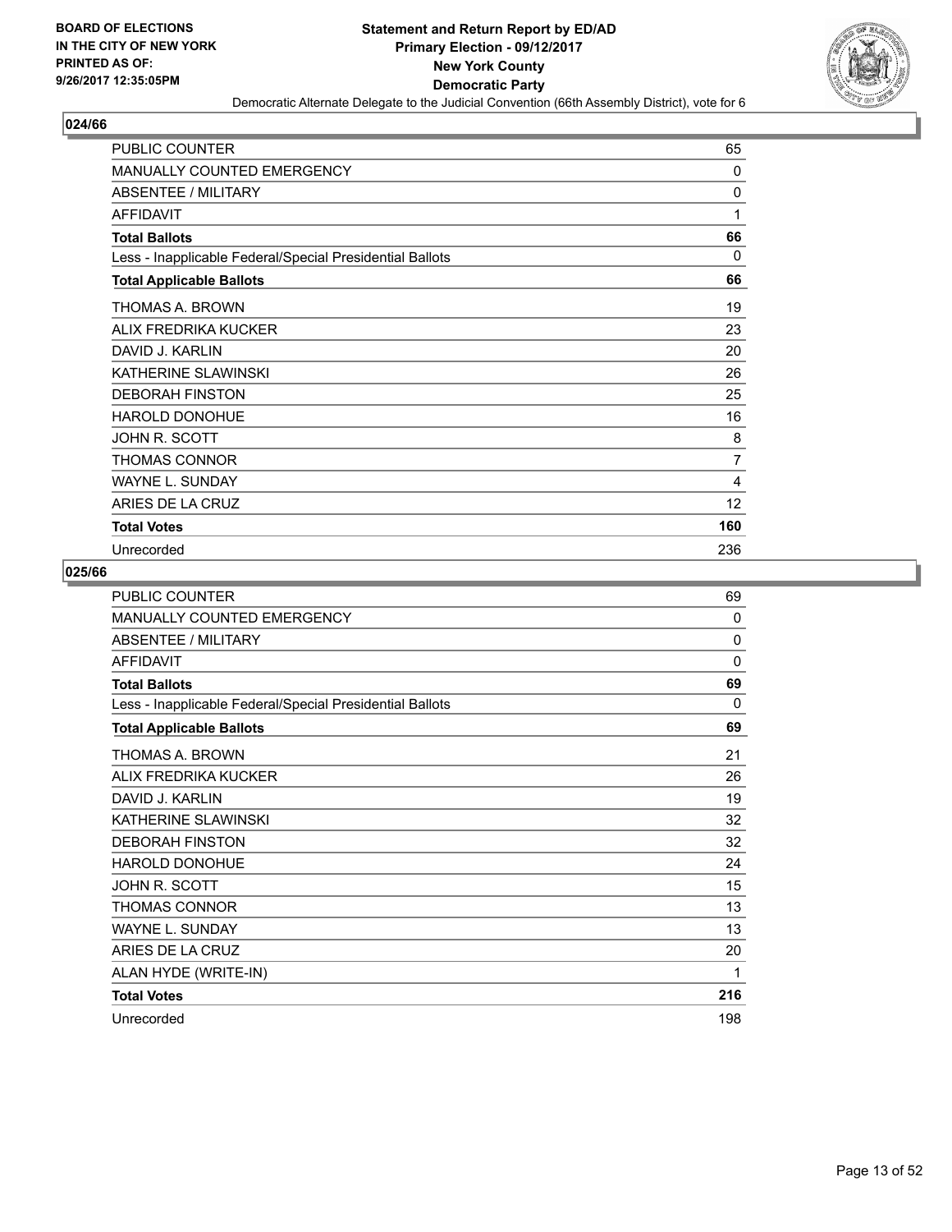**BOARD OF ELECTIONS IN THE CITY OF NEW YORK PRINTED AS OF: 9/26/2017 12:35:05PM**

**Statement and Return Report by ED/AD**
**Primary Election - 09/12/2017**
**New York County**
**Democratic Party**
Democratic Alternate Delegate to the Judicial Convention (66th Assembly District), vote for 6

## 024/66

| | |
|---|---|
| PUBLIC COUNTER | 65 |
| MANUALLY COUNTED EMERGENCY | 0 |
| ABSENTEE / MILITARY | 0 |
| AFFIDAVIT | 1 |
| **Total Ballots** | **66** |
| Less - Inapplicable Federal/Special Presidential Ballots | 0 |
| **Total Applicable Ballots** | **66** |
| THOMAS A. BROWN | 19 |
| ALIX FREDRIKA KUCKER | 23 |
| DAVID J. KARLIN | 20 |
| KATHERINE SLAWINSKI | 26 |
| DEBORAH FINSTON | 25 |
| HAROLD DONOHUE | 16 |
| JOHN R. SCOTT | 8 |
| THOMAS CONNOR | 7 |
| WAYNE L. SUNDAY | 4 |
| ARIES DE LA CRUZ | 12 |
| **Total Votes** | **160** |
| Unrecorded | 236 |

## 025/66

| | |
|---|---|
| PUBLIC COUNTER | 69 |
| MANUALLY COUNTED EMERGENCY | 0 |
| ABSENTEE / MILITARY | 0 |
| AFFIDAVIT | 0 |
| **Total Ballots** | **69** |
| Less - Inapplicable Federal/Special Presidential Ballots | 0 |
| **Total Applicable Ballots** | **69** |
| THOMAS A. BROWN | 21 |
| ALIX FREDRIKA KUCKER | 26 |
| DAVID J. KARLIN | 19 |
| KATHERINE SLAWINSKI | 32 |
| DEBORAH FINSTON | 32 |
| HAROLD DONOHUE | 24 |
| JOHN R. SCOTT | 15 |
| THOMAS CONNOR | 13 |
| WAYNE L. SUNDAY | 13 |
| ARIES DE LA CRUZ | 20 |
| ALAN HYDE (WRITE-IN) | 1 |
| **Total Votes** | **216** |
| Unrecorded | 198 |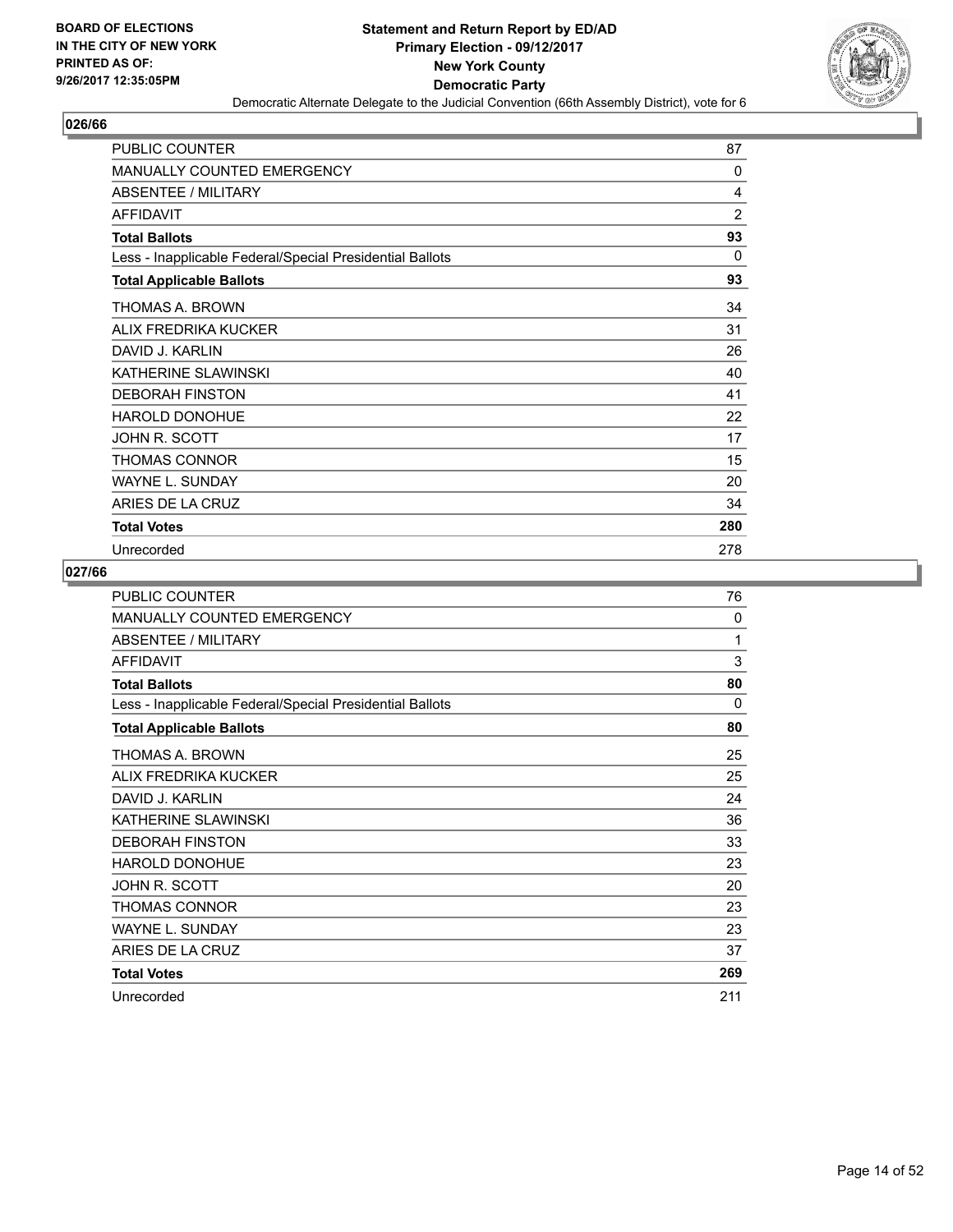**BOARD OF ELECTIONS IN THE CITY OF NEW YORK PRINTED AS OF: 9/26/2017 12:35:05PM**

# Statement and Return Report by ED/AD
## Primary Election - 09/12/2017
## New York County
## Democratic Party
### Democratic Alternate Delegate to the Judicial Convention (66th Assembly District), vote for 6

## 026/66

| | |
|---|---|
| PUBLIC COUNTER | 87 |
| MANUALLY COUNTED EMERGENCY | 0 |
| ABSENTEE / MILITARY | 4 |
| AFFIDAVIT | 2 |
| **Total Ballots** | **93** |
| Less - Inapplicable Federal/Special Presidential Ballots | 0 |
| **Total Applicable Ballots** | **93** |
| THOMAS A. BROWN | 34 |
| ALIX FREDRIKA KUCKER | 31 |
| DAVID J. KARLIN | 26 |
| KATHERINE SLAWINSKI | 40 |
| DEBORAH FINSTON | 41 |
| HAROLD DONOHUE | 22 |
| JOHN R. SCOTT | 17 |
| THOMAS CONNOR | 15 |
| WAYNE L. SUNDAY | 20 |
| ARIES DE LA CRUZ | 34 |
| **Total Votes** | **280** |
| Unrecorded | 278 |

## 027/66

| | |
|---|---|
| PUBLIC COUNTER | 76 |
| MANUALLY COUNTED EMERGENCY | 0 |
| ABSENTEE / MILITARY | 1 |
| AFFIDAVIT | 3 |
| **Total Ballots** | **80** |
| Less - Inapplicable Federal/Special Presidential Ballots | 0 |
| **Total Applicable Ballots** | **80** |
| THOMAS A. BROWN | 25 |
| ALIX FREDRIKA KUCKER | 25 |
| DAVID J. KARLIN | 24 |
| KATHERINE SLAWINSKI | 36 |
| DEBORAH FINSTON | 33 |
| HAROLD DONOHUE | 23 |
| JOHN R. SCOTT | 20 |
| THOMAS CONNOR | 23 |
| WAYNE L. SUNDAY | 23 |
| ARIES DE LA CRUZ | 37 |
| **Total Votes** | **269** |
| Unrecorded | 211 |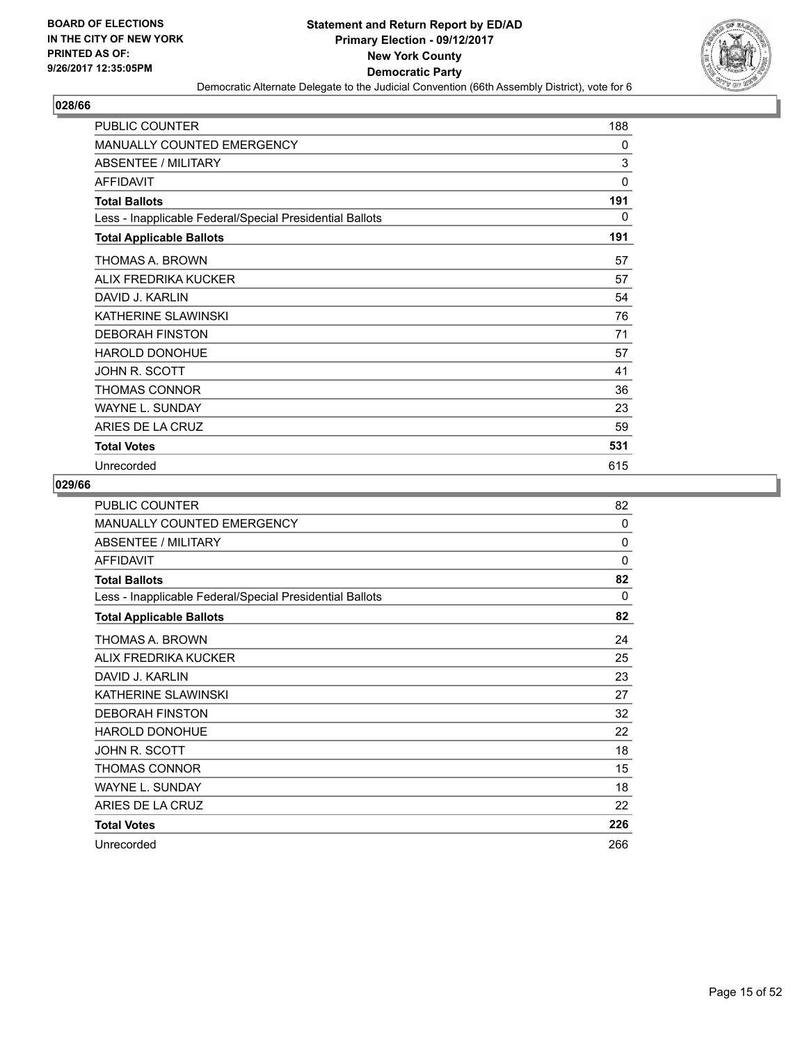**BOARD OF ELECTIONS IN THE CITY OF NEW YORK PRINTED AS OF: 9/26/2017 12:35:05PM**

**Statement and Return Report by ED/AD Primary Election - 09/12/2017 New York County Democratic Party**

Democratic Alternate Delegate to the Judicial Convention (66th Assembly District), vote for 6

## 028/66

| | |
|---|---|
| PUBLIC COUNTER | 188 |
| MANUALLY COUNTED EMERGENCY | 0 |
| ABSENTEE / MILITARY | 3 |
| AFFIDAVIT | 0 |
| **Total Ballots** | **191** |
| Less - Inapplicable Federal/Special Presidential Ballots | 0 |
| **Total Applicable Ballots** | **191** |
| THOMAS A. BROWN | 57 |
| ALIX FREDRIKA KUCKER | 57 |
| DAVID J. KARLIN | 54 |
| KATHERINE SLAWINSKI | 76 |
| DEBORAH FINSTON | 71 |
| HAROLD DONOHUE | 57 |
| JOHN R. SCOTT | 41 |
| THOMAS CONNOR | 36 |
| WAYNE L. SUNDAY | 23 |
| ARIES DE LA CRUZ | 59 |
| **Total Votes** | **531** |
| Unrecorded | 615 |

## 029/66

| | |
|---|---|
| PUBLIC COUNTER | 82 |
| MANUALLY COUNTED EMERGENCY | 0 |
| ABSENTEE / MILITARY | 0 |
| AFFIDAVIT | 0 |
| **Total Ballots** | **82** |
| Less - Inapplicable Federal/Special Presidential Ballots | 0 |
| **Total Applicable Ballots** | **82** |
| THOMAS A. BROWN | 24 |
| ALIX FREDRIKA KUCKER | 25 |
| DAVID J. KARLIN | 23 |
| KATHERINE SLAWINSKI | 27 |
| DEBORAH FINSTON | 32 |
| HAROLD DONOHUE | 22 |
| JOHN R. SCOTT | 18 |
| THOMAS CONNOR | 15 |
| WAYNE L. SUNDAY | 18 |
| ARIES DE LA CRUZ | 22 |
| **Total Votes** | **226** |
| Unrecorded | 266 |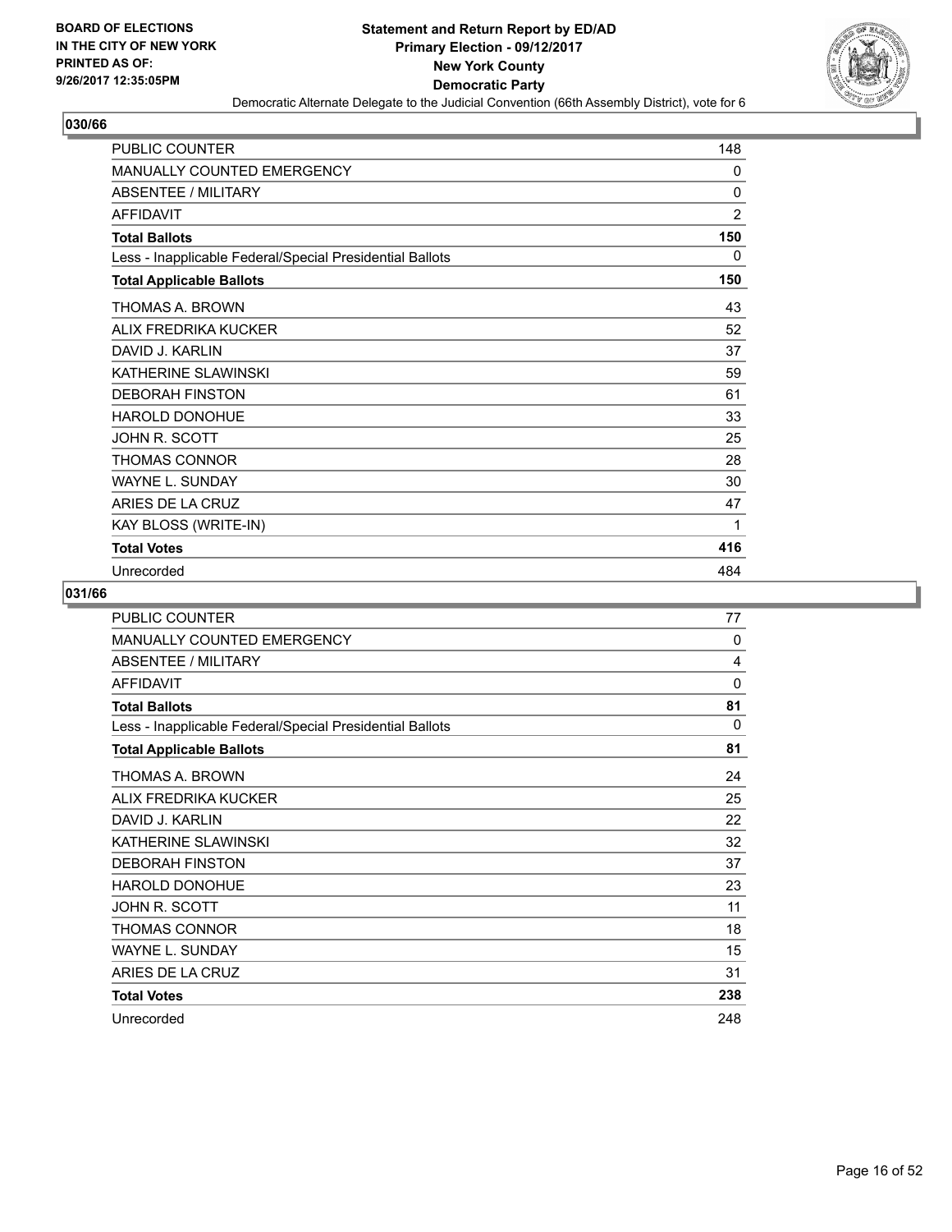**BOARD OF ELECTIONS IN THE CITY OF NEW YORK PRINTED AS OF: 9/26/2017 12:35:05PM**

# Statement and Return Report by ED/AD
## Primary Election - 09/12/2017
## New York County
## Democratic Party

Democratic Alternate Delegate to the Judicial Convention (66th Assembly District), vote for 6

### 030/66

| | |
|---|---|
| PUBLIC COUNTER | 148 |
| MANUALLY COUNTED EMERGENCY | 0 |
| ABSENTEE / MILITARY | 0 |
| AFFIDAVIT | 2 |
| **Total Ballots** | **150** |
| Less - Inapplicable Federal/Special Presidential Ballots | 0 |
| **Total Applicable Ballots** | **150** |
| THOMAS A. BROWN | 43 |
| ALIX FREDRIKA KUCKER | 52 |
| DAVID J. KARLIN | 37 |
| KATHERINE SLAWINSKI | 59 |
| DEBORAH FINSTON | 61 |
| HAROLD DONOHUE | 33 |
| JOHN R. SCOTT | 25 |
| THOMAS CONNOR | 28 |
| WAYNE L. SUNDAY | 30 |
| ARIES DE LA CRUZ | 47 |
| KAY BLOSS (WRITE-IN) | 1 |
| **Total Votes** | **416** |
| Unrecorded | 484 |

### 031/66

| | |
|---|---|
| PUBLIC COUNTER | 77 |
| MANUALLY COUNTED EMERGENCY | 0 |
| ABSENTEE / MILITARY | 4 |
| AFFIDAVIT | 0 |
| **Total Ballots** | **81** |
| Less - Inapplicable Federal/Special Presidential Ballots | 0 |
| **Total Applicable Ballots** | **81** |
| THOMAS A. BROWN | 24 |
| ALIX FREDRIKA KUCKER | 25 |
| DAVID J. KARLIN | 22 |
| KATHERINE SLAWINSKI | 32 |
| DEBORAH FINSTON | 37 |
| HAROLD DONOHUE | 23 |
| JOHN R. SCOTT | 11 |
| THOMAS CONNOR | 18 |
| WAYNE L. SUNDAY | 15 |
| ARIES DE LA CRUZ | 31 |
| **Total Votes** | **238** |
| Unrecorded | 248 |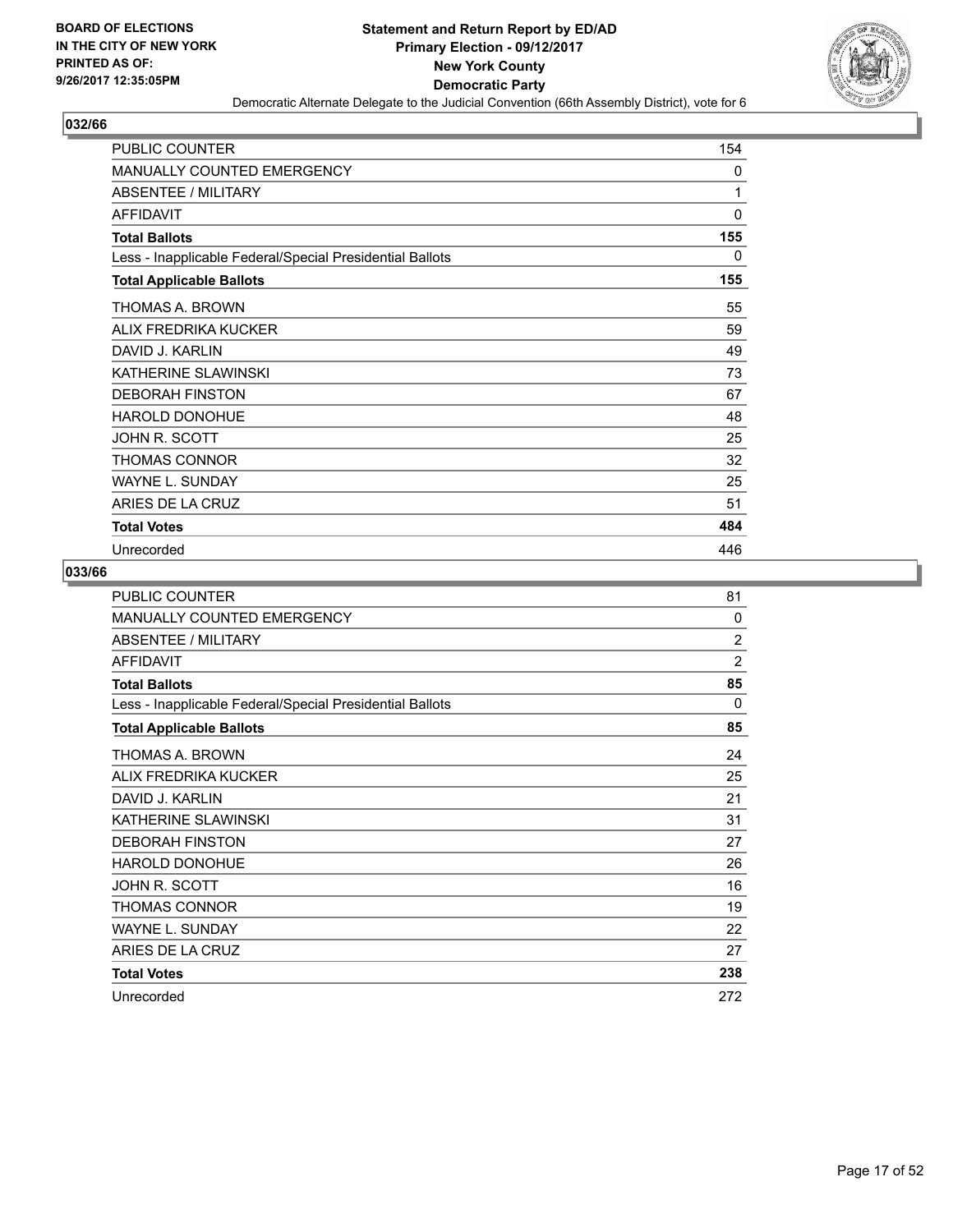BOARD OF ELECTIONS
IN THE CITY OF NEW YORK
PRINTED AS OF:
9/26/2017 12:35:05PM

**Statement and Return Report by ED/AD**
**Primary Election - 09/12/2017**
**New York County**
**Democratic Party**
Democratic Alternate Delegate to the Judicial Convention (66th Assembly District), vote for 6

## 032/66

| | |
|---|---|
| PUBLIC COUNTER | 154 |
| MANUALLY COUNTED EMERGENCY | 0 |
| ABSENTEE / MILITARY | 1 |
| AFFIDAVIT | 0 |
| **Total Ballots** | **155** |
| Less - Inapplicable Federal/Special Presidential Ballots | 0 |
| **Total Applicable Ballots** | **155** |
| THOMAS A. BROWN | 55 |
| ALIX FREDRIKA KUCKER | 59 |
| DAVID J. KARLIN | 49 |
| KATHERINE SLAWINSKI | 73 |
| DEBORAH FINSTON | 67 |
| HAROLD DONOHUE | 48 |
| JOHN R. SCOTT | 25 |
| THOMAS CONNOR | 32 |
| WAYNE L. SUNDAY | 25 |
| ARIES DE LA CRUZ | 51 |
| **Total Votes** | **484** |
| Unrecorded | 446 |

## 033/66

| | |
|---|---|
| PUBLIC COUNTER | 81 |
| MANUALLY COUNTED EMERGENCY | 0 |
| ABSENTEE / MILITARY | 2 |
| AFFIDAVIT | 2 |
| **Total Ballots** | **85** |
| Less - Inapplicable Federal/Special Presidential Ballots | 0 |
| **Total Applicable Ballots** | **85** |
| THOMAS A. BROWN | 24 |
| ALIX FREDRIKA KUCKER | 25 |
| DAVID J. KARLIN | 21 |
| KATHERINE SLAWINSKI | 31 |
| DEBORAH FINSTON | 27 |
| HAROLD DONOHUE | 26 |
| JOHN R. SCOTT | 16 |
| THOMAS CONNOR | 19 |
| WAYNE L. SUNDAY | 22 |
| ARIES DE LA CRUZ | 27 |
| **Total Votes** | **238** |
| Unrecorded | 272 |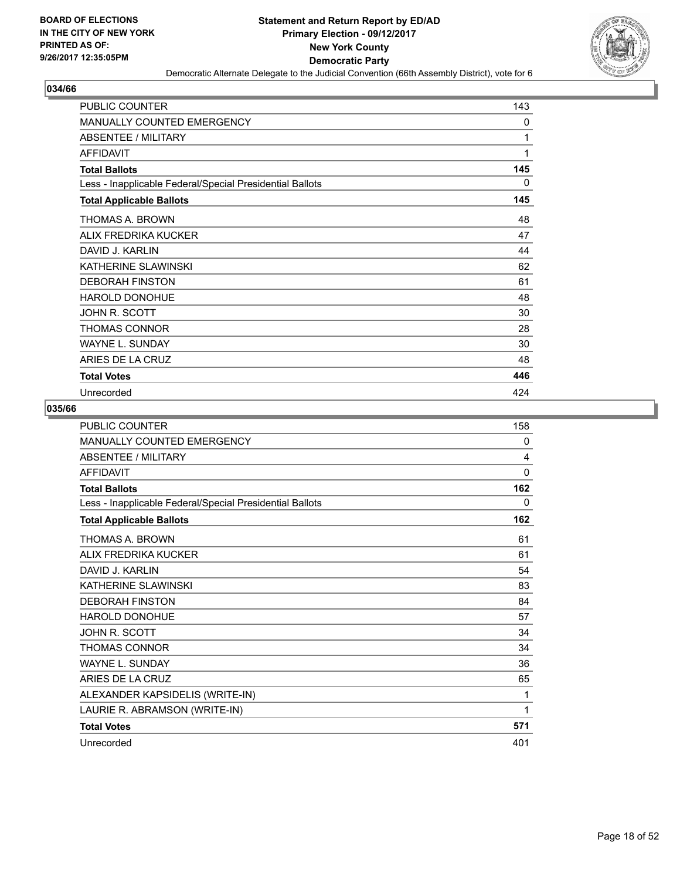**BOARD OF ELECTIONS IN THE CITY OF NEW YORK PRINTED AS OF: 9/26/2017 12:35:05PM**

# Statement and Return Report by ED/AD
## Primary Election - 09/12/2017
## New York County
## Democratic Party

Democratic Alternate Delegate to the Judicial Convention (66th Assembly District), vote for 6

### 034/66

| | |
|---|---|
| PUBLIC COUNTER | 143 |
| MANUALLY COUNTED EMERGENCY | 0 |
| ABSENTEE / MILITARY | 1 |
| AFFIDAVIT | 1 |
| **Total Ballots** | **145** |
| Less - Inapplicable Federal/Special Presidential Ballots | 0 |
| **Total Applicable Ballots** | **145** |
| THOMAS A. BROWN | 48 |
| ALIX FREDRIKA KUCKER | 47 |
| DAVID J. KARLIN | 44 |
| KATHERINE SLAWINSKI | 62 |
| DEBORAH FINSTON | 61 |
| HAROLD DONOHUE | 48 |
| JOHN R. SCOTT | 30 |
| THOMAS CONNOR | 28 |
| WAYNE L. SUNDAY | 30 |
| ARIES DE LA CRUZ | 48 |
| **Total Votes** | **446** |
| Unrecorded | 424 |

### 035/66

| | |
|---|---|
| PUBLIC COUNTER | 158 |
| MANUALLY COUNTED EMERGENCY | 0 |
| ABSENTEE / MILITARY | 4 |
| AFFIDAVIT | 0 |
| **Total Ballots** | **162** |
| Less - Inapplicable Federal/Special Presidential Ballots | 0 |
| **Total Applicable Ballots** | **162** |
| THOMAS A. BROWN | 61 |
| ALIX FREDRIKA KUCKER | 61 |
| DAVID J. KARLIN | 54 |
| KATHERINE SLAWINSKI | 83 |
| DEBORAH FINSTON | 84 |
| HAROLD DONOHUE | 57 |
| JOHN R. SCOTT | 34 |
| THOMAS CONNOR | 34 |
| WAYNE L. SUNDAY | 36 |
| ARIES DE LA CRUZ | 65 |
| ALEXANDER KAPSIDELIS (WRITE-IN) | 1 |
| LAURIE R. ABRAMSON (WRITE-IN) | 1 |
| **Total Votes** | **571** |
| Unrecorded | 401 |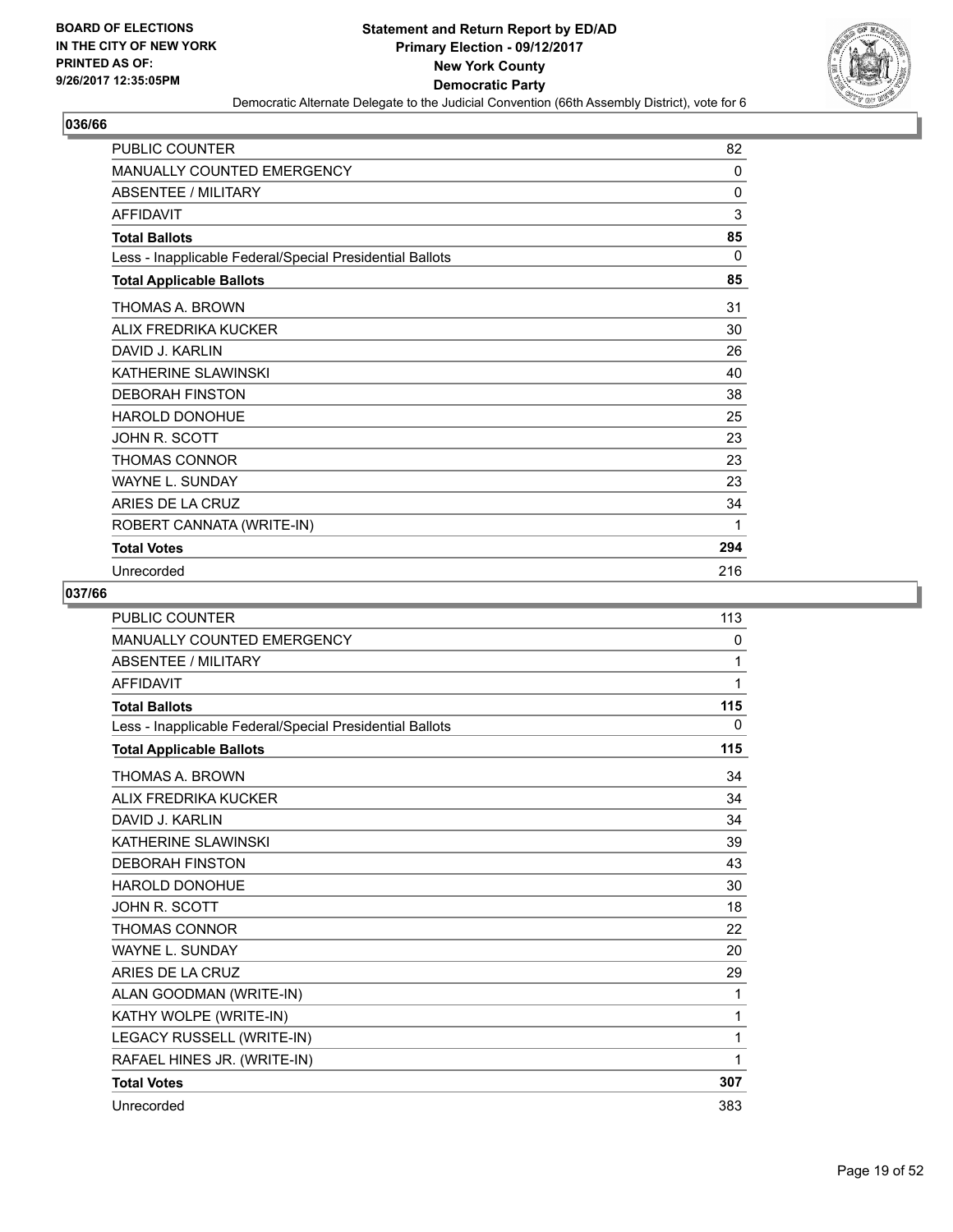**BOARD OF ELECTIONS IN THE CITY OF NEW YORK PRINTED AS OF: 9/26/2017 12:35:05PM**

# Statement and Return Report by ED/AD
## Primary Election - 09/12/2017
## New York County
## Democratic Party

Democratic Alternate Delegate to the Judicial Convention (66th Assembly District), vote for 6

### 036/66

| | |
|---|---|
| PUBLIC COUNTER | 82 |
| MANUALLY COUNTED EMERGENCY | 0 |
| ABSENTEE / MILITARY | 0 |
| AFFIDAVIT | 3 |
| **Total Ballots** | **85** |
| Less - Inapplicable Federal/Special Presidential Ballots | 0 |
| **Total Applicable Ballots** | **85** |
| THOMAS A. BROWN | 31 |
| ALIX FREDRIKA KUCKER | 30 |
| DAVID J. KARLIN | 26 |
| KATHERINE SLAWINSKI | 40 |
| DEBORAH FINSTON | 38 |
| HAROLD DONOHUE | 25 |
| JOHN R. SCOTT | 23 |
| THOMAS CONNOR | 23 |
| WAYNE L. SUNDAY | 23 |
| ARIES DE LA CRUZ | 34 |
| ROBERT CANNATA (WRITE-IN) | 1 |
| **Total Votes** | **294** |
| Unrecorded | 216 |

### 037/66

| | |
|---|---|
| PUBLIC COUNTER | 113 |
| MANUALLY COUNTED EMERGENCY | 0 |
| ABSENTEE / MILITARY | 1 |
| AFFIDAVIT | 1 |
| **Total Ballots** | **115** |
| Less - Inapplicable Federal/Special Presidential Ballots | 0 |
| **Total Applicable Ballots** | **115** |
| THOMAS A. BROWN | 34 |
| ALIX FREDRIKA KUCKER | 34 |
| DAVID J. KARLIN | 34 |
| KATHERINE SLAWINSKI | 39 |
| DEBORAH FINSTON | 43 |
| HAROLD DONOHUE | 30 |
| JOHN R. SCOTT | 18 |
| THOMAS CONNOR | 22 |
| WAYNE L. SUNDAY | 20 |
| ARIES DE LA CRUZ | 29 |
| ALAN GOODMAN (WRITE-IN) | 1 |
| KATHY WOLPE (WRITE-IN) | 1 |
| LEGACY RUSSELL (WRITE-IN) | 1 |
| RAFAEL HINES JR. (WRITE-IN) | 1 |
| **Total Votes** | **307** |
| Unrecorded | 383 |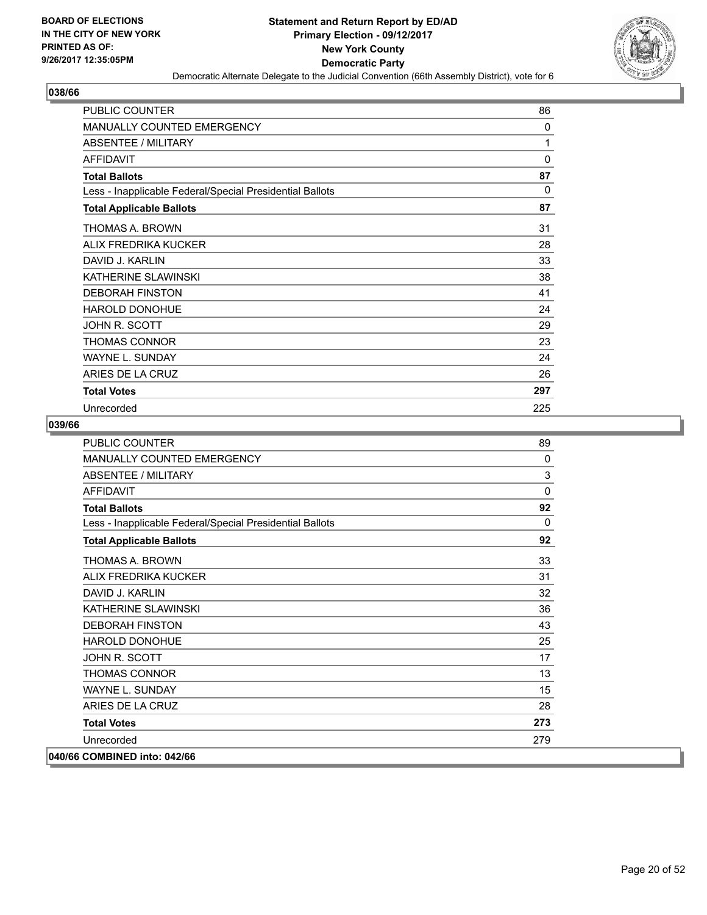## 038/66

| | |
|---|---|
| PUBLIC COUNTER | 86 |
| MANUALLY COUNTED EMERGENCY | 0 |
| ABSENTEE / MILITARY | 1 |
| AFFIDAVIT | 0 |
| **Total Ballots** | **87** |
| Less - Inapplicable Federal/Special Presidential Ballots | 0 |
| **Total Applicable Ballots** | **87** |
| THOMAS A. BROWN | 31 |
| ALIX FREDRIKA KUCKER | 28 |
| DAVID J. KARLIN | 33 |
| KATHERINE SLAWINSKI | 38 |
| DEBORAH FINSTON | 41 |
| HAROLD DONOHUE | 24 |
| JOHN R. SCOTT | 29 |
| THOMAS CONNOR | 23 |
| WAYNE L. SUNDAY | 24 |
| ARIES DE LA CRUZ | 26 |
| **Total Votes** | **297** |
| Unrecorded | 225 |

## 039/66

| | |
|---|---|
| PUBLIC COUNTER | 89 |
| MANUALLY COUNTED EMERGENCY | 0 |
| ABSENTEE / MILITARY | 3 |
| AFFIDAVIT | 0 |
| **Total Ballots** | **92** |
| Less - Inapplicable Federal/Special Presidential Ballots | 0 |
| **Total Applicable Ballots** | **92** |
| THOMAS A. BROWN | 33 |
| ALIX FREDRIKA KUCKER | 31 |
| DAVID J. KARLIN | 32 |
| KATHERINE SLAWINSKI | 36 |
| DEBORAH FINSTON | 43 |
| HAROLD DONOHUE | 25 |
| JOHN R. SCOTT | 17 |
| THOMAS CONNOR | 13 |
| WAYNE L. SUNDAY | 15 |
| ARIES DE LA CRUZ | 28 |
| **Total Votes** | **273** |
| Unrecorded | 279 |

## 040/66 COMBINED into: 042/66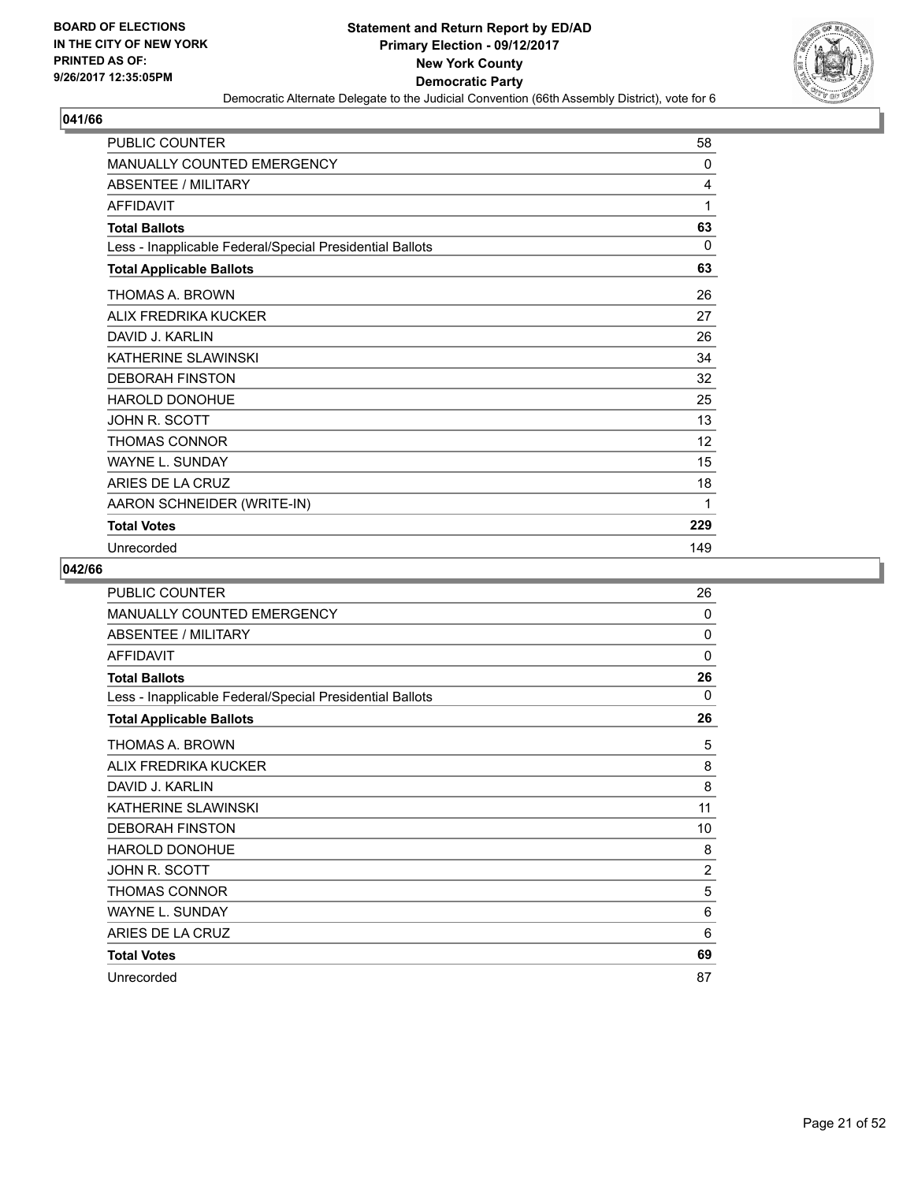BOARD OF ELECTIONS
IN THE CITY OF NEW YORK
PRINTED AS OF:
9/26/2017 12:35:05PM

**Statement and Return Report by ED/AD**
**Primary Election - 09/12/2017**
**New York County**
**Democratic Party**
Democratic Alternate Delegate to the Judicial Convention (66th Assembly District), vote for 6

## 041/66

| | |
|---|---|
| PUBLIC COUNTER | 58 |
| MANUALLY COUNTED EMERGENCY | 0 |
| ABSENTEE / MILITARY | 4 |
| AFFIDAVIT | 1 |
| **Total Ballots** | **63** |
| Less - Inapplicable Federal/Special Presidential Ballots | 0 |
| **Total Applicable Ballots** | **63** |
| THOMAS A. BROWN | 26 |
| ALIX FREDRIKA KUCKER | 27 |
| DAVID J. KARLIN | 26 |
| KATHERINE SLAWINSKI | 34 |
| DEBORAH FINSTON | 32 |
| HAROLD DONOHUE | 25 |
| JOHN R. SCOTT | 13 |
| THOMAS CONNOR | 12 |
| WAYNE L. SUNDAY | 15 |
| ARIES DE LA CRUZ | 18 |
| AARON SCHNEIDER (WRITE-IN) | 1 |
| **Total Votes** | **229** |
| Unrecorded | 149 |

## 042/66

| | |
|---|---|
| PUBLIC COUNTER | 26 |
| MANUALLY COUNTED EMERGENCY | 0 |
| ABSENTEE / MILITARY | 0 |
| AFFIDAVIT | 0 |
| **Total Ballots** | **26** |
| Less - Inapplicable Federal/Special Presidential Ballots | 0 |
| **Total Applicable Ballots** | **26** |
| THOMAS A. BROWN | 5 |
| ALIX FREDRIKA KUCKER | 8 |
| DAVID J. KARLIN | 8 |
| KATHERINE SLAWINSKI | 11 |
| DEBORAH FINSTON | 10 |
| HAROLD DONOHUE | 8 |
| JOHN R. SCOTT | 2 |
| THOMAS CONNOR | 5 |
| WAYNE L. SUNDAY | 6 |
| ARIES DE LA CRUZ | 6 |
| **Total Votes** | **69** |
| Unrecorded | 87 |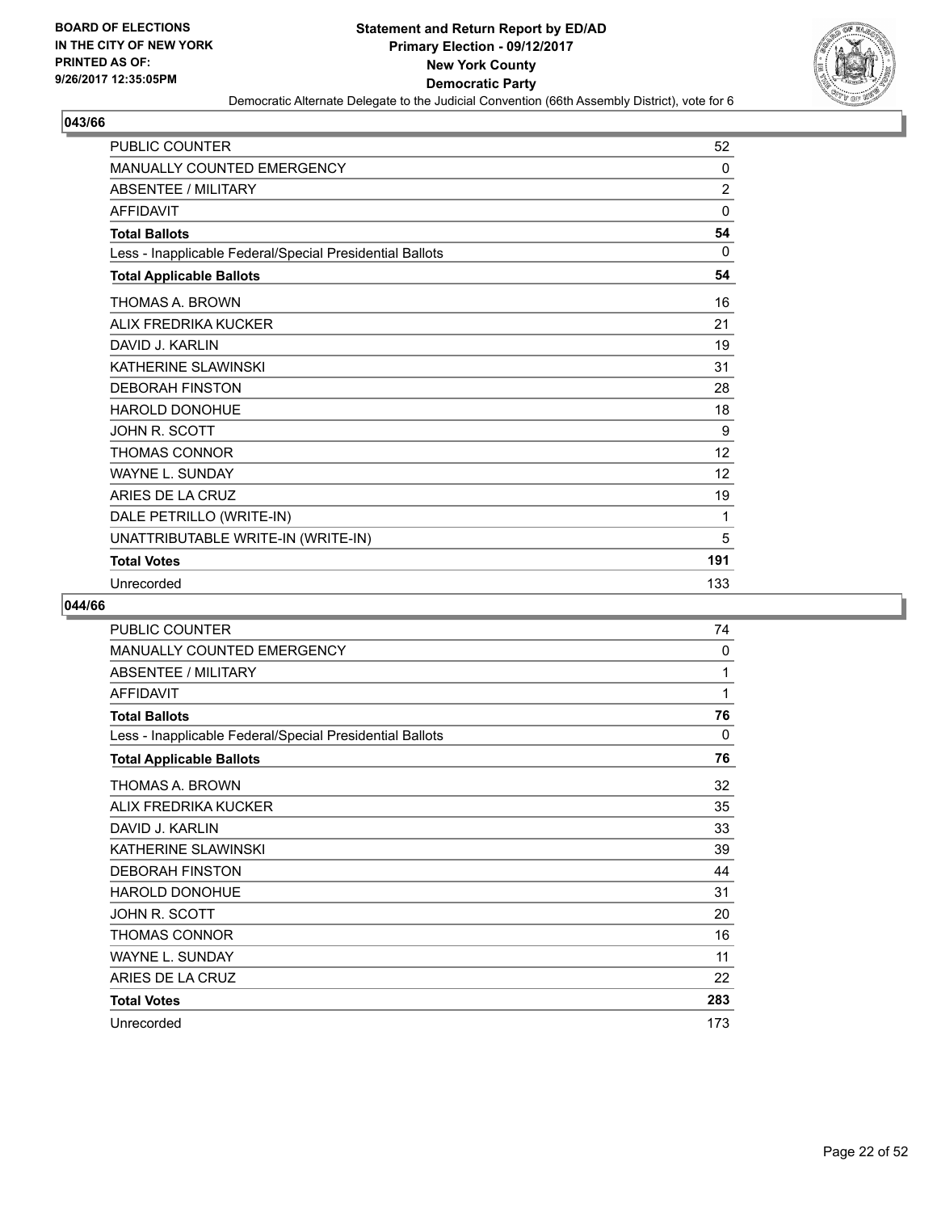**BOARD OF ELECTIONS IN THE CITY OF NEW YORK PRINTED AS OF: 9/26/2017 12:35:05PM**

# Statement and Return Report by ED/AD
## Primary Election - 09/12/2017
## New York County
## Democratic Party
### Democratic Alternate Delegate to the Judicial Convention (66th Assembly District), vote for 6

### 043/66

| | |
|---|---|
| PUBLIC COUNTER | 52 |
| MANUALLY COUNTED EMERGENCY | 0 |
| ABSENTEE / MILITARY | 2 |
| AFFIDAVIT | 0 |
| **Total Ballots** | **54** |
| Less - Inapplicable Federal/Special Presidential Ballots | 0 |
| **Total Applicable Ballots** | **54** |
| THOMAS A. BROWN | 16 |
| ALIX FREDRIKA KUCKER | 21 |
| DAVID J. KARLIN | 19 |
| KATHERINE SLAWINSKI | 31 |
| DEBORAH FINSTON | 28 |
| HAROLD DONOHUE | 18 |
| JOHN R. SCOTT | 9 |
| THOMAS CONNOR | 12 |
| WAYNE L. SUNDAY | 12 |
| ARIES DE LA CRUZ | 19 |
| DALE PETRILLO (WRITE-IN) | 1 |
| UNATTRIBUTABLE WRITE-IN (WRITE-IN) | 5 |
| **Total Votes** | **191** |
| Unrecorded | 133 |

### 044/66

| | |
|---|---|
| PUBLIC COUNTER | 74 |
| MANUALLY COUNTED EMERGENCY | 0 |
| ABSENTEE / MILITARY | 1 |
| AFFIDAVIT | 1 |
| **Total Ballots** | **76** |
| Less - Inapplicable Federal/Special Presidential Ballots | 0 |
| **Total Applicable Ballots** | **76** |
| THOMAS A. BROWN | 32 |
| ALIX FREDRIKA KUCKER | 35 |
| DAVID J. KARLIN | 33 |
| KATHERINE SLAWINSKI | 39 |
| DEBORAH FINSTON | 44 |
| HAROLD DONOHUE | 31 |
| JOHN R. SCOTT | 20 |
| THOMAS CONNOR | 16 |
| WAYNE L. SUNDAY | 11 |
| ARIES DE LA CRUZ | 22 |
| **Total Votes** | **283** |
| Unrecorded | 173 |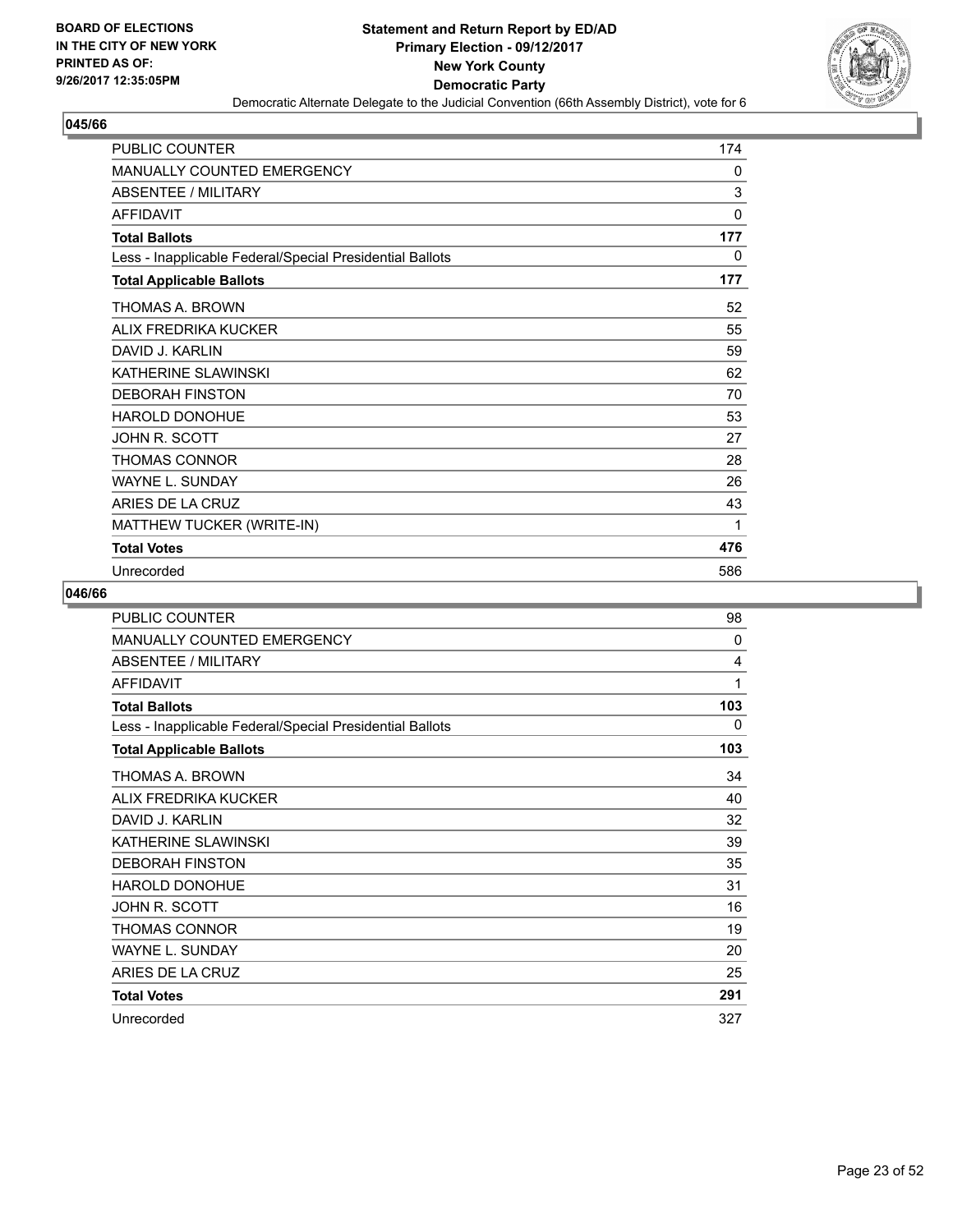BOARD OF ELECTIONS
IN THE CITY OF NEW YORK
PRINTED AS OF:
9/26/2017 12:35:05PM

**Statement and Return Report by ED/AD**
**Primary Election - 09/12/2017**
**New York County**
**Democratic Party**
Democratic Alternate Delegate to the Judicial Convention (66th Assembly District), vote for 6

## 045/66

| | |
|---|---|
| PUBLIC COUNTER | 174 |
| MANUALLY COUNTED EMERGENCY | 0 |
| ABSENTEE / MILITARY | 3 |
| AFFIDAVIT | 0 |
| **Total Ballots** | **177** |
| Less - Inapplicable Federal/Special Presidential Ballots | 0 |
| **Total Applicable Ballots** | **177** |
| THOMAS A. BROWN | 52 |
| ALIX FREDRIKA KUCKER | 55 |
| DAVID J. KARLIN | 59 |
| KATHERINE SLAWINSKI | 62 |
| DEBORAH FINSTON | 70 |
| HAROLD DONOHUE | 53 |
| JOHN R. SCOTT | 27 |
| THOMAS CONNOR | 28 |
| WAYNE L. SUNDAY | 26 |
| ARIES DE LA CRUZ | 43 |
| MATTHEW TUCKER (WRITE-IN) | 1 |
| **Total Votes** | **476** |
| Unrecorded | 586 |

## 046/66

| | |
|---|---|
| PUBLIC COUNTER | 98 |
| MANUALLY COUNTED EMERGENCY | 0 |
| ABSENTEE / MILITARY | 4 |
| AFFIDAVIT | 1 |
| **Total Ballots** | **103** |
| Less - Inapplicable Federal/Special Presidential Ballots | 0 |
| **Total Applicable Ballots** | **103** |
| THOMAS A. BROWN | 34 |
| ALIX FREDRIKA KUCKER | 40 |
| DAVID J. KARLIN | 32 |
| KATHERINE SLAWINSKI | 39 |
| DEBORAH FINSTON | 35 |
| HAROLD DONOHUE | 31 |
| JOHN R. SCOTT | 16 |
| THOMAS CONNOR | 19 |
| WAYNE L. SUNDAY | 20 |
| ARIES DE LA CRUZ | 25 |
| **Total Votes** | **291** |
| Unrecorded | 327 |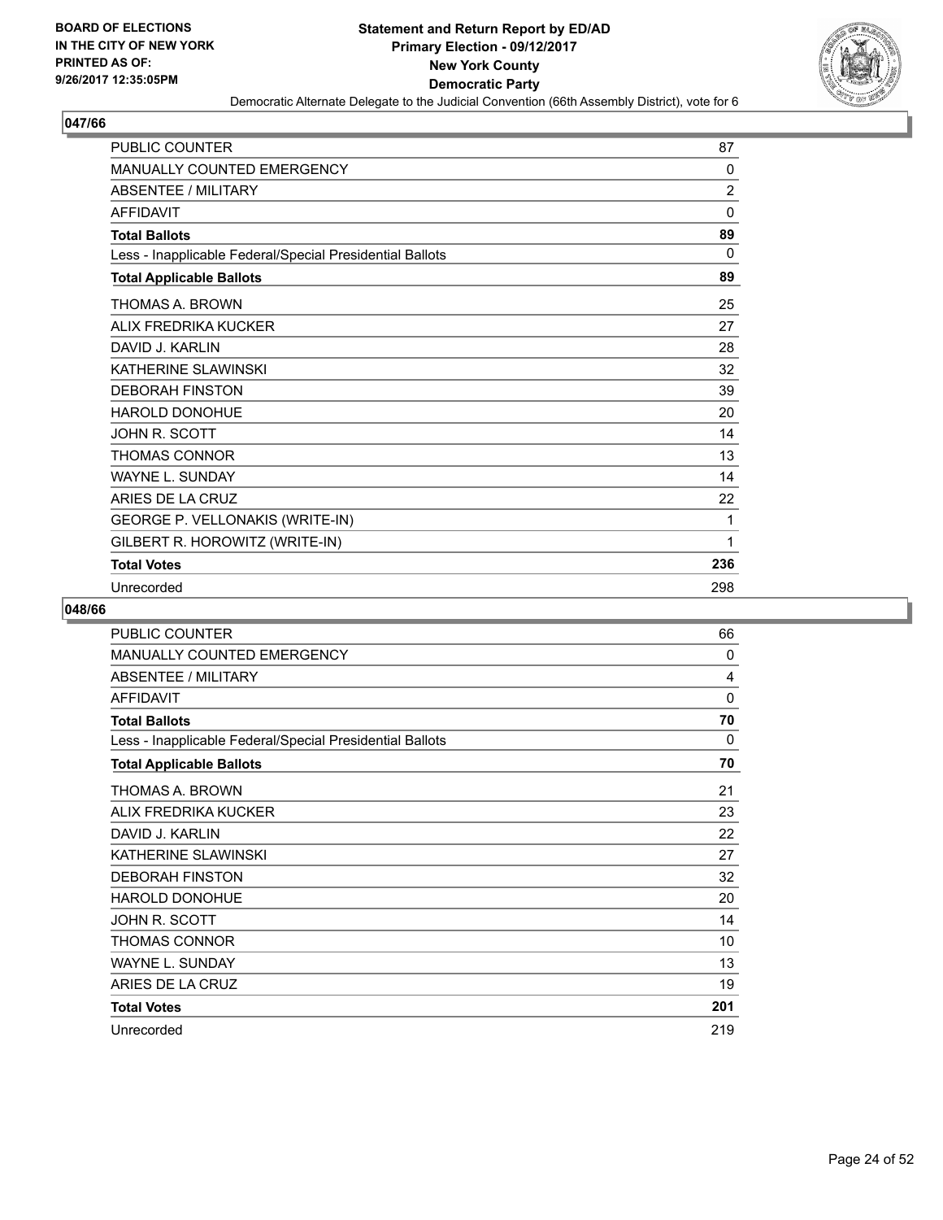BOARD OF ELECTIONS
IN THE CITY OF NEW YORK
PRINTED AS OF:
9/26/2017 12:35:05PM

**Statement and Return Report by ED/AD**
**Primary Election - 09/12/2017**
**New York County**
**Democratic Party**
Democratic Alternate Delegate to the Judicial Convention (66th Assembly District), vote for 6

## 047/66

| | |
|---|---|
| PUBLIC COUNTER | 87 |
| MANUALLY COUNTED EMERGENCY | 0 |
| ABSENTEE / MILITARY | 2 |
| AFFIDAVIT | 0 |
| **Total Ballots** | **89** |
| Less - Inapplicable Federal/Special Presidential Ballots | 0 |
| **Total Applicable Ballots** | **89** |
| THOMAS A. BROWN | 25 |
| ALIX FREDRIKA KUCKER | 27 |
| DAVID J. KARLIN | 28 |
| KATHERINE SLAWINSKI | 32 |
| DEBORAH FINSTON | 39 |
| HAROLD DONOHUE | 20 |
| JOHN R. SCOTT | 14 |
| THOMAS CONNOR | 13 |
| WAYNE L. SUNDAY | 14 |
| ARIES DE LA CRUZ | 22 |
| GEORGE P. VELLONAKIS (WRITE-IN) | 1 |
| GILBERT R. HOROWITZ (WRITE-IN) | 1 |
| **Total Votes** | **236** |
| Unrecorded | 298 |

## 048/66

| | |
|---|---|
| PUBLIC COUNTER | 66 |
| MANUALLY COUNTED EMERGENCY | 0 |
| ABSENTEE / MILITARY | 4 |
| AFFIDAVIT | 0 |
| **Total Ballots** | **70** |
| Less - Inapplicable Federal/Special Presidential Ballots | 0 |
| **Total Applicable Ballots** | **70** |
| THOMAS A. BROWN | 21 |
| ALIX FREDRIKA KUCKER | 23 |
| DAVID J. KARLIN | 22 |
| KATHERINE SLAWINSKI | 27 |
| DEBORAH FINSTON | 32 |
| HAROLD DONOHUE | 20 |
| JOHN R. SCOTT | 14 |
| THOMAS CONNOR | 10 |
| WAYNE L. SUNDAY | 13 |
| ARIES DE LA CRUZ | 19 |
| **Total Votes** | **201** |
| Unrecorded | 219 |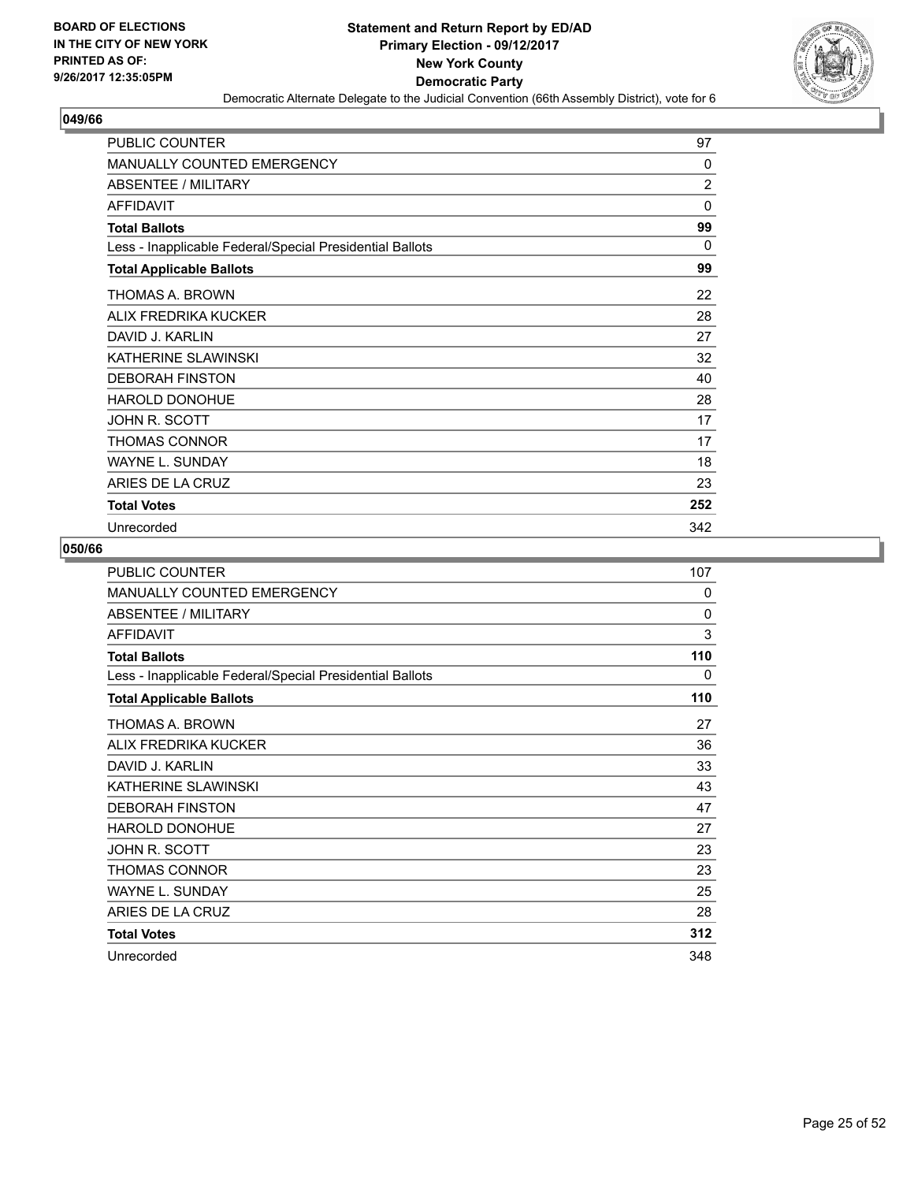BOARD OF ELECTIONS
IN THE CITY OF NEW YORK
PRINTED AS OF:
9/26/2017 12:35:05PM

**Statement and Return Report by ED/AD**
**Primary Election - 09/12/2017**
**New York County**
**Democratic Party**
Democratic Alternate Delegate to the Judicial Convention (66th Assembly District), vote for 6

## 049/66

| | |
|---|---|
| PUBLIC COUNTER | 97 |
| MANUALLY COUNTED EMERGENCY | 0 |
| ABSENTEE / MILITARY | 2 |
| AFFIDAVIT | 0 |
| **Total Ballots** | **99** |
| Less - Inapplicable Federal/Special Presidential Ballots | 0 |
| **Total Applicable Ballots** | **99** |
| THOMAS A. BROWN | 22 |
| ALIX FREDRIKA KUCKER | 28 |
| DAVID J. KARLIN | 27 |
| KATHERINE SLAWINSKI | 32 |
| DEBORAH FINSTON | 40 |
| HAROLD DONOHUE | 28 |
| JOHN R. SCOTT | 17 |
| THOMAS CONNOR | 17 |
| WAYNE L. SUNDAY | 18 |
| ARIES DE LA CRUZ | 23 |
| **Total Votes** | **252** |
| Unrecorded | 342 |

## 050/66

| | |
|---|---|
| PUBLIC COUNTER | 107 |
| MANUALLY COUNTED EMERGENCY | 0 |
| ABSENTEE / MILITARY | 0 |
| AFFIDAVIT | 3 |
| **Total Ballots** | **110** |
| Less - Inapplicable Federal/Special Presidential Ballots | 0 |
| **Total Applicable Ballots** | **110** |
| THOMAS A. BROWN | 27 |
| ALIX FREDRIKA KUCKER | 36 |
| DAVID J. KARLIN | 33 |
| KATHERINE SLAWINSKI | 43 |
| DEBORAH FINSTON | 47 |
| HAROLD DONOHUE | 27 |
| JOHN R. SCOTT | 23 |
| THOMAS CONNOR | 23 |
| WAYNE L. SUNDAY | 25 |
| ARIES DE LA CRUZ | 28 |
| **Total Votes** | **312** |
| Unrecorded | 348 |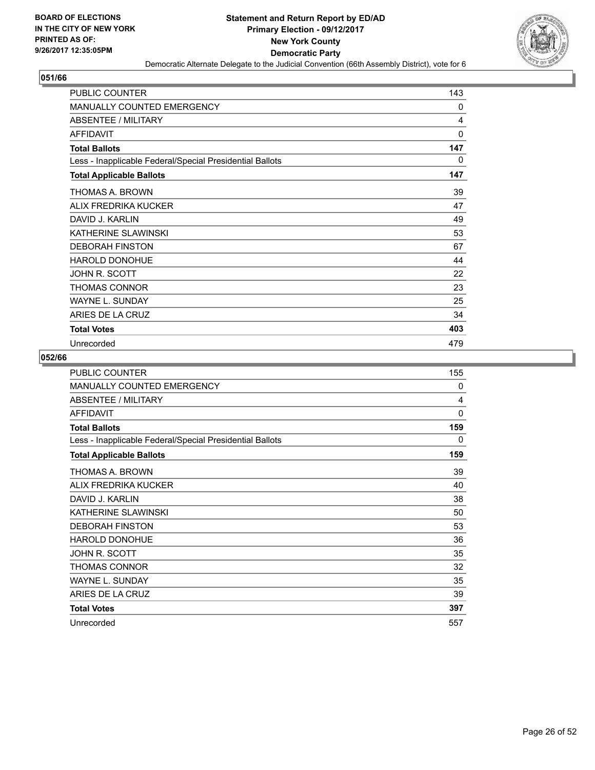**BOARD OF ELECTIONS IN THE CITY OF NEW YORK PRINTED AS OF: 9/26/2017 12:35:05PM**

**Statement and Return Report by ED/AD**
**Primary Election - 09/12/2017**
**New York County**
**Democratic Party**
Democratic Alternate Delegate to the Judicial Convention (66th Assembly District), vote for 6

## 051/66

| | |
|---|---|
| PUBLIC COUNTER | 143 |
| MANUALLY COUNTED EMERGENCY | 0 |
| ABSENTEE / MILITARY | 4 |
| AFFIDAVIT | 0 |
| **Total Ballots** | **147** |
| Less - Inapplicable Federal/Special Presidential Ballots | 0 |
| **Total Applicable Ballots** | **147** |
| THOMAS A. BROWN | 39 |
| ALIX FREDRIKA KUCKER | 47 |
| DAVID J. KARLIN | 49 |
| KATHERINE SLAWINSKI | 53 |
| DEBORAH FINSTON | 67 |
| HAROLD DONOHUE | 44 |
| JOHN R. SCOTT | 22 |
| THOMAS CONNOR | 23 |
| WAYNE L. SUNDAY | 25 |
| ARIES DE LA CRUZ | 34 |
| **Total Votes** | **403** |
| Unrecorded | 479 |

## 052/66

| | |
|---|---|
| PUBLIC COUNTER | 155 |
| MANUALLY COUNTED EMERGENCY | 0 |
| ABSENTEE / MILITARY | 4 |
| AFFIDAVIT | 0 |
| **Total Ballots** | **159** |
| Less - Inapplicable Federal/Special Presidential Ballots | 0 |
| **Total Applicable Ballots** | **159** |
| THOMAS A. BROWN | 39 |
| ALIX FREDRIKA KUCKER | 40 |
| DAVID J. KARLIN | 38 |
| KATHERINE SLAWINSKI | 50 |
| DEBORAH FINSTON | 53 |
| HAROLD DONOHUE | 36 |
| JOHN R. SCOTT | 35 |
| THOMAS CONNOR | 32 |
| WAYNE L. SUNDAY | 35 |
| ARIES DE LA CRUZ | 39 |
| **Total Votes** | **397** |
| Unrecorded | 557 |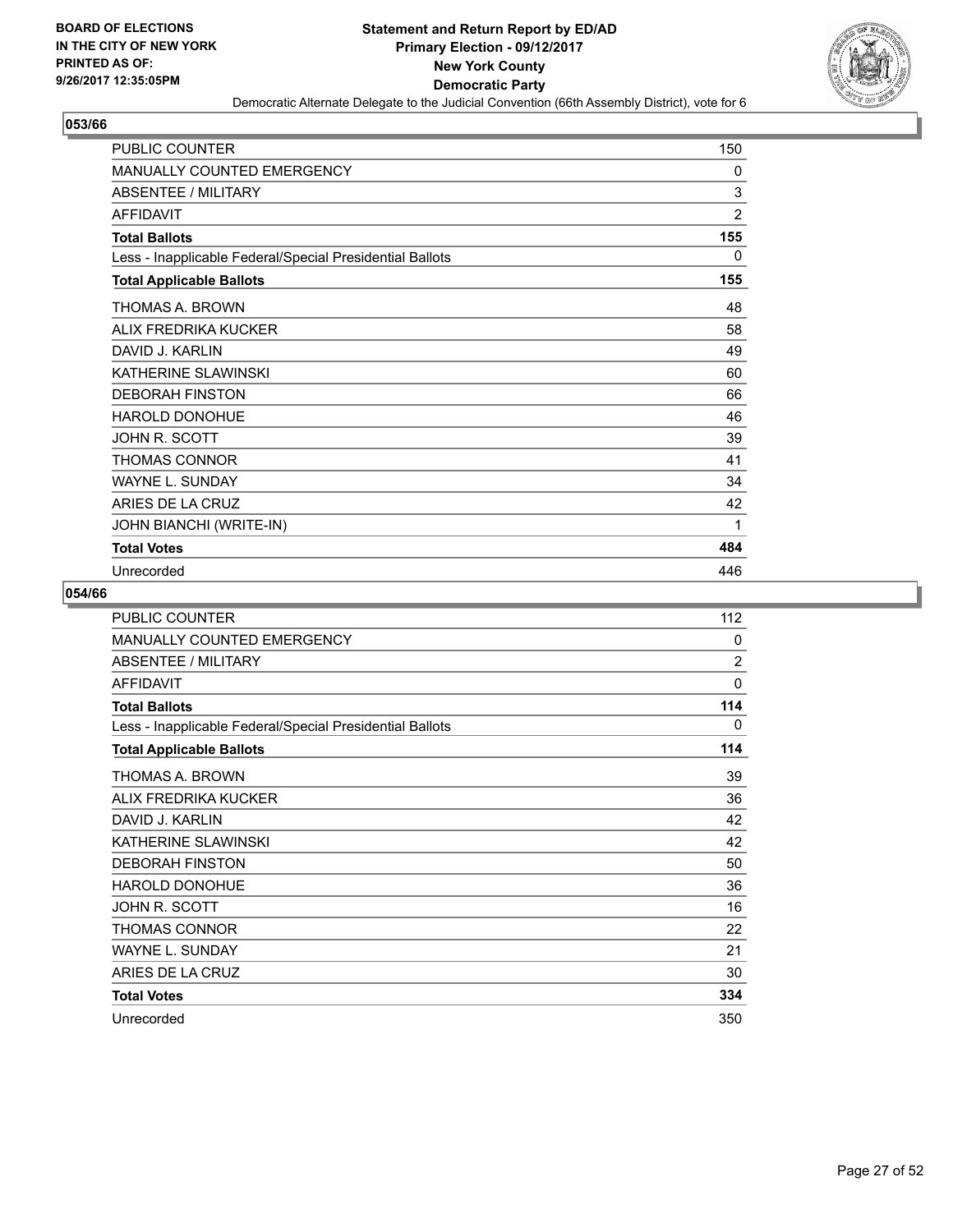BOARD OF ELECTIONS
IN THE CITY OF NEW YORK
PRINTED AS OF:
9/26/2017 12:35:05PM

# Statement and Return Report by ED/AD
## Primary Election - 09/12/2017
## New York County
## Democratic Party

Democratic Alternate Delegate to the Judicial Convention (66th Assembly District), vote for 6

### 053/66

| | |
|---|---|
| PUBLIC COUNTER | 150 |
| MANUALLY COUNTED EMERGENCY | 0 |
| ABSENTEE / MILITARY | 3 |
| AFFIDAVIT | 2 |
| **Total Ballots** | **155** |
| Less - Inapplicable Federal/Special Presidential Ballots | 0 |
| **Total Applicable Ballots** | **155** |
| THOMAS A. BROWN | 48 |
| ALIX FREDRIKA KUCKER | 58 |
| DAVID J. KARLIN | 49 |
| KATHERINE SLAWINSKI | 60 |
| DEBORAH FINSTON | 66 |
| HAROLD DONOHUE | 46 |
| JOHN R. SCOTT | 39 |
| THOMAS CONNOR | 41 |
| WAYNE L. SUNDAY | 34 |
| ARIES DE LA CRUZ | 42 |
| JOHN BIANCHI (WRITE-IN) | 1 |
| **Total Votes** | **484** |
| Unrecorded | 446 |

### 054/66

| | |
|---|---|
| PUBLIC COUNTER | 112 |
| MANUALLY COUNTED EMERGENCY | 0 |
| ABSENTEE / MILITARY | 2 |
| AFFIDAVIT | 0 |
| **Total Ballots** | **114** |
| Less - Inapplicable Federal/Special Presidential Ballots | 0 |
| **Total Applicable Ballots** | **114** |
| THOMAS A. BROWN | 39 |
| ALIX FREDRIKA KUCKER | 36 |
| DAVID J. KARLIN | 42 |
| KATHERINE SLAWINSKI | 42 |
| DEBORAH FINSTON | 50 |
| HAROLD DONOHUE | 36 |
| JOHN R. SCOTT | 16 |
| THOMAS CONNOR | 22 |
| WAYNE L. SUNDAY | 21 |
| ARIES DE LA CRUZ | 30 |
| **Total Votes** | **334** |
| Unrecorded | 350 |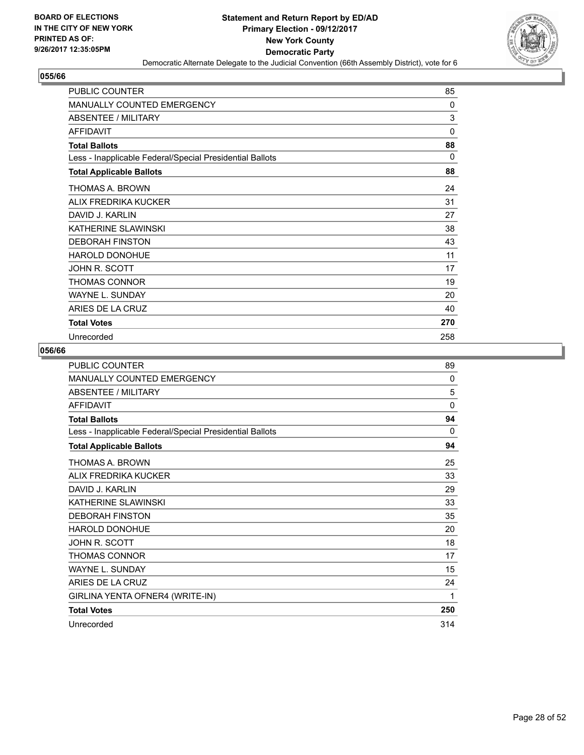**Statement and Return Report by ED/AD**
**Primary Election - 09/12/2017**
**New York County**
**Democratic Party**
Democratic Alternate Delegate to the Judicial Convention (66th Assembly District), vote for 6

BOARD OF ELECTIONS IN THE CITY OF NEW YORK PRINTED AS OF: 9/26/2017 12:35:05PM

## 055/66

| | |
|---|---|
| PUBLIC COUNTER | 85 |
| MANUALLY COUNTED EMERGENCY | 0 |
| ABSENTEE / MILITARY | 3 |
| AFFIDAVIT | 0 |
| **Total Ballots** | **88** |
| Less - Inapplicable Federal/Special Presidential Ballots | 0 |
| **Total Applicable Ballots** | **88** |
| THOMAS A. BROWN | 24 |
| ALIX FREDRIKA KUCKER | 31 |
| DAVID J. KARLIN | 27 |
| KATHERINE SLAWINSKI | 38 |
| DEBORAH FINSTON | 43 |
| HAROLD DONOHUE | 11 |
| JOHN R. SCOTT | 17 |
| THOMAS CONNOR | 19 |
| WAYNE L. SUNDAY | 20 |
| ARIES DE LA CRUZ | 40 |
| **Total Votes** | **270** |
| Unrecorded | 258 |

## 056/66

| | |
|---|---|
| PUBLIC COUNTER | 89 |
| MANUALLY COUNTED EMERGENCY | 0 |
| ABSENTEE / MILITARY | 5 |
| AFFIDAVIT | 0 |
| **Total Ballots** | **94** |
| Less - Inapplicable Federal/Special Presidential Ballots | 0 |
| **Total Applicable Ballots** | **94** |
| THOMAS A. BROWN | 25 |
| ALIX FREDRIKA KUCKER | 33 |
| DAVID J. KARLIN | 29 |
| KATHERINE SLAWINSKI | 33 |
| DEBORAH FINSTON | 35 |
| HAROLD DONOHUE | 20 |
| JOHN R. SCOTT | 18 |
| THOMAS CONNOR | 17 |
| WAYNE L. SUNDAY | 15 |
| ARIES DE LA CRUZ | 24 |
| GIRLINA YENTA OFNER4 (WRITE-IN) | 1 |
| **Total Votes** | **250** |
| Unrecorded | 314 |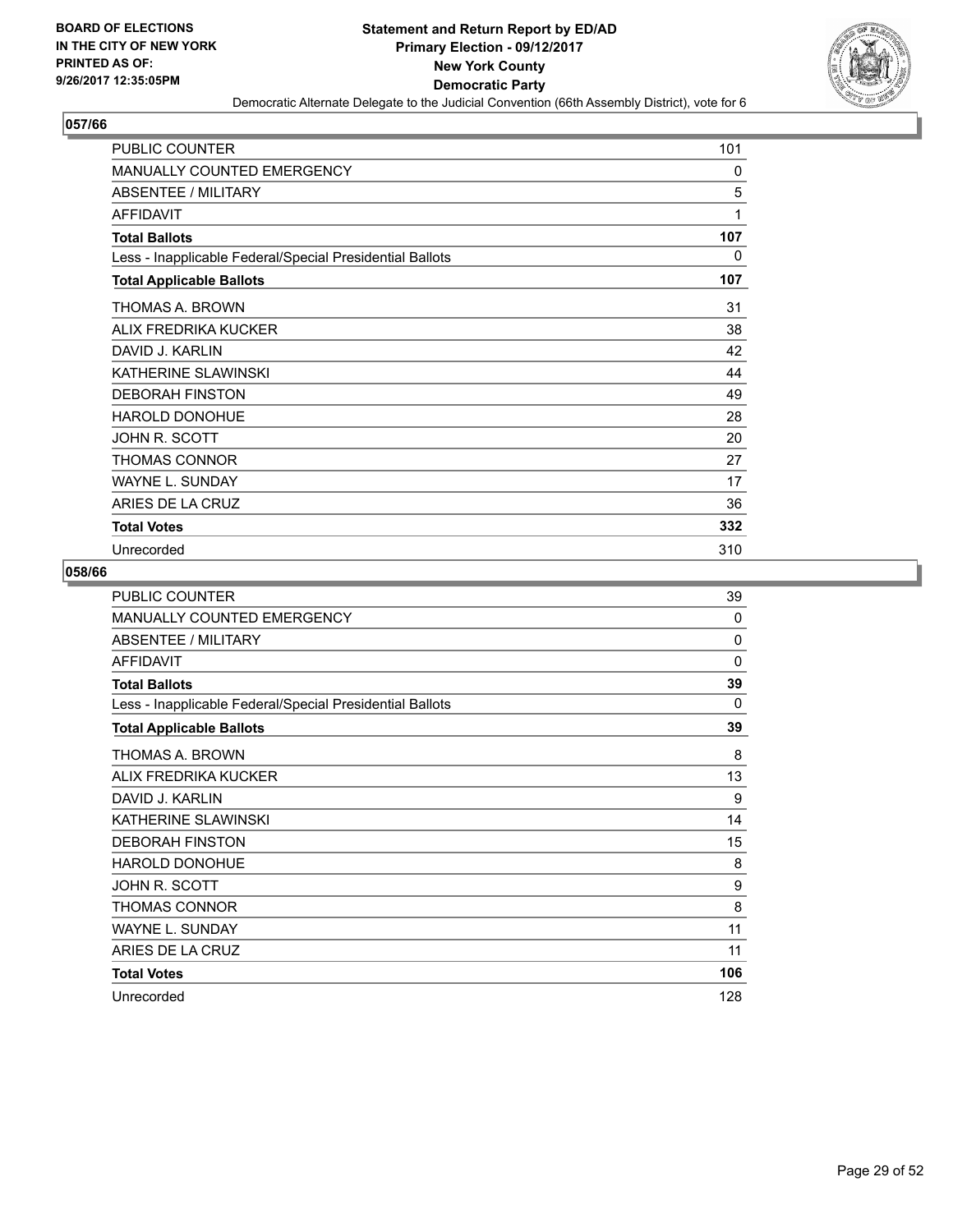# Statement and Return Report by ED/AD
## Primary Election - 09/12/2017
## New York County
## Democratic Party
### Democratic Alternate Delegate to the Judicial Convention (66th Assembly District), vote for 6

BOARD OF ELECTIONS IN THE CITY OF NEW YORK PRINTED AS OF: 9/26/2017 12:35:05PM

## 057/66

| | |
|---|---|
| PUBLIC COUNTER | 101 |
| MANUALLY COUNTED EMERGENCY | 0 |
| ABSENTEE / MILITARY | 5 |
| AFFIDAVIT | 1 |
| **Total Ballots** | **107** |
| Less - Inapplicable Federal/Special Presidential Ballots | 0 |
| **Total Applicable Ballots** | **107** |
| THOMAS A. BROWN | 31 |
| ALIX FREDRIKA KUCKER | 38 |
| DAVID J. KARLIN | 42 |
| KATHERINE SLAWINSKI | 44 |
| DEBORAH FINSTON | 49 |
| HAROLD DONOHUE | 28 |
| JOHN R. SCOTT | 20 |
| THOMAS CONNOR | 27 |
| WAYNE L. SUNDAY | 17 |
| ARIES DE LA CRUZ | 36 |
| **Total Votes** | **332** |
| Unrecorded | 310 |

## 058/66

| | |
|---|---|
| PUBLIC COUNTER | 39 |
| MANUALLY COUNTED EMERGENCY | 0 |
| ABSENTEE / MILITARY | 0 |
| AFFIDAVIT | 0 |
| **Total Ballots** | **39** |
| Less - Inapplicable Federal/Special Presidential Ballots | 0 |
| **Total Applicable Ballots** | **39** |
| THOMAS A. BROWN | 8 |
| ALIX FREDRIKA KUCKER | 13 |
| DAVID J. KARLIN | 9 |
| KATHERINE SLAWINSKI | 14 |
| DEBORAH FINSTON | 15 |
| HAROLD DONOHUE | 8 |
| JOHN R. SCOTT | 9 |
| THOMAS CONNOR | 8 |
| WAYNE L. SUNDAY | 11 |
| ARIES DE LA CRUZ | 11 |
| **Total Votes** | **106** |
| Unrecorded | 128 |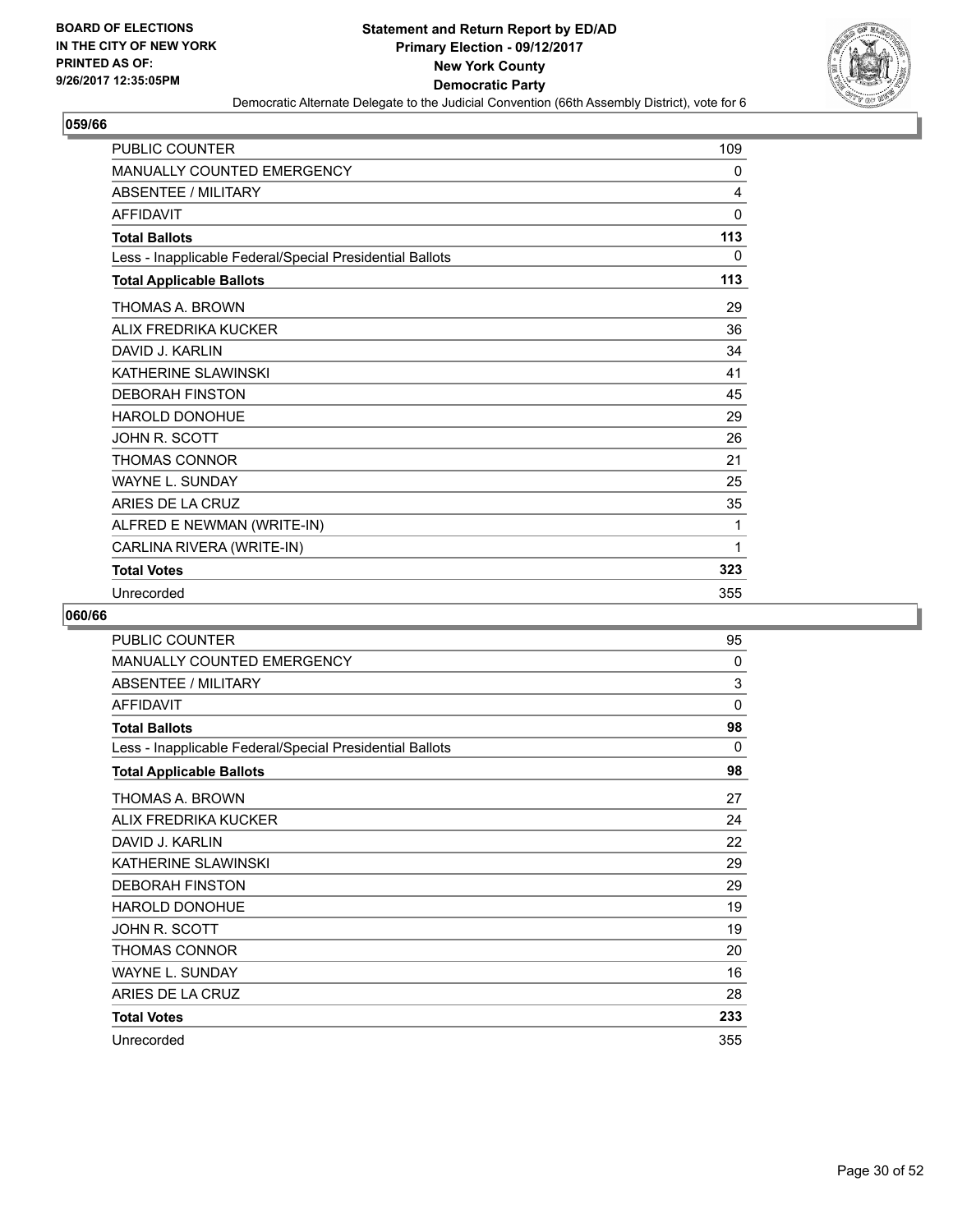**Statement and Return Report by ED/AD**
**Primary Election - 09/12/2017**
**New York County**
**Democratic Party**
Democratic Alternate Delegate to the Judicial Convention (66th Assembly District), vote for 6

BOARD OF ELECTIONS IN THE CITY OF NEW YORK
PRINTED AS OF: 9/26/2017 12:35:05PM

## 059/66

| | |
|---|---|
| PUBLIC COUNTER | 109 |
| MANUALLY COUNTED EMERGENCY | 0 |
| ABSENTEE / MILITARY | 4 |
| AFFIDAVIT | 0 |
| **Total Ballots** | **113** |
| Less - Inapplicable Federal/Special Presidential Ballots | 0 |
| **Total Applicable Ballots** | **113** |
| THOMAS A. BROWN | 29 |
| ALIX FREDRIKA KUCKER | 36 |
| DAVID J. KARLIN | 34 |
| KATHERINE SLAWINSKI | 41 |
| DEBORAH FINSTON | 45 |
| HAROLD DONOHUE | 29 |
| JOHN R. SCOTT | 26 |
| THOMAS CONNOR | 21 |
| WAYNE L. SUNDAY | 25 |
| ARIES DE LA CRUZ | 35 |
| ALFRED E NEWMAN (WRITE-IN) | 1 |
| CARLINA RIVERA (WRITE-IN) | 1 |
| **Total Votes** | **323** |
| Unrecorded | 355 |

## 060/66

| | |
|---|---|
| PUBLIC COUNTER | 95 |
| MANUALLY COUNTED EMERGENCY | 0 |
| ABSENTEE / MILITARY | 3 |
| AFFIDAVIT | 0 |
| **Total Ballots** | **98** |
| Less - Inapplicable Federal/Special Presidential Ballots | 0 |
| **Total Applicable Ballots** | **98** |
| THOMAS A. BROWN | 27 |
| ALIX FREDRIKA KUCKER | 24 |
| DAVID J. KARLIN | 22 |
| KATHERINE SLAWINSKI | 29 |
| DEBORAH FINSTON | 29 |
| HAROLD DONOHUE | 19 |
| JOHN R. SCOTT | 19 |
| THOMAS CONNOR | 20 |
| WAYNE L. SUNDAY | 16 |
| ARIES DE LA CRUZ | 28 |
| **Total Votes** | **233** |
| Unrecorded | 355 |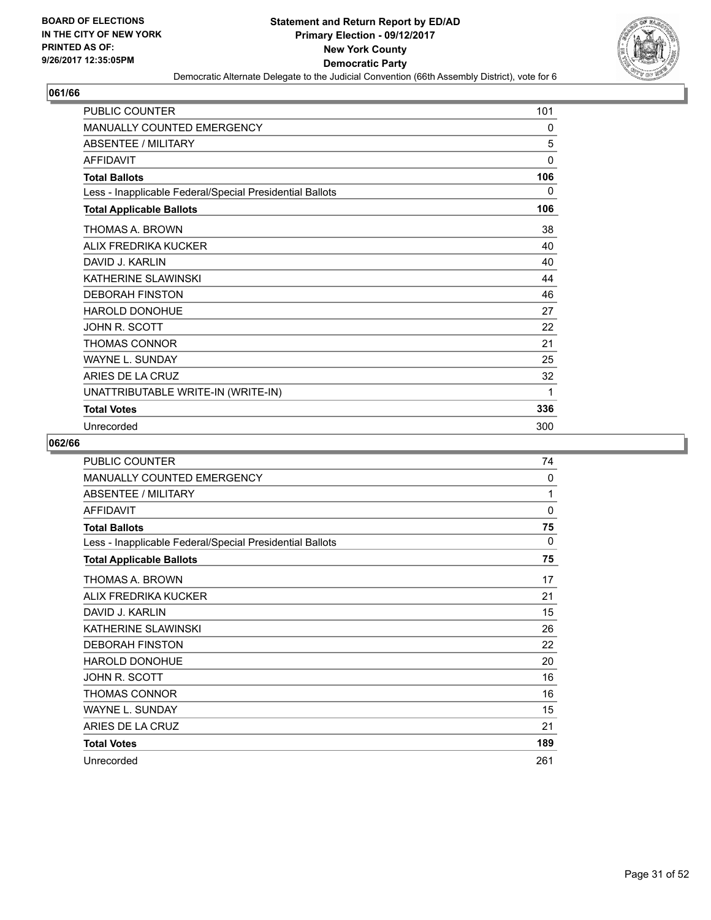# Statement and Return Report by ED/AD
## Primary Election - 09/12/2017
## New York County
## Democratic Party

Democratic Alternate Delegate to the Judicial Convention (66th Assembly District), vote for 6

BOARD OF ELECTIONS IN THE CITY OF NEW YORK PRINTED AS OF: 9/26/2017 12:35:05PM

### 061/66

| | |
|---|---|
| PUBLIC COUNTER | 101 |
| MANUALLY COUNTED EMERGENCY | 0 |
| ABSENTEE / MILITARY | 5 |
| AFFIDAVIT | 0 |
| **Total Ballots** | **106** |
| Less - Inapplicable Federal/Special Presidential Ballots | 0 |
| **Total Applicable Ballots** | **106** |
| THOMAS A. BROWN | 38 |
| ALIX FREDRIKA KUCKER | 40 |
| DAVID J. KARLIN | 40 |
| KATHERINE SLAWINSKI | 44 |
| DEBORAH FINSTON | 46 |
| HAROLD DONOHUE | 27 |
| JOHN R. SCOTT | 22 |
| THOMAS CONNOR | 21 |
| WAYNE L. SUNDAY | 25 |
| ARIES DE LA CRUZ | 32 |
| UNATTRIBUTABLE WRITE-IN (WRITE-IN) | 1 |
| **Total Votes** | **336** |
| Unrecorded | 300 |

### 062/66

| | |
|---|---|
| PUBLIC COUNTER | 74 |
| MANUALLY COUNTED EMERGENCY | 0 |
| ABSENTEE / MILITARY | 1 |
| AFFIDAVIT | 0 |
| **Total Ballots** | **75** |
| Less - Inapplicable Federal/Special Presidential Ballots | 0 |
| **Total Applicable Ballots** | **75** |
| THOMAS A. BROWN | 17 |
| ALIX FREDRIKA KUCKER | 21 |
| DAVID J. KARLIN | 15 |
| KATHERINE SLAWINSKI | 26 |
| DEBORAH FINSTON | 22 |
| HAROLD DONOHUE | 20 |
| JOHN R. SCOTT | 16 |
| THOMAS CONNOR | 16 |
| WAYNE L. SUNDAY | 15 |
| ARIES DE LA CRUZ | 21 |
| **Total Votes** | **189** |
| Unrecorded | 261 |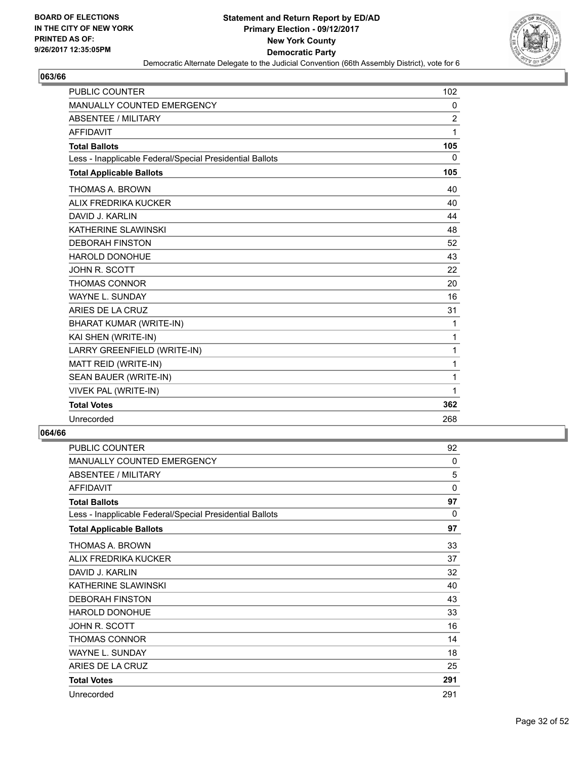**BOARD OF ELECTIONS IN THE CITY OF NEW YORK PRINTED AS OF: 9/26/2017 12:35:05PM**

# Statement and Return Report by ED/AD
## Primary Election - 09/12/2017
## New York County
## Democratic Party
### Democratic Alternate Delegate to the Judicial Convention (66th Assembly District), vote for 6

**063/66**

| | |
|---|---|
| PUBLIC COUNTER | 102 |
| MANUALLY COUNTED EMERGENCY | 0 |
| ABSENTEE / MILITARY | 2 |
| AFFIDAVIT | 1 |
| **Total Ballots** | **105** |
| Less - Inapplicable Federal/Special Presidential Ballots | 0 |
| **Total Applicable Ballots** | **105** |
| THOMAS A. BROWN | 40 |
| ALIX FREDRIKA KUCKER | 40 |
| DAVID J. KARLIN | 44 |
| KATHERINE SLAWINSKI | 48 |
| DEBORAH FINSTON | 52 |
| HAROLD DONOHUE | 43 |
| JOHN R. SCOTT | 22 |
| THOMAS CONNOR | 20 |
| WAYNE L. SUNDAY | 16 |
| ARIES DE LA CRUZ | 31 |
| BHARAT KUMAR (WRITE-IN) | 1 |
| KAI SHEN (WRITE-IN) | 1 |
| LARRY GREENFIELD (WRITE-IN) | 1 |
| MATT REID (WRITE-IN) | 1 |
| SEAN BAUER (WRITE-IN) | 1 |
| VIVEK PAL (WRITE-IN) | 1 |
| **Total Votes** | **362** |
| Unrecorded | 268 |

**064/66**

| | |
|---|---|
| PUBLIC COUNTER | 92 |
| MANUALLY COUNTED EMERGENCY | 0 |
| ABSENTEE / MILITARY | 5 |
| AFFIDAVIT | 0 |
| **Total Ballots** | **97** |
| Less - Inapplicable Federal/Special Presidential Ballots | 0 |
| **Total Applicable Ballots** | **97** |
| THOMAS A. BROWN | 33 |
| ALIX FREDRIKA KUCKER | 37 |
| DAVID J. KARLIN | 32 |
| KATHERINE SLAWINSKI | 40 |
| DEBORAH FINSTON | 43 |
| HAROLD DONOHUE | 33 |
| JOHN R. SCOTT | 16 |
| THOMAS CONNOR | 14 |
| WAYNE L. SUNDAY | 18 |
| ARIES DE LA CRUZ | 25 |
| **Total Votes** | **291** |
| Unrecorded | 291 |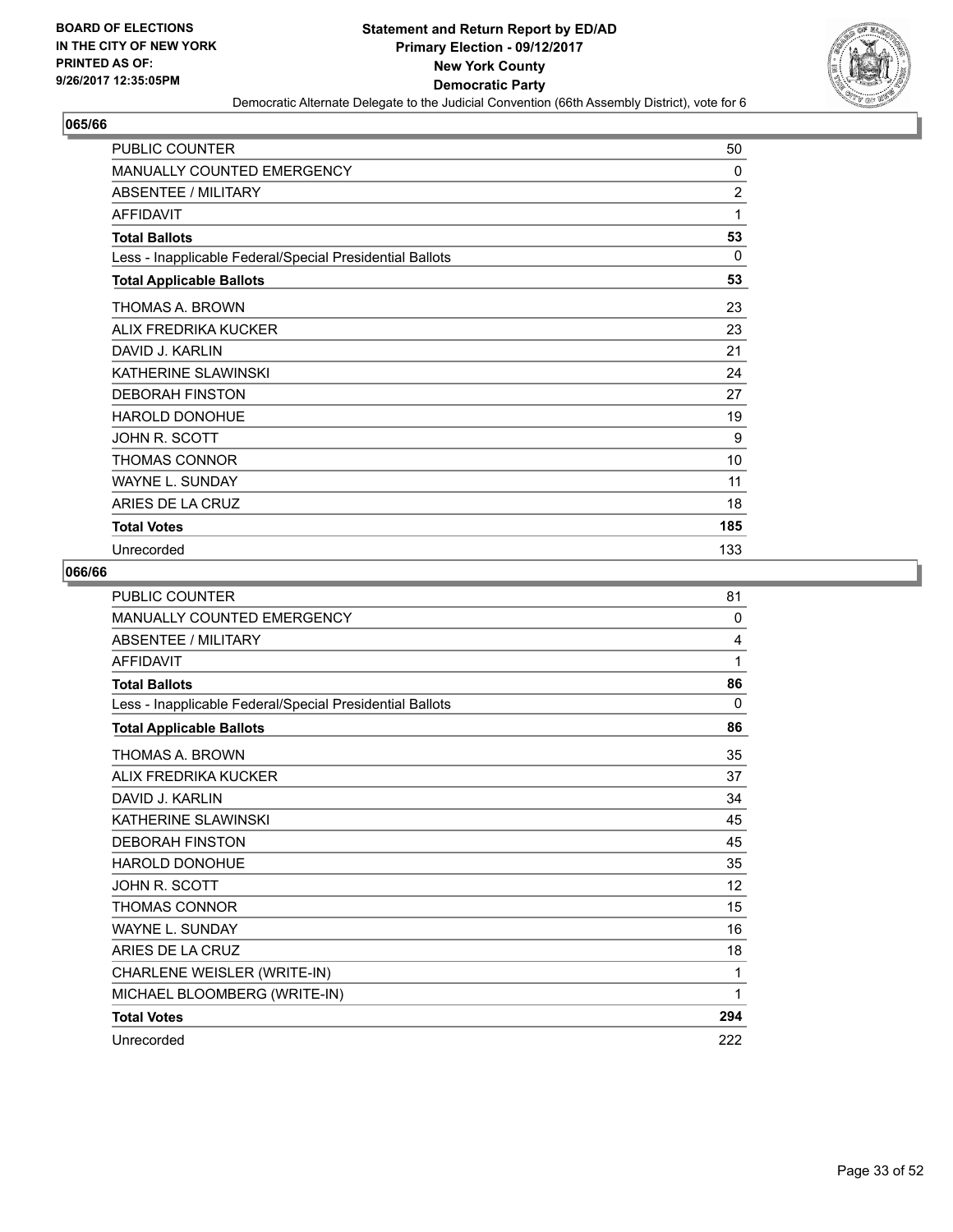**BOARD OF ELECTIONS IN THE CITY OF NEW YORK PRINTED AS OF: 9/26/2017 12:35:05PM**

**Statement and Return Report by ED/AD Primary Election - 09/12/2017 New York County Democratic Party**

Democratic Alternate Delegate to the Judicial Convention (66th Assembly District), vote for 6

## 065/66

| | |
|---|---|
| PUBLIC COUNTER | 50 |
| MANUALLY COUNTED EMERGENCY | 0 |
| ABSENTEE / MILITARY | 2 |
| AFFIDAVIT | 1 |
| **Total Ballots** | **53** |
| Less - Inapplicable Federal/Special Presidential Ballots | 0 |
| **Total Applicable Ballots** | **53** |
| THOMAS A. BROWN | 23 |
| ALIX FREDRIKA KUCKER | 23 |
| DAVID J. KARLIN | 21 |
| KATHERINE SLAWINSKI | 24 |
| DEBORAH FINSTON | 27 |
| HAROLD DONOHUE | 19 |
| JOHN R. SCOTT | 9 |
| THOMAS CONNOR | 10 |
| WAYNE L. SUNDAY | 11 |
| ARIES DE LA CRUZ | 18 |
| **Total Votes** | **185** |
| Unrecorded | 133 |

## 066/66

| | |
|---|---|
| PUBLIC COUNTER | 81 |
| MANUALLY COUNTED EMERGENCY | 0 |
| ABSENTEE / MILITARY | 4 |
| AFFIDAVIT | 1 |
| **Total Ballots** | **86** |
| Less - Inapplicable Federal/Special Presidential Ballots | 0 |
| **Total Applicable Ballots** | **86** |
| THOMAS A. BROWN | 35 |
| ALIX FREDRIKA KUCKER | 37 |
| DAVID J. KARLIN | 34 |
| KATHERINE SLAWINSKI | 45 |
| DEBORAH FINSTON | 45 |
| HAROLD DONOHUE | 35 |
| JOHN R. SCOTT | 12 |
| THOMAS CONNOR | 15 |
| WAYNE L. SUNDAY | 16 |
| ARIES DE LA CRUZ | 18 |
| CHARLENE WEISLER (WRITE-IN) | 1 |
| MICHAEL BLOOMBERG (WRITE-IN) | 1 |
| **Total Votes** | **294** |
| Unrecorded | 222 |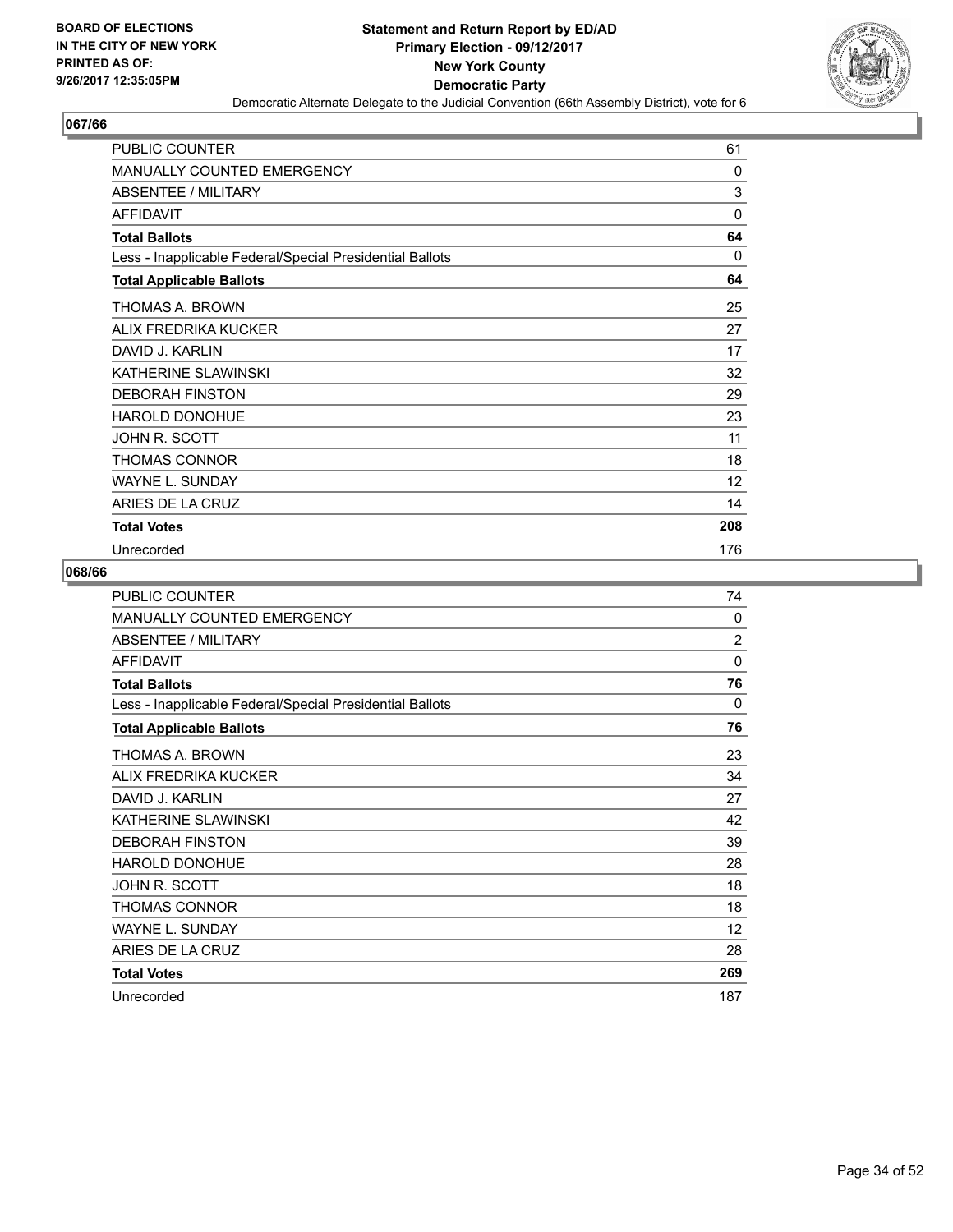BOARD OF ELECTIONS
IN THE CITY OF NEW YORK
PRINTED AS OF:
9/26/2017 12:35:05PM

**Statement and Return Report by ED/AD**
**Primary Election - 09/12/2017**
**New York County**
**Democratic Party**
Democratic Alternate Delegate to the Judicial Convention (66th Assembly District), vote for 6

## 067/66

| | |
|---|---|
| PUBLIC COUNTER | 61 |
| MANUALLY COUNTED EMERGENCY | 0 |
| ABSENTEE / MILITARY | 3 |
| AFFIDAVIT | 0 |
| **Total Ballots** | **64** |
| Less - Inapplicable Federal/Special Presidential Ballots | 0 |
| **Total Applicable Ballots** | **64** |
| THOMAS A. BROWN | 25 |
| ALIX FREDRIKA KUCKER | 27 |
| DAVID J. KARLIN | 17 |
| KATHERINE SLAWINSKI | 32 |
| DEBORAH FINSTON | 29 |
| HAROLD DONOHUE | 23 |
| JOHN R. SCOTT | 11 |
| THOMAS CONNOR | 18 |
| WAYNE L. SUNDAY | 12 |
| ARIES DE LA CRUZ | 14 |
| **Total Votes** | **208** |
| Unrecorded | 176 |

## 068/66

| | |
|---|---|
| PUBLIC COUNTER | 74 |
| MANUALLY COUNTED EMERGENCY | 0 |
| ABSENTEE / MILITARY | 2 |
| AFFIDAVIT | 0 |
| **Total Ballots** | **76** |
| Less - Inapplicable Federal/Special Presidential Ballots | 0 |
| **Total Applicable Ballots** | **76** |
| THOMAS A. BROWN | 23 |
| ALIX FREDRIKA KUCKER | 34 |
| DAVID J. KARLIN | 27 |
| KATHERINE SLAWINSKI | 42 |
| DEBORAH FINSTON | 39 |
| HAROLD DONOHUE | 28 |
| JOHN R. SCOTT | 18 |
| THOMAS CONNOR | 18 |
| WAYNE L. SUNDAY | 12 |
| ARIES DE LA CRUZ | 28 |
| **Total Votes** | **269** |
| Unrecorded | 187 |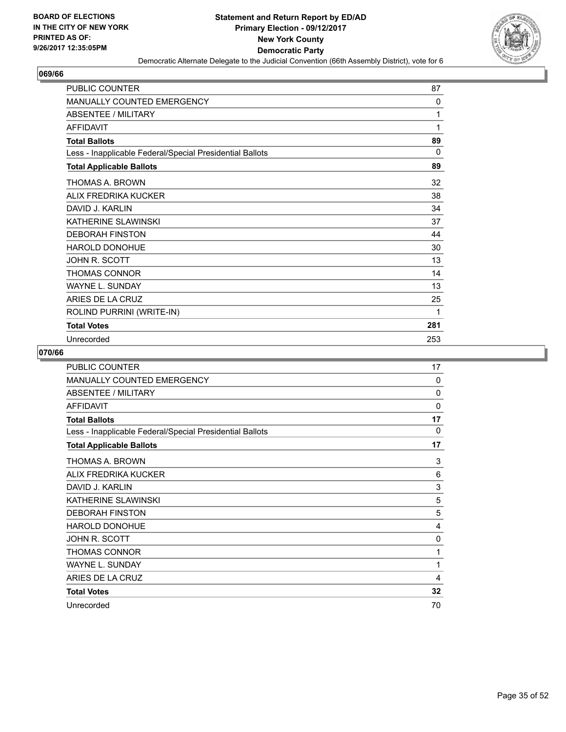**BOARD OF ELECTIONS IN THE CITY OF NEW YORK PRINTED AS OF: 9/26/2017 12:35:05PM**

# Statement and Return Report by ED/AD
## Primary Election - 09/12/2017
## New York County
## Democratic Party
### Democratic Alternate Delegate to the Judicial Convention (66th Assembly District), vote for 6

**069/66**

| | |
|---|---|
| PUBLIC COUNTER | 87 |
| MANUALLY COUNTED EMERGENCY | 0 |
| ABSENTEE / MILITARY | 1 |
| AFFIDAVIT | 1 |
| **Total Ballots** | **89** |
| Less - Inapplicable Federal/Special Presidential Ballots | 0 |
| **Total Applicable Ballots** | **89** |
| THOMAS A. BROWN | 32 |
| ALIX FREDRIKA KUCKER | 38 |
| DAVID J. KARLIN | 34 |
| KATHERINE SLAWINSKI | 37 |
| DEBORAH FINSTON | 44 |
| HAROLD DONOHUE | 30 |
| JOHN R. SCOTT | 13 |
| THOMAS CONNOR | 14 |
| WAYNE L. SUNDAY | 13 |
| ARIES DE LA CRUZ | 25 |
| ROLIND PURRINI (WRITE-IN) | 1 |
| **Total Votes** | **281** |
| Unrecorded | 253 |

**070/66**

| | |
|---|---|
| PUBLIC COUNTER | 17 |
| MANUALLY COUNTED EMERGENCY | 0 |
| ABSENTEE / MILITARY | 0 |
| AFFIDAVIT | 0 |
| **Total Ballots** | **17** |
| Less - Inapplicable Federal/Special Presidential Ballots | 0 |
| **Total Applicable Ballots** | **17** |
| THOMAS A. BROWN | 3 |
| ALIX FREDRIKA KUCKER | 6 |
| DAVID J. KARLIN | 3 |
| KATHERINE SLAWINSKI | 5 |
| DEBORAH FINSTON | 5 |
| HAROLD DONOHUE | 4 |
| JOHN R. SCOTT | 0 |
| THOMAS CONNOR | 1 |
| WAYNE L. SUNDAY | 1 |
| ARIES DE LA CRUZ | 4 |
| **Total Votes** | **32** |
| Unrecorded | 70 |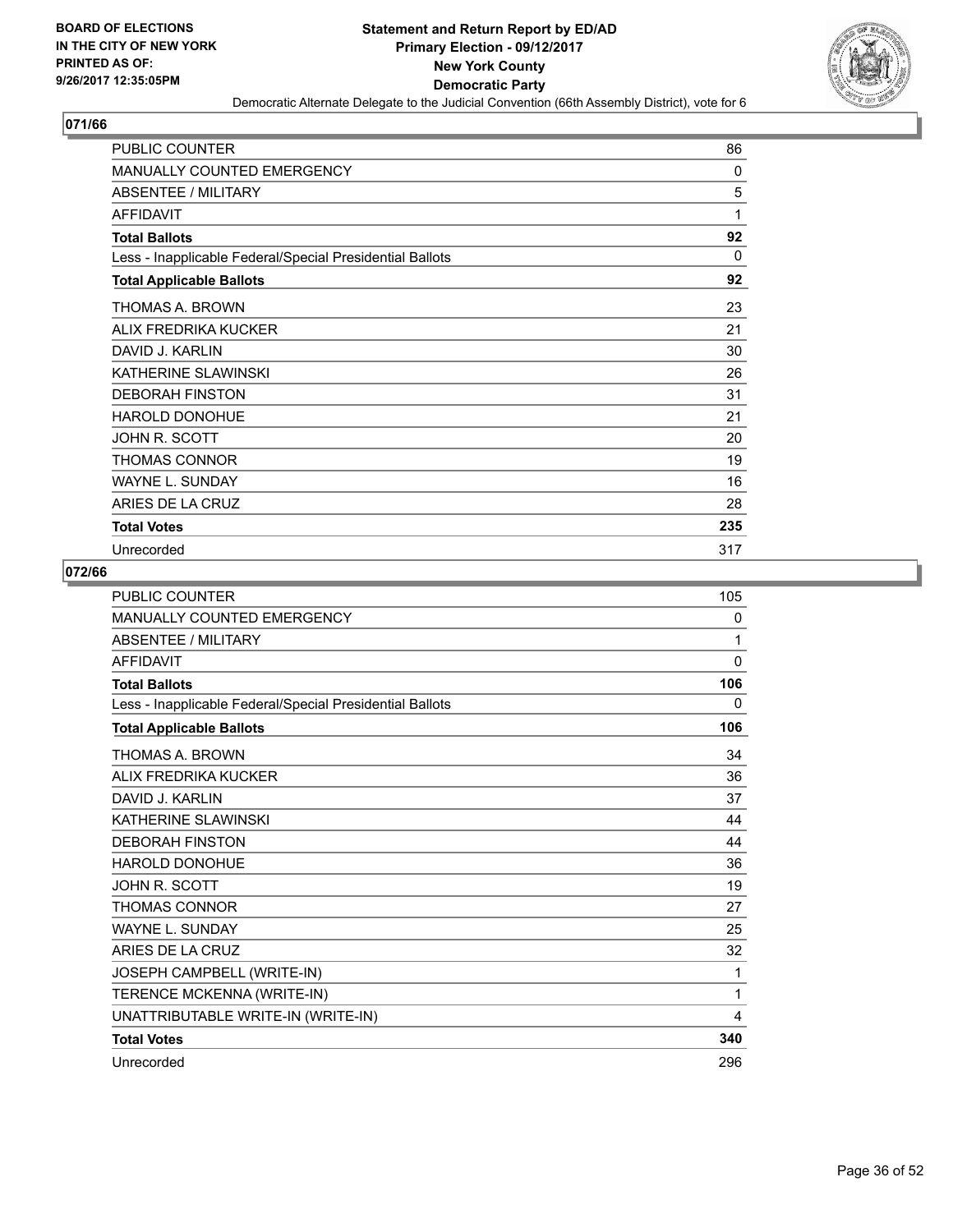BOARD OF ELECTIONS
IN THE CITY OF NEW YORK
PRINTED AS OF:
9/26/2017 12:35:05PM

**Statement and Return Report by ED/AD**
**Primary Election - 09/12/2017**
**New York County**
**Democratic Party**
Democratic Alternate Delegate to the Judicial Convention (66th Assembly District), vote for 6

## 071/66

| | |
|---|---|
| PUBLIC COUNTER | 86 |
| MANUALLY COUNTED EMERGENCY | 0 |
| ABSENTEE / MILITARY | 5 |
| AFFIDAVIT | 1 |
| **Total Ballots** | **92** |
| Less - Inapplicable Federal/Special Presidential Ballots | 0 |
| **Total Applicable Ballots** | **92** |
| THOMAS A. BROWN | 23 |
| ALIX FREDRIKA KUCKER | 21 |
| DAVID J. KARLIN | 30 |
| KATHERINE SLAWINSKI | 26 |
| DEBORAH FINSTON | 31 |
| HAROLD DONOHUE | 21 |
| JOHN R. SCOTT | 20 |
| THOMAS CONNOR | 19 |
| WAYNE L. SUNDAY | 16 |
| ARIES DE LA CRUZ | 28 |
| **Total Votes** | **235** |
| Unrecorded | 317 |

## 072/66

| | |
|---|---|
| PUBLIC COUNTER | 105 |
| MANUALLY COUNTED EMERGENCY | 0 |
| ABSENTEE / MILITARY | 1 |
| AFFIDAVIT | 0 |
| **Total Ballots** | **106** |
| Less - Inapplicable Federal/Special Presidential Ballots | 0 |
| **Total Applicable Ballots** | **106** |
| THOMAS A. BROWN | 34 |
| ALIX FREDRIKA KUCKER | 36 |
| DAVID J. KARLIN | 37 |
| KATHERINE SLAWINSKI | 44 |
| DEBORAH FINSTON | 44 |
| HAROLD DONOHUE | 36 |
| JOHN R. SCOTT | 19 |
| THOMAS CONNOR | 27 |
| WAYNE L. SUNDAY | 25 |
| ARIES DE LA CRUZ | 32 |
| JOSEPH CAMPBELL (WRITE-IN) | 1 |
| TERENCE MCKENNA (WRITE-IN) | 1 |
| UNATTRIBUTABLE WRITE-IN (WRITE-IN) | 4 |
| **Total Votes** | **340** |
| Unrecorded | 296 |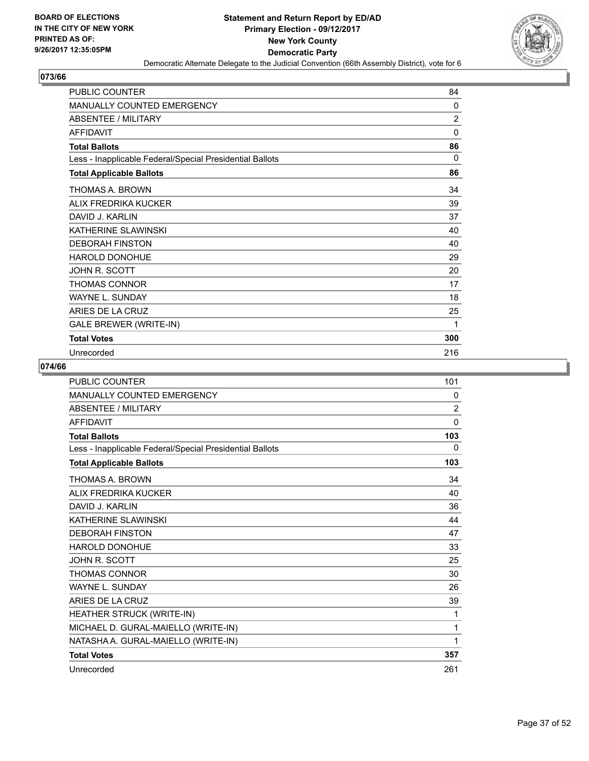BOARD OF ELECTIONS
IN THE CITY OF NEW YORK
PRINTED AS OF:
9/26/2017 12:35:05PM

**Statement and Return Report by ED/AD**
**Primary Election - 09/12/2017**
**New York County**
**Democratic Party**
Democratic Alternate Delegate to the Judicial Convention (66th Assembly District), vote for 6

## 073/66

| | |
|---|---|
| PUBLIC COUNTER | 84 |
| MANUALLY COUNTED EMERGENCY | 0 |
| ABSENTEE / MILITARY | 2 |
| AFFIDAVIT | 0 |
| **Total Ballots** | **86** |
| Less - Inapplicable Federal/Special Presidential Ballots | 0 |
| **Total Applicable Ballots** | **86** |
| THOMAS A. BROWN | 34 |
| ALIX FREDRIKA KUCKER | 39 |
| DAVID J. KARLIN | 37 |
| KATHERINE SLAWINSKI | 40 |
| DEBORAH FINSTON | 40 |
| HAROLD DONOHUE | 29 |
| JOHN R. SCOTT | 20 |
| THOMAS CONNOR | 17 |
| WAYNE L. SUNDAY | 18 |
| ARIES DE LA CRUZ | 25 |
| GALE BREWER (WRITE-IN) | 1 |
| **Total Votes** | **300** |
| Unrecorded | 216 |

## 074/66

| | |
|---|---|
| PUBLIC COUNTER | 101 |
| MANUALLY COUNTED EMERGENCY | 0 |
| ABSENTEE / MILITARY | 2 |
| AFFIDAVIT | 0 |
| **Total Ballots** | **103** |
| Less - Inapplicable Federal/Special Presidential Ballots | 0 |
| **Total Applicable Ballots** | **103** |
| THOMAS A. BROWN | 34 |
| ALIX FREDRIKA KUCKER | 40 |
| DAVID J. KARLIN | 36 |
| KATHERINE SLAWINSKI | 44 |
| DEBORAH FINSTON | 47 |
| HAROLD DONOHUE | 33 |
| JOHN R. SCOTT | 25 |
| THOMAS CONNOR | 30 |
| WAYNE L. SUNDAY | 26 |
| ARIES DE LA CRUZ | 39 |
| HEATHER STRUCK (WRITE-IN) | 1 |
| MICHAEL D. GURAL-MAIELLO (WRITE-IN) | 1 |
| NATASHA A. GURAL-MAIELLO (WRITE-IN) | 1 |
| **Total Votes** | **357** |
| Unrecorded | 261 |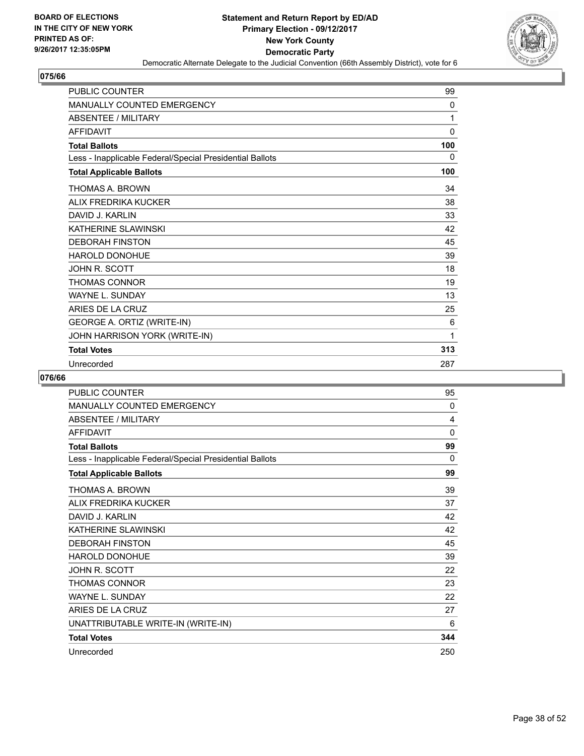BOARD OF ELECTIONS
IN THE CITY OF NEW YORK
PRINTED AS OF:
9/26/2017 12:35:05PM

# Statement and Return Report by ED/AD
## Primary Election - 09/12/2017
## New York County
## Democratic Party
Democratic Alternate Delegate to the Judicial Convention (66th Assembly District), vote for 6

### 075/66

| | |
|---|---|
| PUBLIC COUNTER | 99 |
| MANUALLY COUNTED EMERGENCY | 0 |
| ABSENTEE / MILITARY | 1 |
| AFFIDAVIT | 0 |
| **Total Ballots** | **100** |
| Less - Inapplicable Federal/Special Presidential Ballots | 0 |
| **Total Applicable Ballots** | **100** |
| THOMAS A. BROWN | 34 |
| ALIX FREDRIKA KUCKER | 38 |
| DAVID J. KARLIN | 33 |
| KATHERINE SLAWINSKI | 42 |
| DEBORAH FINSTON | 45 |
| HAROLD DONOHUE | 39 |
| JOHN R. SCOTT | 18 |
| THOMAS CONNOR | 19 |
| WAYNE L. SUNDAY | 13 |
| ARIES DE LA CRUZ | 25 |
| GEORGE A. ORTIZ (WRITE-IN) | 6 |
| JOHN HARRISON YORK (WRITE-IN) | 1 |
| **Total Votes** | **313** |
| Unrecorded | 287 |

### 076/66

| | |
|---|---|
| PUBLIC COUNTER | 95 |
| MANUALLY COUNTED EMERGENCY | 0 |
| ABSENTEE / MILITARY | 4 |
| AFFIDAVIT | 0 |
| **Total Ballots** | **99** |
| Less - Inapplicable Federal/Special Presidential Ballots | 0 |
| **Total Applicable Ballots** | **99** |
| THOMAS A. BROWN | 39 |
| ALIX FREDRIKA KUCKER | 37 |
| DAVID J. KARLIN | 42 |
| KATHERINE SLAWINSKI | 42 |
| DEBORAH FINSTON | 45 |
| HAROLD DONOHUE | 39 |
| JOHN R. SCOTT | 22 |
| THOMAS CONNOR | 23 |
| WAYNE L. SUNDAY | 22 |
| ARIES DE LA CRUZ | 27 |
| UNATTRIBUTABLE WRITE-IN (WRITE-IN) | 6 |
| **Total Votes** | **344** |
| Unrecorded | 250 |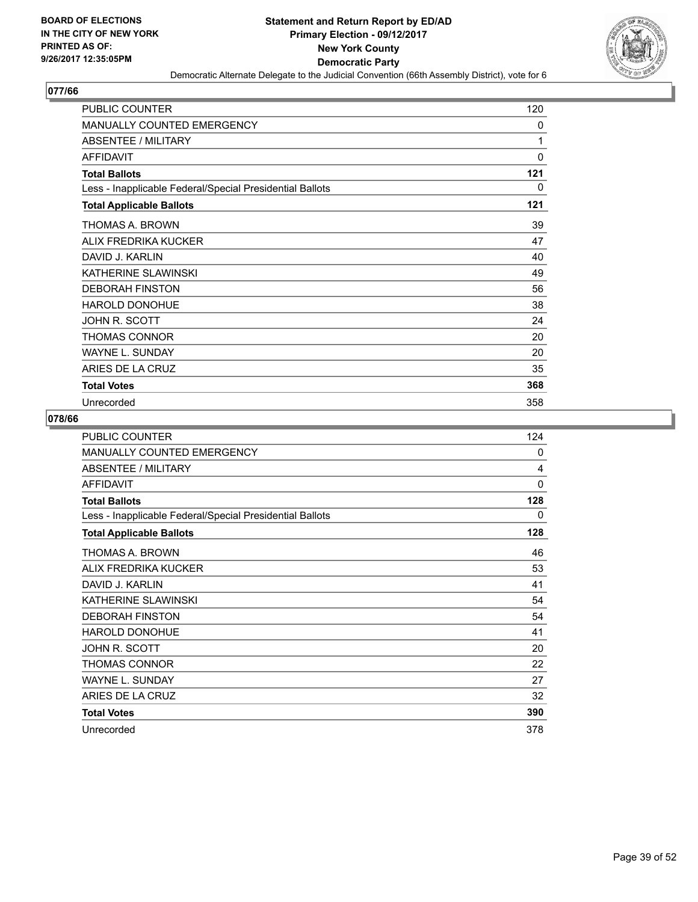**BOARD OF ELECTIONS IN THE CITY OF NEW YORK PRINTED AS OF: 9/26/2017 12:35:05PM**

# Statement and Return Report by ED/AD
## Primary Election - 09/12/2017
## New York County
## Democratic Party
### Democratic Alternate Delegate to the Judicial Convention (66th Assembly District), vote for 6

## 077/66

| | |
|---|---|
| PUBLIC COUNTER | 120 |
| MANUALLY COUNTED EMERGENCY | 0 |
| ABSENTEE / MILITARY | 1 |
| AFFIDAVIT | 0 |
| **Total Ballots** | **121** |
| Less - Inapplicable Federal/Special Presidential Ballots | 0 |
| **Total Applicable Ballots** | **121** |
| THOMAS A. BROWN | 39 |
| ALIX FREDRIKA KUCKER | 47 |
| DAVID J. KARLIN | 40 |
| KATHERINE SLAWINSKI | 49 |
| DEBORAH FINSTON | 56 |
| HAROLD DONOHUE | 38 |
| JOHN R. SCOTT | 24 |
| THOMAS CONNOR | 20 |
| WAYNE L. SUNDAY | 20 |
| ARIES DE LA CRUZ | 35 |
| **Total Votes** | **368** |
| Unrecorded | 358 |

## 078/66

| | |
|---|---|
| PUBLIC COUNTER | 124 |
| MANUALLY COUNTED EMERGENCY | 0 |
| ABSENTEE / MILITARY | 4 |
| AFFIDAVIT | 0 |
| **Total Ballots** | **128** |
| Less - Inapplicable Federal/Special Presidential Ballots | 0 |
| **Total Applicable Ballots** | **128** |
| THOMAS A. BROWN | 46 |
| ALIX FREDRIKA KUCKER | 53 |
| DAVID J. KARLIN | 41 |
| KATHERINE SLAWINSKI | 54 |
| DEBORAH FINSTON | 54 |
| HAROLD DONOHUE | 41 |
| JOHN R. SCOTT | 20 |
| THOMAS CONNOR | 22 |
| WAYNE L. SUNDAY | 27 |
| ARIES DE LA CRUZ | 32 |
| **Total Votes** | **390** |
| Unrecorded | 378 |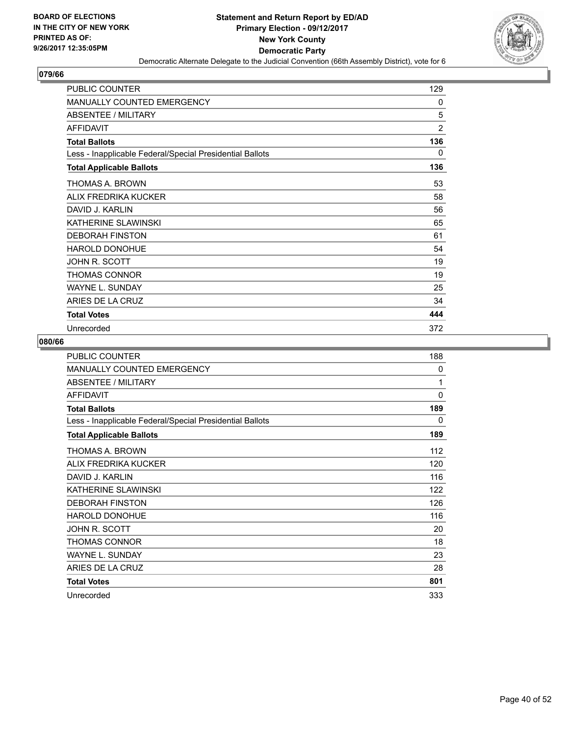**BOARD OF ELECTIONS IN THE CITY OF NEW YORK PRINTED AS OF: 9/26/2017 12:35:05PM**

# Statement and Return Report by ED/AD
## Primary Election - 09/12/2017
## New York County
## Democratic Party
### Democratic Alternate Delegate to the Judicial Convention (66th Assembly District), vote for 6

## 079/66

| | |
|---|---|
| PUBLIC COUNTER | 129 |
| MANUALLY COUNTED EMERGENCY | 0 |
| ABSENTEE / MILITARY | 5 |
| AFFIDAVIT | 2 |
| **Total Ballots** | **136** |
| Less - Inapplicable Federal/Special Presidential Ballots | 0 |
| **Total Applicable Ballots** | **136** |
| THOMAS A. BROWN | 53 |
| ALIX FREDRIKA KUCKER | 58 |
| DAVID J. KARLIN | 56 |
| KATHERINE SLAWINSKI | 65 |
| DEBORAH FINSTON | 61 |
| HAROLD DONOHUE | 54 |
| JOHN R. SCOTT | 19 |
| THOMAS CONNOR | 19 |
| WAYNE L. SUNDAY | 25 |
| ARIES DE LA CRUZ | 34 |
| **Total Votes** | **444** |
| Unrecorded | 372 |

## 080/66

| | |
|---|---|
| PUBLIC COUNTER | 188 |
| MANUALLY COUNTED EMERGENCY | 0 |
| ABSENTEE / MILITARY | 1 |
| AFFIDAVIT | 0 |
| **Total Ballots** | **189** |
| Less - Inapplicable Federal/Special Presidential Ballots | 0 |
| **Total Applicable Ballots** | **189** |
| THOMAS A. BROWN | 112 |
| ALIX FREDRIKA KUCKER | 120 |
| DAVID J. KARLIN | 116 |
| KATHERINE SLAWINSKI | 122 |
| DEBORAH FINSTON | 126 |
| HAROLD DONOHUE | 116 |
| JOHN R. SCOTT | 20 |
| THOMAS CONNOR | 18 |
| WAYNE L. SUNDAY | 23 |
| ARIES DE LA CRUZ | 28 |
| **Total Votes** | **801** |
| Unrecorded | 333 |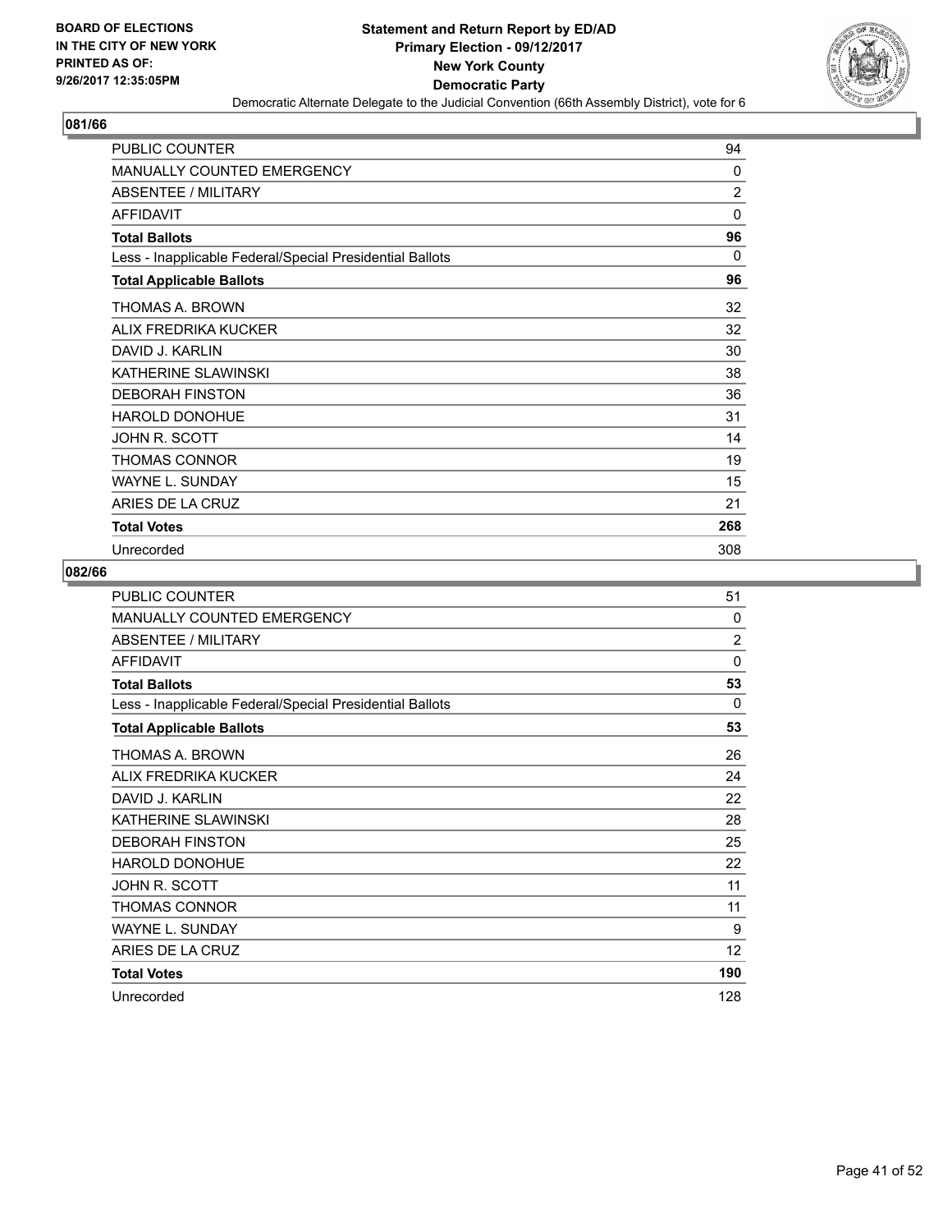BOARD OF ELECTIONS
IN THE CITY OF NEW YORK
PRINTED AS OF:
9/26/2017 12:35:05PM

**Statement and Return Report by ED/AD**
**Primary Election - 09/12/2017**
**New York County**
**Democratic Party**
Democratic Alternate Delegate to the Judicial Convention (66th Assembly District), vote for 6

## 081/66

| | |
|---|---|
| PUBLIC COUNTER | 94 |
| MANUALLY COUNTED EMERGENCY | 0 |
| ABSENTEE / MILITARY | 2 |
| AFFIDAVIT | 0 |
| **Total Ballots** | **96** |
| Less - Inapplicable Federal/Special Presidential Ballots | 0 |
| **Total Applicable Ballots** | **96** |
| THOMAS A. BROWN | 32 |
| ALIX FREDRIKA KUCKER | 32 |
| DAVID J. KARLIN | 30 |
| KATHERINE SLAWINSKI | 38 |
| DEBORAH FINSTON | 36 |
| HAROLD DONOHUE | 31 |
| JOHN R. SCOTT | 14 |
| THOMAS CONNOR | 19 |
| WAYNE L. SUNDAY | 15 |
| ARIES DE LA CRUZ | 21 |
| **Total Votes** | **268** |
| Unrecorded | 308 |

## 082/66

| | |
|---|---|
| PUBLIC COUNTER | 51 |
| MANUALLY COUNTED EMERGENCY | 0 |
| ABSENTEE / MILITARY | 2 |
| AFFIDAVIT | 0 |
| **Total Ballots** | **53** |
| Less - Inapplicable Federal/Special Presidential Ballots | 0 |
| **Total Applicable Ballots** | **53** |
| THOMAS A. BROWN | 26 |
| ALIX FREDRIKA KUCKER | 24 |
| DAVID J. KARLIN | 22 |
| KATHERINE SLAWINSKI | 28 |
| DEBORAH FINSTON | 25 |
| HAROLD DONOHUE | 22 |
| JOHN R. SCOTT | 11 |
| THOMAS CONNOR | 11 |
| WAYNE L. SUNDAY | 9 |
| ARIES DE LA CRUZ | 12 |
| **Total Votes** | **190** |
| Unrecorded | 128 |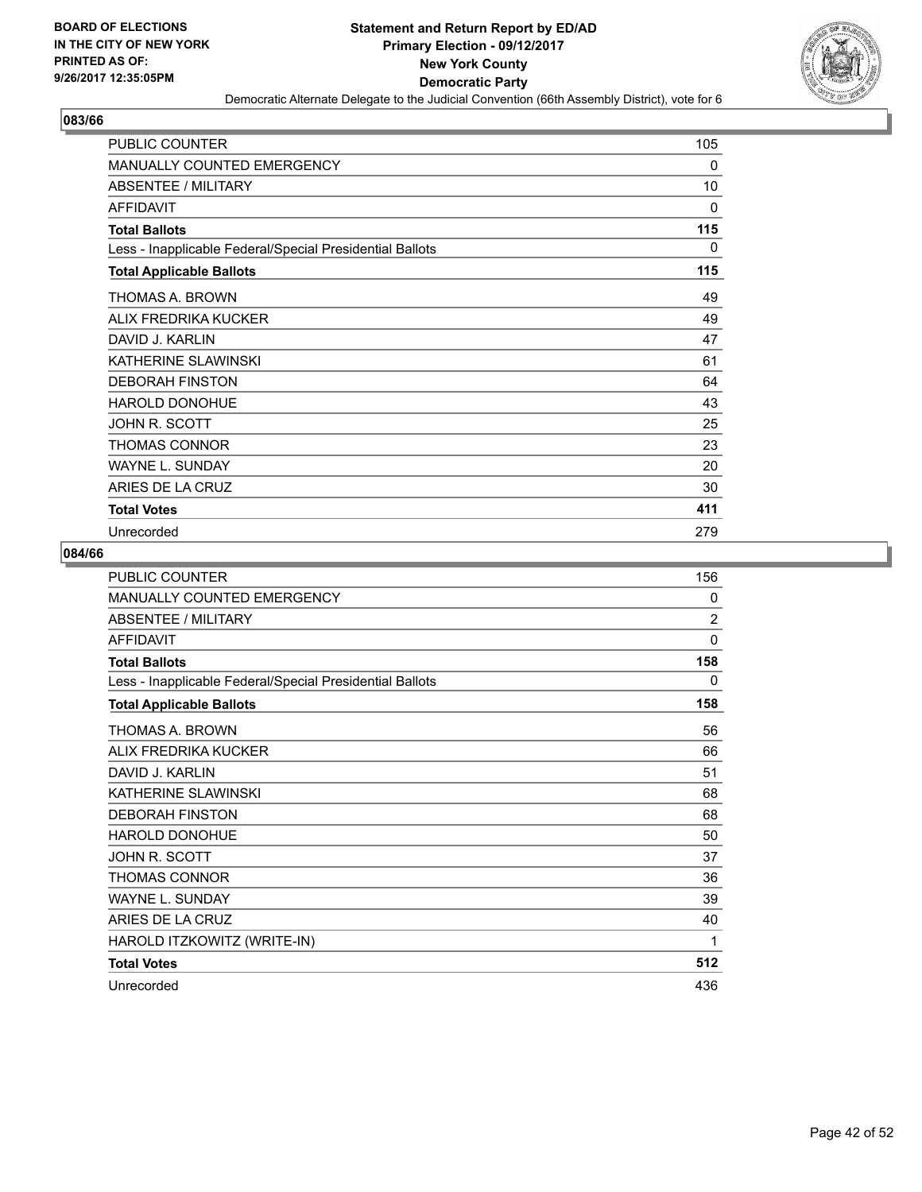BOARD OF ELECTIONS
IN THE CITY OF NEW YORK
PRINTED AS OF:
9/26/2017 12:35:05PM

**Statement and Return Report by ED/AD**
**Primary Election - 09/12/2017**
**New York County**
**Democratic Party**
Democratic Alternate Delegate to the Judicial Convention (66th Assembly District), vote for 6

## 083/66

| | |
|---|---|
| PUBLIC COUNTER | 105 |
| MANUALLY COUNTED EMERGENCY | 0 |
| ABSENTEE / MILITARY | 10 |
| AFFIDAVIT | 0 |
| **Total Ballots** | **115** |
| Less - Inapplicable Federal/Special Presidential Ballots | 0 |
| **Total Applicable Ballots** | **115** |
| THOMAS A. BROWN | 49 |
| ALIX FREDRIKA KUCKER | 49 |
| DAVID J. KARLIN | 47 |
| KATHERINE SLAWINSKI | 61 |
| DEBORAH FINSTON | 64 |
| HAROLD DONOHUE | 43 |
| JOHN R. SCOTT | 25 |
| THOMAS CONNOR | 23 |
| WAYNE L. SUNDAY | 20 |
| ARIES DE LA CRUZ | 30 |
| **Total Votes** | **411** |
| Unrecorded | 279 |

## 084/66

| | |
|---|---|
| PUBLIC COUNTER | 156 |
| MANUALLY COUNTED EMERGENCY | 0 |
| ABSENTEE / MILITARY | 2 |
| AFFIDAVIT | 0 |
| **Total Ballots** | **158** |
| Less - Inapplicable Federal/Special Presidential Ballots | 0 |
| **Total Applicable Ballots** | **158** |
| THOMAS A. BROWN | 56 |
| ALIX FREDRIKA KUCKER | 66 |
| DAVID J. KARLIN | 51 |
| KATHERINE SLAWINSKI | 68 |
| DEBORAH FINSTON | 68 |
| HAROLD DONOHUE | 50 |
| JOHN R. SCOTT | 37 |
| THOMAS CONNOR | 36 |
| WAYNE L. SUNDAY | 39 |
| ARIES DE LA CRUZ | 40 |
| HAROLD ITZKOWITZ (WRITE-IN) | 1 |
| **Total Votes** | **512** |
| Unrecorded | 436 |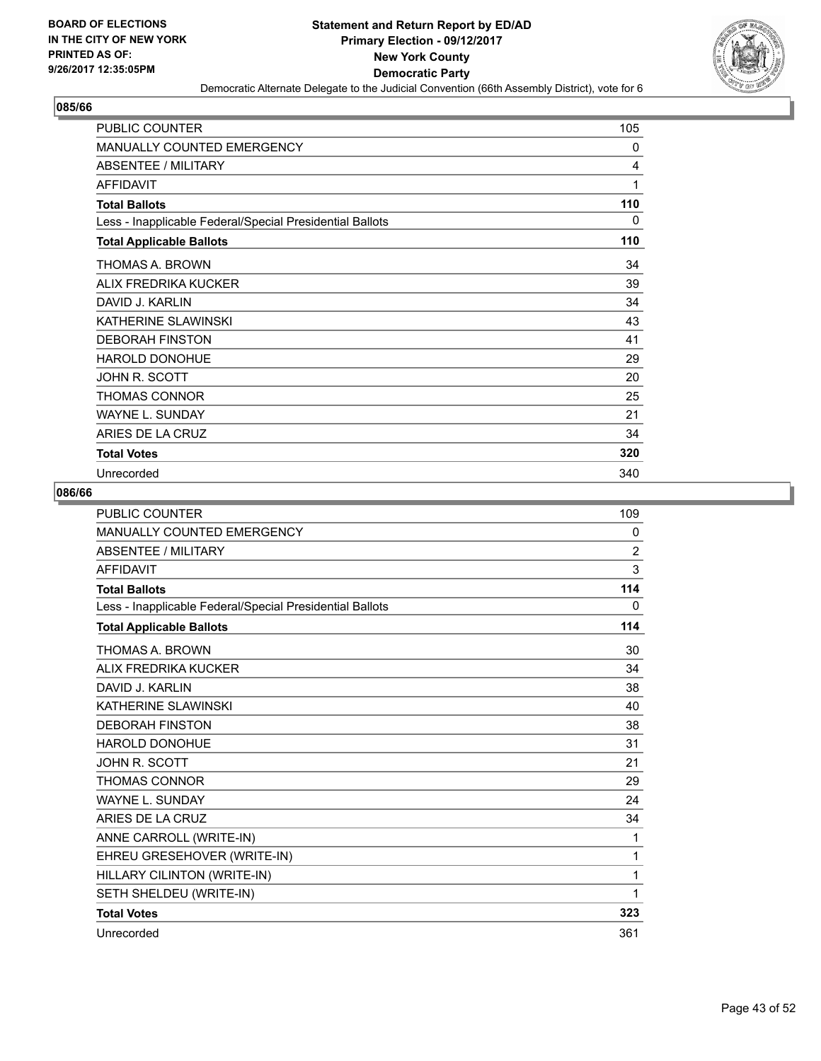BOARD OF ELECTIONS
IN THE CITY OF NEW YORK
PRINTED AS OF:
9/26/2017 12:35:05PM

**Statement and Return Report by ED/AD**
**Primary Election - 09/12/2017**
**New York County**
**Democratic Party**
Democratic Alternate Delegate to the Judicial Convention (66th Assembly District), vote for 6

## 085/66

| | |
|---|---|
| PUBLIC COUNTER | 105 |
| MANUALLY COUNTED EMERGENCY | 0 |
| ABSENTEE / MILITARY | 4 |
| AFFIDAVIT | 1 |
| **Total Ballots** | **110** |
| Less - Inapplicable Federal/Special Presidential Ballots | 0 |
| **Total Applicable Ballots** | **110** |
| THOMAS A. BROWN | 34 |
| ALIX FREDRIKA KUCKER | 39 |
| DAVID J. KARLIN | 34 |
| KATHERINE SLAWINSKI | 43 |
| DEBORAH FINSTON | 41 |
| HAROLD DONOHUE | 29 |
| JOHN R. SCOTT | 20 |
| THOMAS CONNOR | 25 |
| WAYNE L. SUNDAY | 21 |
| ARIES DE LA CRUZ | 34 |
| **Total Votes** | **320** |
| Unrecorded | 340 |

## 086/66

| | |
|---|---|
| PUBLIC COUNTER | 109 |
| MANUALLY COUNTED EMERGENCY | 0 |
| ABSENTEE / MILITARY | 2 |
| AFFIDAVIT | 3 |
| **Total Ballots** | **114** |
| Less - Inapplicable Federal/Special Presidential Ballots | 0 |
| **Total Applicable Ballots** | **114** |
| THOMAS A. BROWN | 30 |
| ALIX FREDRIKA KUCKER | 34 |
| DAVID J. KARLIN | 38 |
| KATHERINE SLAWINSKI | 40 |
| DEBORAH FINSTON | 38 |
| HAROLD DONOHUE | 31 |
| JOHN R. SCOTT | 21 |
| THOMAS CONNOR | 29 |
| WAYNE L. SUNDAY | 24 |
| ARIES DE LA CRUZ | 34 |
| ANNE CARROLL (WRITE-IN) | 1 |
| EHREU GRESEHOVER (WRITE-IN) | 1 |
| HILLARY CILINTON (WRITE-IN) | 1 |
| SETH SHELDEU (WRITE-IN) | 1 |
| **Total Votes** | **323** |
| Unrecorded | 361 |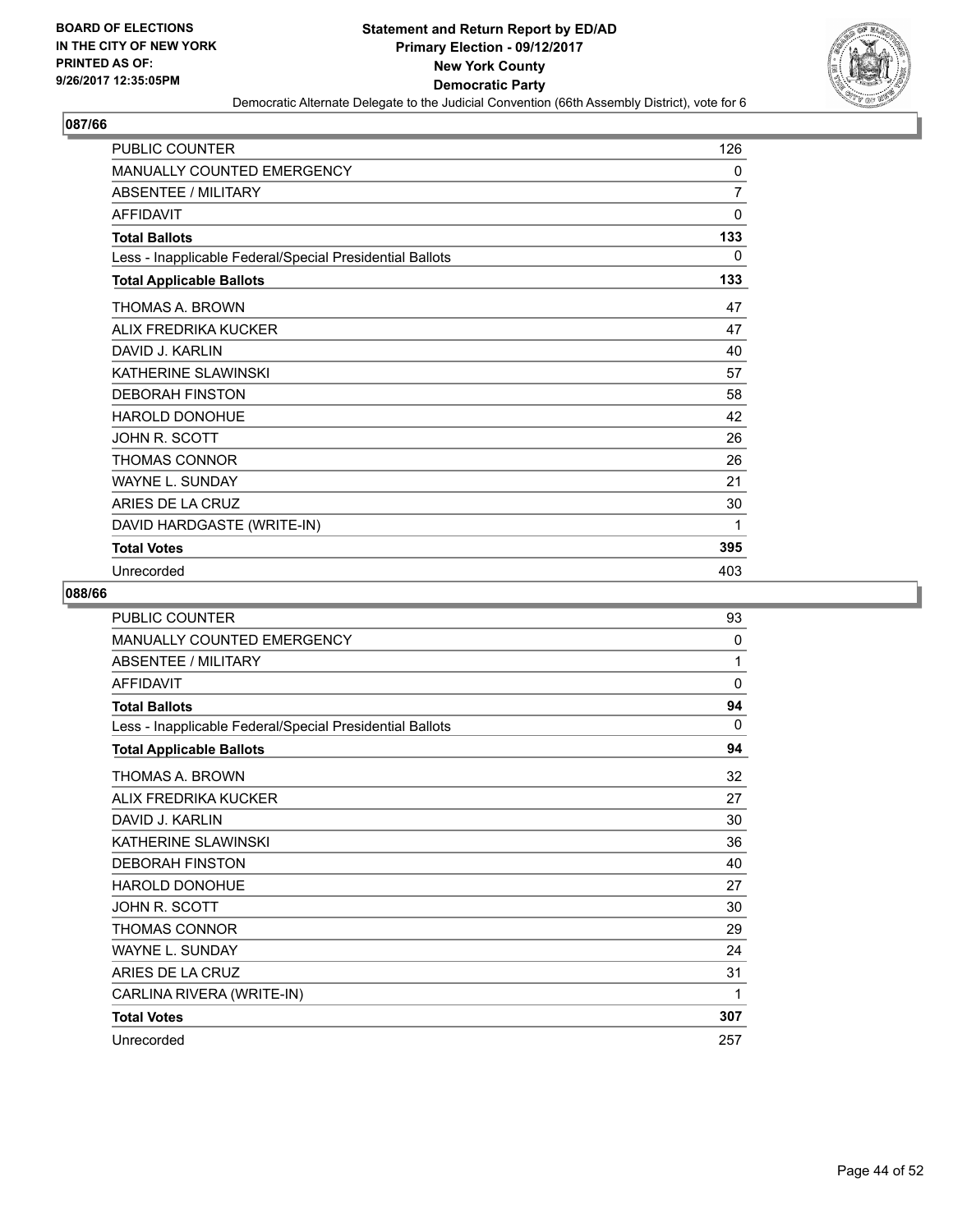**BOARD OF ELECTIONS IN THE CITY OF NEW YORK PRINTED AS OF: 9/26/2017 12:35:05PM**

**Statement and Return Report by ED/AD Primary Election - 09/12/2017 New York County Democratic Party**

Democratic Alternate Delegate to the Judicial Convention (66th Assembly District), vote for 6

## 087/66

| | |
|---|---|
| PUBLIC COUNTER | 126 |
| MANUALLY COUNTED EMERGENCY | 0 |
| ABSENTEE / MILITARY | 7 |
| AFFIDAVIT | 0 |
| **Total Ballots** | **133** |
| Less - Inapplicable Federal/Special Presidential Ballots | 0 |
| **Total Applicable Ballots** | **133** |
| THOMAS A. BROWN | 47 |
| ALIX FREDRIKA KUCKER | 47 |
| DAVID J. KARLIN | 40 |
| KATHERINE SLAWINSKI | 57 |
| DEBORAH FINSTON | 58 |
| HAROLD DONOHUE | 42 |
| JOHN R. SCOTT | 26 |
| THOMAS CONNOR | 26 |
| WAYNE L. SUNDAY | 21 |
| ARIES DE LA CRUZ | 30 |
| DAVID HARDGASTE (WRITE-IN) | 1 |
| **Total Votes** | **395** |
| Unrecorded | 403 |

## 088/66

| | |
|---|---|
| PUBLIC COUNTER | 93 |
| MANUALLY COUNTED EMERGENCY | 0 |
| ABSENTEE / MILITARY | 1 |
| AFFIDAVIT | 0 |
| **Total Ballots** | **94** |
| Less - Inapplicable Federal/Special Presidential Ballots | 0 |
| **Total Applicable Ballots** | **94** |
| THOMAS A. BROWN | 32 |
| ALIX FREDRIKA KUCKER | 27 |
| DAVID J. KARLIN | 30 |
| KATHERINE SLAWINSKI | 36 |
| DEBORAH FINSTON | 40 |
| HAROLD DONOHUE | 27 |
| JOHN R. SCOTT | 30 |
| THOMAS CONNOR | 29 |
| WAYNE L. SUNDAY | 24 |
| ARIES DE LA CRUZ | 31 |
| CARLINA RIVERA (WRITE-IN) | 1 |
| **Total Votes** | **307** |
| Unrecorded | 257 |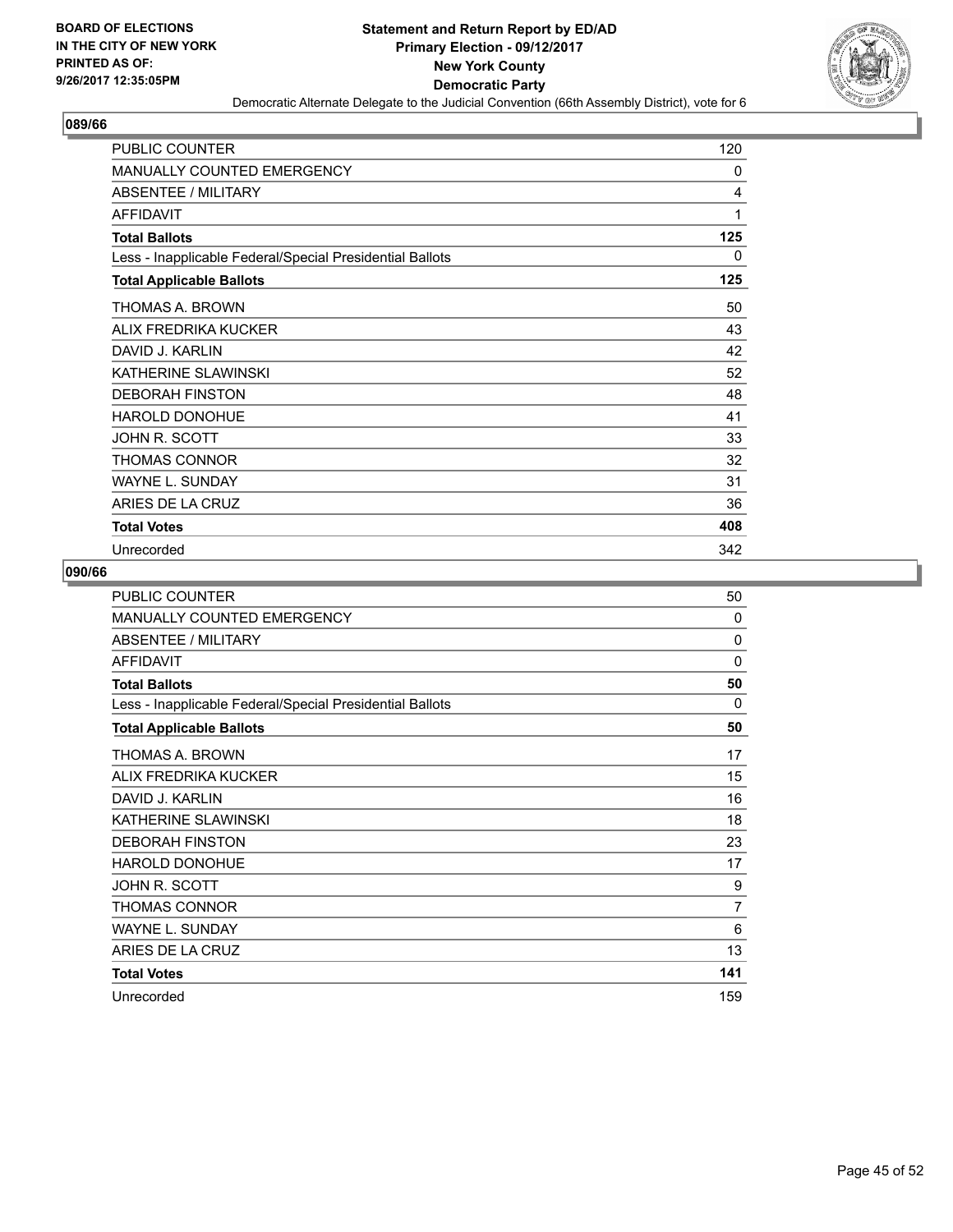**BOARD OF ELECTIONS IN THE CITY OF NEW YORK PRINTED AS OF: 9/26/2017 12:35:05PM**

# Statement and Return Report by ED/AD
## Primary Election - 09/12/2017
## New York County
## Democratic Party
### Democratic Alternate Delegate to the Judicial Convention (66th Assembly District), vote for 6

### 089/66

| | |
|---|---|
| PUBLIC COUNTER | 120 |
| MANUALLY COUNTED EMERGENCY | 0 |
| ABSENTEE / MILITARY | 4 |
| AFFIDAVIT | 1 |
| **Total Ballots** | **125** |
| Less - Inapplicable Federal/Special Presidential Ballots | 0 |
| **Total Applicable Ballots** | **125** |
| THOMAS A. BROWN | 50 |
| ALIX FREDRIKA KUCKER | 43 |
| DAVID J. KARLIN | 42 |
| KATHERINE SLAWINSKI | 52 |
| DEBORAH FINSTON | 48 |
| HAROLD DONOHUE | 41 |
| JOHN R. SCOTT | 33 |
| THOMAS CONNOR | 32 |
| WAYNE L. SUNDAY | 31 |
| ARIES DE LA CRUZ | 36 |
| **Total Votes** | **408** |
| Unrecorded | 342 |

### 090/66

| | |
|---|---|
| PUBLIC COUNTER | 50 |
| MANUALLY COUNTED EMERGENCY | 0 |
| ABSENTEE / MILITARY | 0 |
| AFFIDAVIT | 0 |
| **Total Ballots** | **50** |
| Less - Inapplicable Federal/Special Presidential Ballots | 0 |
| **Total Applicable Ballots** | **50** |
| THOMAS A. BROWN | 17 |
| ALIX FREDRIKA KUCKER | 15 |
| DAVID J. KARLIN | 16 |
| KATHERINE SLAWINSKI | 18 |
| DEBORAH FINSTON | 23 |
| HAROLD DONOHUE | 17 |
| JOHN R. SCOTT | 9 |
| THOMAS CONNOR | 7 |
| WAYNE L. SUNDAY | 6 |
| ARIES DE LA CRUZ | 13 |
| **Total Votes** | **141** |
| Unrecorded | 159 |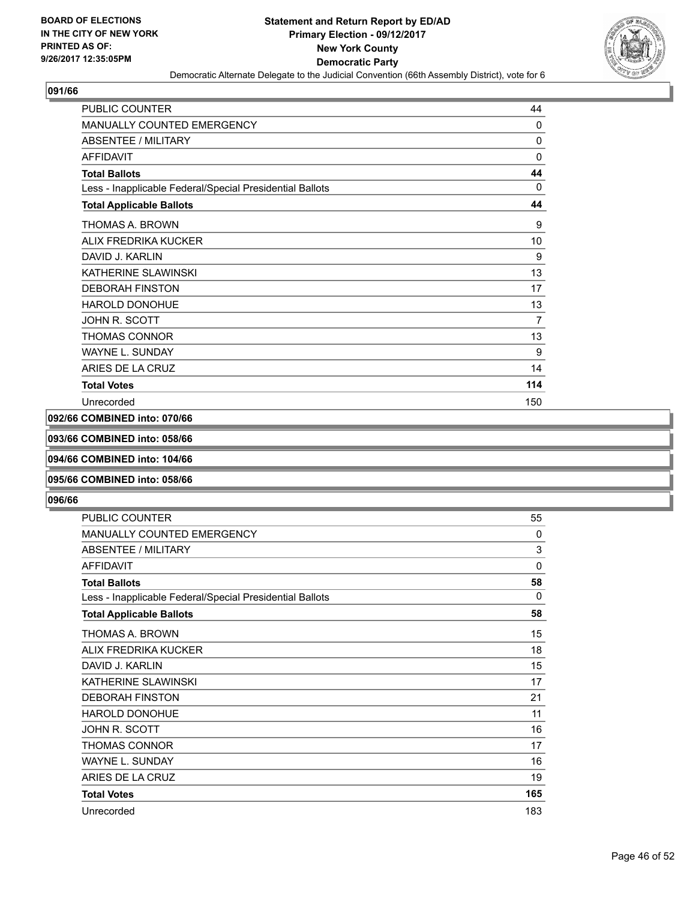**Statement and Return Report by ED/AD**
**Primary Election - 09/12/2017**
**New York County**
**Democratic Party**
Democratic Alternate Delegate to the Judicial Convention (66th Assembly District), vote for 6

BOARD OF ELECTIONS
IN THE CITY OF NEW YORK
PRINTED AS OF:
9/26/2017 12:35:05PM

## 091/66

| | |
|---|---|
| PUBLIC COUNTER | 44 |
| MANUALLY COUNTED EMERGENCY | 0 |
| ABSENTEE / MILITARY | 0 |
| AFFIDAVIT | 0 |
| **Total Ballots** | **44** |
| Less - Inapplicable Federal/Special Presidential Ballots | 0 |
| **Total Applicable Ballots** | **44** |
| THOMAS A. BROWN | 9 |
| ALIX FREDRIKA KUCKER | 10 |
| DAVID J. KARLIN | 9 |
| KATHERINE SLAWINSKI | 13 |
| DEBORAH FINSTON | 17 |
| HAROLD DONOHUE | 13 |
| JOHN R. SCOTT | 7 |
| THOMAS CONNOR | 13 |
| WAYNE L. SUNDAY | 9 |
| ARIES DE LA CRUZ | 14 |
| **Total Votes** | **114** |
| Unrecorded | 150 |

**092/66 COMBINED into: 070/66**

**093/66 COMBINED into: 058/66**

**094/66 COMBINED into: 104/66**

**095/66 COMBINED into: 058/66**

## 096/66

| | |
|---|---|
| PUBLIC COUNTER | 55 |
| MANUALLY COUNTED EMERGENCY | 0 |
| ABSENTEE / MILITARY | 3 |
| AFFIDAVIT | 0 |
| **Total Ballots** | **58** |
| Less - Inapplicable Federal/Special Presidential Ballots | 0 |
| **Total Applicable Ballots** | **58** |
| THOMAS A. BROWN | 15 |
| ALIX FREDRIKA KUCKER | 18 |
| DAVID J. KARLIN | 15 |
| KATHERINE SLAWINSKI | 17 |
| DEBORAH FINSTON | 21 |
| HAROLD DONOHUE | 11 |
| JOHN R. SCOTT | 16 |
| THOMAS CONNOR | 17 |
| WAYNE L. SUNDAY | 16 |
| ARIES DE LA CRUZ | 19 |
| **Total Votes** | **165** |
| Unrecorded | 183 |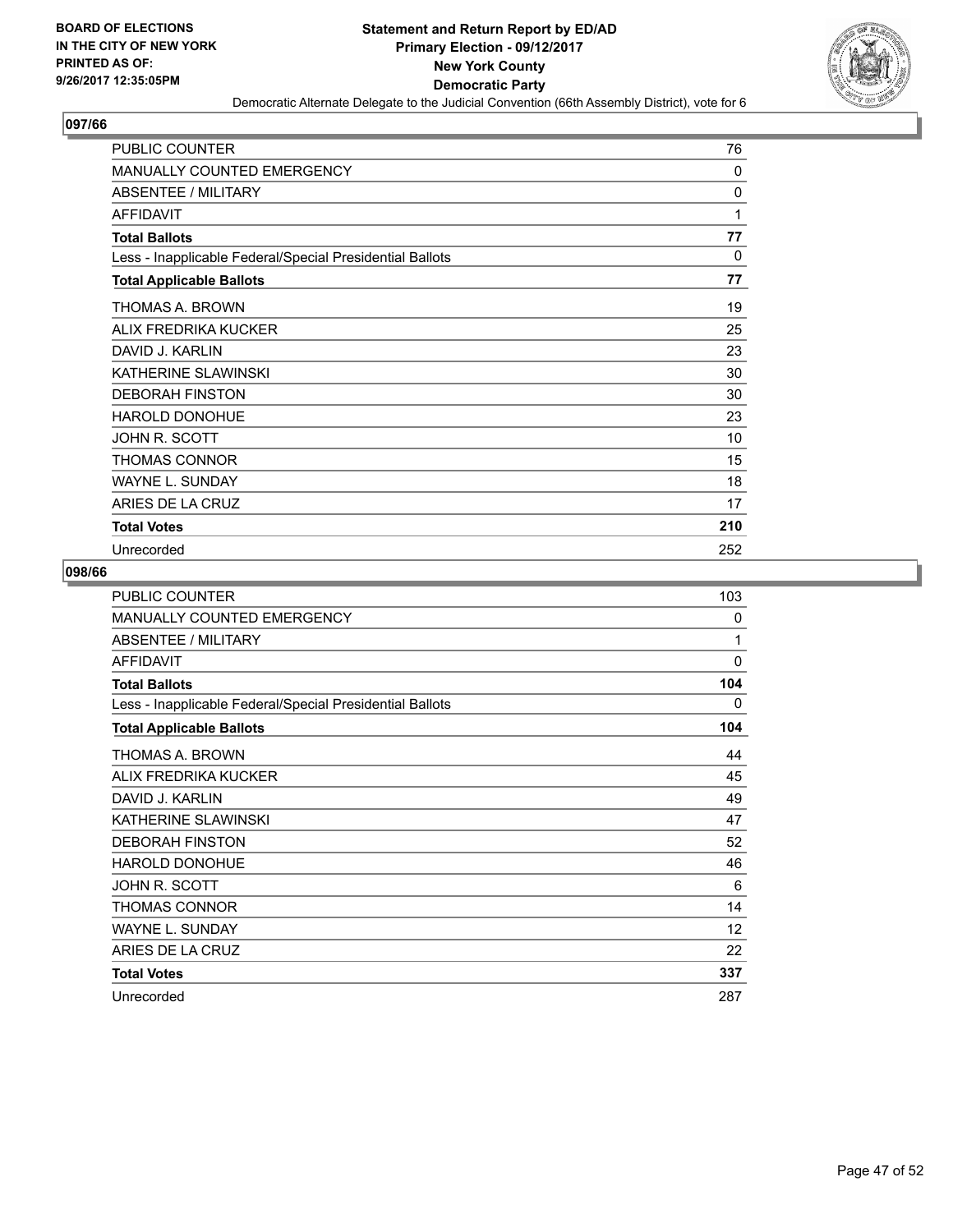**BOARD OF ELECTIONS IN THE CITY OF NEW YORK PRINTED AS OF: 9/26/2017 12:35:05PM**

# Statement and Return Report by ED/AD
## Primary Election - 09/12/2017
## New York County
## Democratic Party
### Democratic Alternate Delegate to the Judicial Convention (66th Assembly District), vote for 6

### 097/66

| | |
|---|---|
| PUBLIC COUNTER | 76 |
| MANUALLY COUNTED EMERGENCY | 0 |
| ABSENTEE / MILITARY | 0 |
| AFFIDAVIT | 1 |
| **Total Ballots** | **77** |
| Less - Inapplicable Federal/Special Presidential Ballots | 0 |
| **Total Applicable Ballots** | **77** |
| THOMAS A. BROWN | 19 |
| ALIX FREDRIKA KUCKER | 25 |
| DAVID J. KARLIN | 23 |
| KATHERINE SLAWINSKI | 30 |
| DEBORAH FINSTON | 30 |
| HAROLD DONOHUE | 23 |
| JOHN R. SCOTT | 10 |
| THOMAS CONNOR | 15 |
| WAYNE L. SUNDAY | 18 |
| ARIES DE LA CRUZ | 17 |
| **Total Votes** | **210** |
| Unrecorded | 252 |

### 098/66

| | |
|---|---|
| PUBLIC COUNTER | 103 |
| MANUALLY COUNTED EMERGENCY | 0 |
| ABSENTEE / MILITARY | 1 |
| AFFIDAVIT | 0 |
| **Total Ballots** | **104** |
| Less - Inapplicable Federal/Special Presidential Ballots | 0 |
| **Total Applicable Ballots** | **104** |
| THOMAS A. BROWN | 44 |
| ALIX FREDRIKA KUCKER | 45 |
| DAVID J. KARLIN | 49 |
| KATHERINE SLAWINSKI | 47 |
| DEBORAH FINSTON | 52 |
| HAROLD DONOHUE | 46 |
| JOHN R. SCOTT | 6 |
| THOMAS CONNOR | 14 |
| WAYNE L. SUNDAY | 12 |
| ARIES DE LA CRUZ | 22 |
| **Total Votes** | **337** |
| Unrecorded | 287 |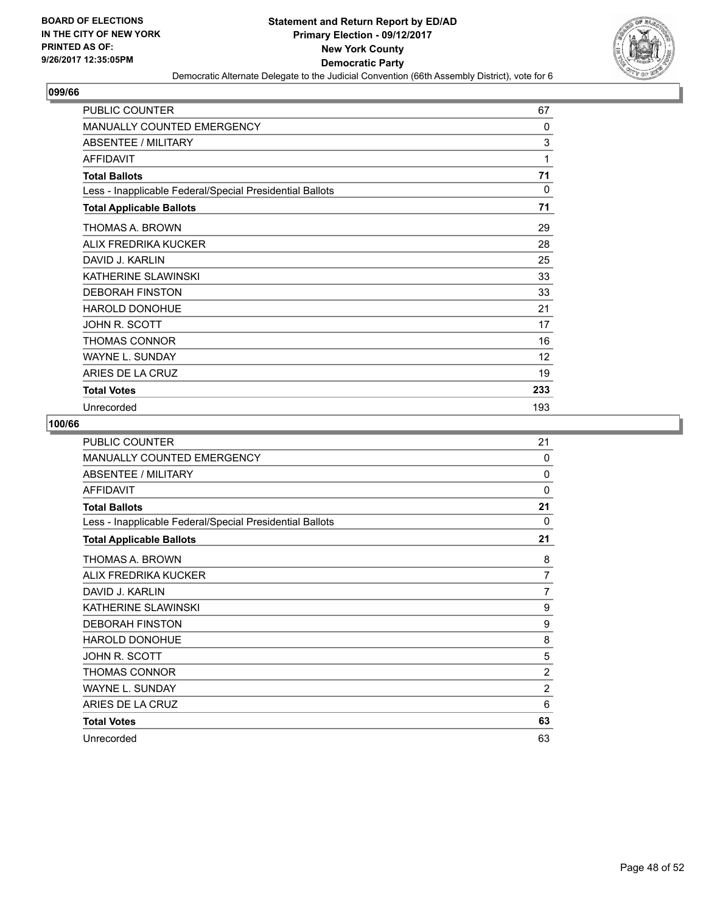BOARD OF ELECTIONS
IN THE CITY OF NEW YORK
PRINTED AS OF:
9/26/2017 12:35:05PM

**Statement and Return Report by ED/AD**
**Primary Election - 09/12/2017**
**New York County**
**Democratic Party**
Democratic Alternate Delegate to the Judicial Convention (66th Assembly District), vote for 6

## 099/66

| | |
|---|---|
| PUBLIC COUNTER | 67 |
| MANUALLY COUNTED EMERGENCY | 0 |
| ABSENTEE / MILITARY | 3 |
| AFFIDAVIT | 1 |
| **Total Ballots** | **71** |
| Less - Inapplicable Federal/Special Presidential Ballots | 0 |
| **Total Applicable Ballots** | **71** |
| THOMAS A. BROWN | 29 |
| ALIX FREDRIKA KUCKER | 28 |
| DAVID J. KARLIN | 25 |
| KATHERINE SLAWINSKI | 33 |
| DEBORAH FINSTON | 33 |
| HAROLD DONOHUE | 21 |
| JOHN R. SCOTT | 17 |
| THOMAS CONNOR | 16 |
| WAYNE L. SUNDAY | 12 |
| ARIES DE LA CRUZ | 19 |
| **Total Votes** | **233** |
| Unrecorded | 193 |

## 100/66

| | |
|---|---|
| PUBLIC COUNTER | 21 |
| MANUALLY COUNTED EMERGENCY | 0 |
| ABSENTEE / MILITARY | 0 |
| AFFIDAVIT | 0 |
| **Total Ballots** | **21** |
| Less - Inapplicable Federal/Special Presidential Ballots | 0 |
| **Total Applicable Ballots** | **21** |
| THOMAS A. BROWN | 8 |
| ALIX FREDRIKA KUCKER | 7 |
| DAVID J. KARLIN | 7 |
| KATHERINE SLAWINSKI | 9 |
| DEBORAH FINSTON | 9 |
| HAROLD DONOHUE | 8 |
| JOHN R. SCOTT | 5 |
| THOMAS CONNOR | 2 |
| WAYNE L. SUNDAY | 2 |
| ARIES DE LA CRUZ | 6 |
| **Total Votes** | **63** |
| Unrecorded | 63 |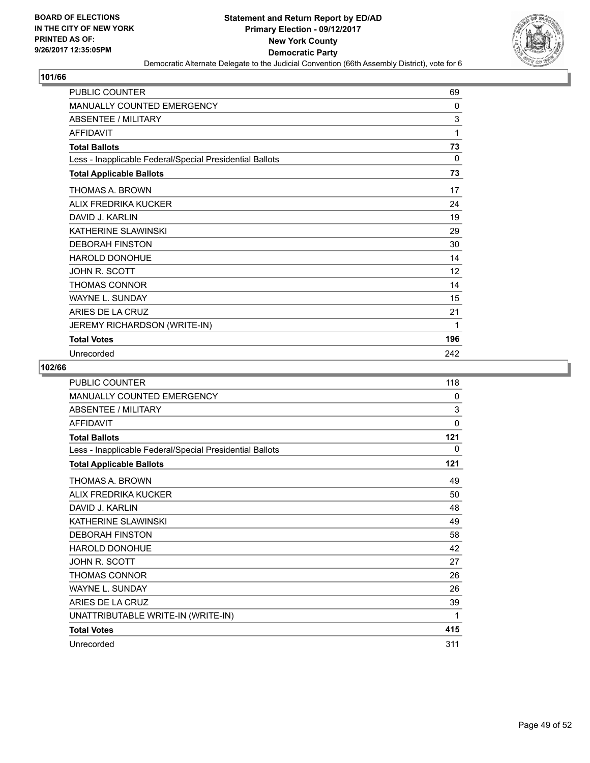BOARD OF ELECTIONS
IN THE CITY OF NEW YORK
PRINTED AS OF:
9/26/2017 12:35:05PM

**Statement and Return Report by ED/AD**
**Primary Election - 09/12/2017**
**New York County**
**Democratic Party**
Democratic Alternate Delegate to the Judicial Convention (66th Assembly District), vote for 6

## 101/66

| | |
|---|---|
| PUBLIC COUNTER | 69 |
| MANUALLY COUNTED EMERGENCY | 0 |
| ABSENTEE / MILITARY | 3 |
| AFFIDAVIT | 1 |
| **Total Ballots** | **73** |
| Less - Inapplicable Federal/Special Presidential Ballots | 0 |
| **Total Applicable Ballots** | **73** |
| THOMAS A. BROWN | 17 |
| ALIX FREDRIKA KUCKER | 24 |
| DAVID J. KARLIN | 19 |
| KATHERINE SLAWINSKI | 29 |
| DEBORAH FINSTON | 30 |
| HAROLD DONOHUE | 14 |
| JOHN R. SCOTT | 12 |
| THOMAS CONNOR | 14 |
| WAYNE L. SUNDAY | 15 |
| ARIES DE LA CRUZ | 21 |
| JEREMY RICHARDSON (WRITE-IN) | 1 |
| **Total Votes** | **196** |
| Unrecorded | 242 |

## 102/66

| | |
|---|---|
| PUBLIC COUNTER | 118 |
| MANUALLY COUNTED EMERGENCY | 0 |
| ABSENTEE / MILITARY | 3 |
| AFFIDAVIT | 0 |
| **Total Ballots** | **121** |
| Less - Inapplicable Federal/Special Presidential Ballots | 0 |
| **Total Applicable Ballots** | **121** |
| THOMAS A. BROWN | 49 |
| ALIX FREDRIKA KUCKER | 50 |
| DAVID J. KARLIN | 48 |
| KATHERINE SLAWINSKI | 49 |
| DEBORAH FINSTON | 58 |
| HAROLD DONOHUE | 42 |
| JOHN R. SCOTT | 27 |
| THOMAS CONNOR | 26 |
| WAYNE L. SUNDAY | 26 |
| ARIES DE LA CRUZ | 39 |
| UNATTRIBUTABLE WRITE-IN (WRITE-IN) | 1 |
| **Total Votes** | **415** |
| Unrecorded | 311 |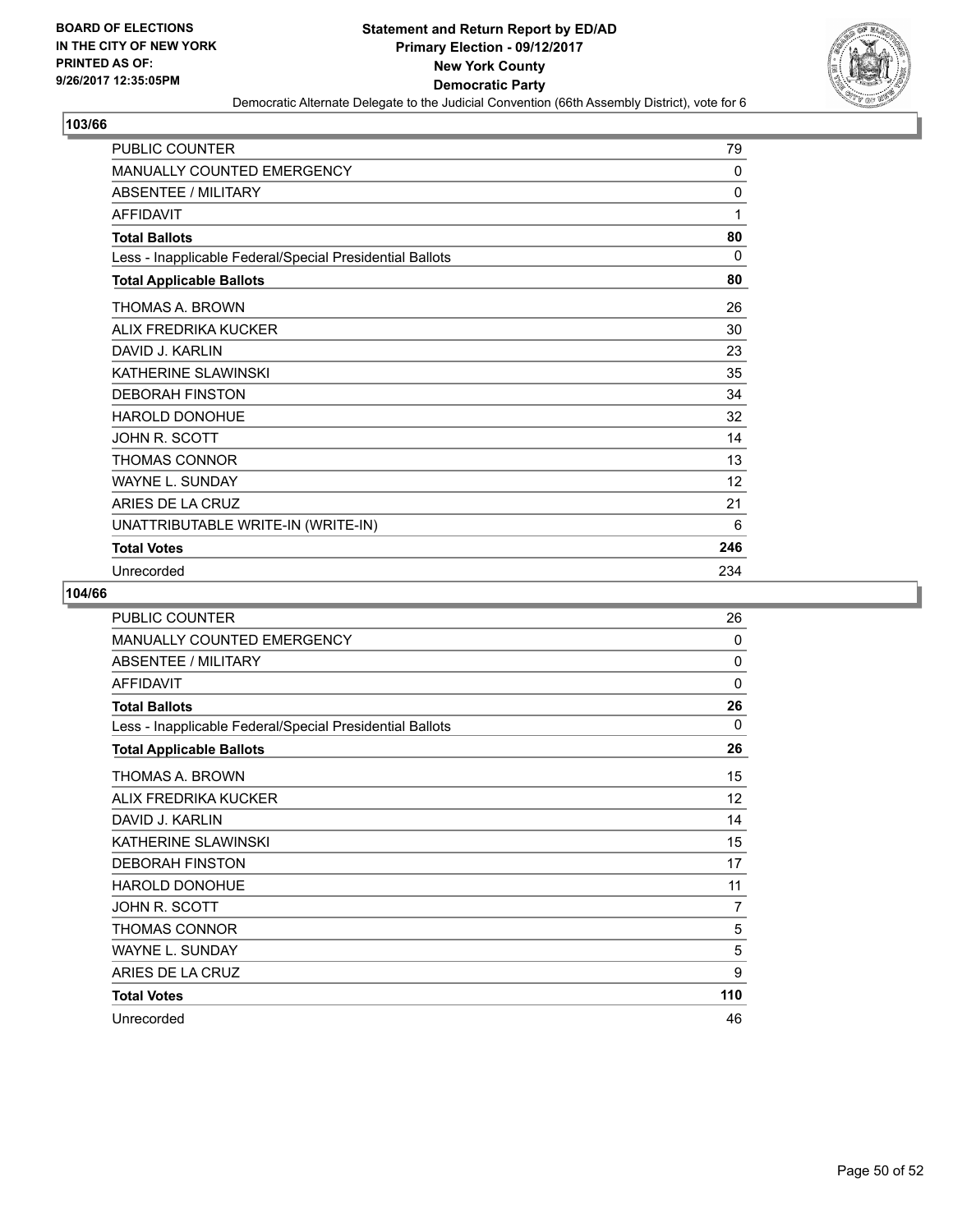BOARD OF ELECTIONS
IN THE CITY OF NEW YORK
PRINTED AS OF:
9/26/2017 12:35:05PM

# Statement and Return Report by ED/AD
## Primary Election - 09/12/2017
## New York County
## Democratic Party

Democratic Alternate Delegate to the Judicial Convention (66th Assembly District), vote for 6

### 103/66

| | |
|---|---|
| PUBLIC COUNTER | 79 |
| MANUALLY COUNTED EMERGENCY | 0 |
| ABSENTEE / MILITARY | 0 |
| AFFIDAVIT | 1 |
| **Total Ballots** | **80** |
| Less - Inapplicable Federal/Special Presidential Ballots | 0 |
| **Total Applicable Ballots** | **80** |
| THOMAS A. BROWN | 26 |
| ALIX FREDRIKA KUCKER | 30 |
| DAVID J. KARLIN | 23 |
| KATHERINE SLAWINSKI | 35 |
| DEBORAH FINSTON | 34 |
| HAROLD DONOHUE | 32 |
| JOHN R. SCOTT | 14 |
| THOMAS CONNOR | 13 |
| WAYNE L. SUNDAY | 12 |
| ARIES DE LA CRUZ | 21 |
| UNATTRIBUTABLE WRITE-IN (WRITE-IN) | 6 |
| **Total Votes** | **246** |
| Unrecorded | 234 |

### 104/66

| | |
|---|---|
| PUBLIC COUNTER | 26 |
| MANUALLY COUNTED EMERGENCY | 0 |
| ABSENTEE / MILITARY | 0 |
| AFFIDAVIT | 0 |
| **Total Ballots** | **26** |
| Less - Inapplicable Federal/Special Presidential Ballots | 0 |
| **Total Applicable Ballots** | **26** |
| THOMAS A. BROWN | 15 |
| ALIX FREDRIKA KUCKER | 12 |
| DAVID J. KARLIN | 14 |
| KATHERINE SLAWINSKI | 15 |
| DEBORAH FINSTON | 17 |
| HAROLD DONOHUE | 11 |
| JOHN R. SCOTT | 7 |
| THOMAS CONNOR | 5 |
| WAYNE L. SUNDAY | 5 |
| ARIES DE LA CRUZ | 9 |
| **Total Votes** | **110** |
| Unrecorded | 46 |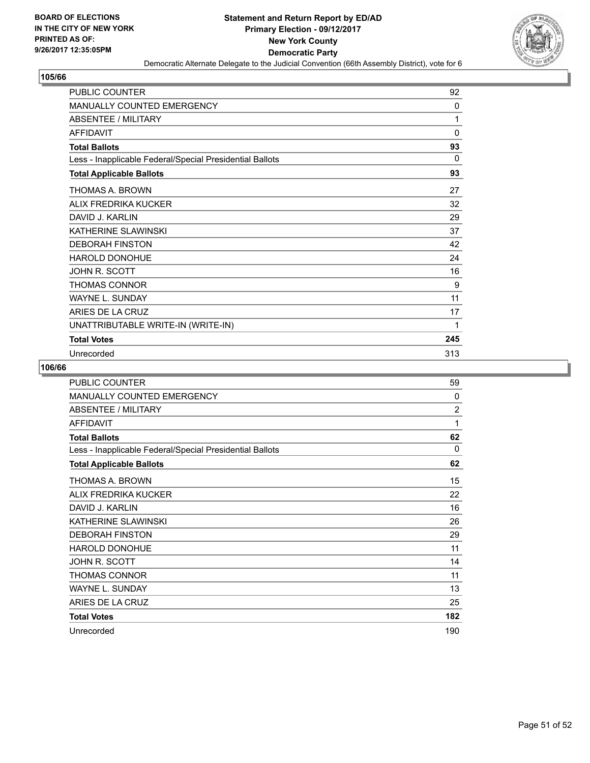BOARD OF ELECTIONS
IN THE CITY OF NEW YORK
PRINTED AS OF:
9/26/2017 12:35:05PM

# Statement and Return Report by ED/AD
## Primary Election - 09/12/2017
## New York County
## Democratic Party
### Democratic Alternate Delegate to the Judicial Convention (66th Assembly District), vote for 6

**105/66**

| | |
|---|---|
| PUBLIC COUNTER | 92 |
| MANUALLY COUNTED EMERGENCY | 0 |
| ABSENTEE / MILITARY | 1 |
| AFFIDAVIT | 0 |
| **Total Ballots** | **93** |
| Less - Inapplicable Federal/Special Presidential Ballots | 0 |
| **Total Applicable Ballots** | **93** |
| THOMAS A. BROWN | 27 |
| ALIX FREDRIKA KUCKER | 32 |
| DAVID J. KARLIN | 29 |
| KATHERINE SLAWINSKI | 37 |
| DEBORAH FINSTON | 42 |
| HAROLD DONOHUE | 24 |
| JOHN R. SCOTT | 16 |
| THOMAS CONNOR | 9 |
| WAYNE L. SUNDAY | 11 |
| ARIES DE LA CRUZ | 17 |
| UNATTRIBUTABLE WRITE-IN (WRITE-IN) | 1 |
| **Total Votes** | **245** |
| Unrecorded | 313 |

**106/66**

| | |
|---|---|
| PUBLIC COUNTER | 59 |
| MANUALLY COUNTED EMERGENCY | 0 |
| ABSENTEE / MILITARY | 2 |
| AFFIDAVIT | 1 |
| **Total Ballots** | **62** |
| Less - Inapplicable Federal/Special Presidential Ballots | 0 |
| **Total Applicable Ballots** | **62** |
| THOMAS A. BROWN | 15 |
| ALIX FREDRIKA KUCKER | 22 |
| DAVID J. KARLIN | 16 |
| KATHERINE SLAWINSKI | 26 |
| DEBORAH FINSTON | 29 |
| HAROLD DONOHUE | 11 |
| JOHN R. SCOTT | 14 |
| THOMAS CONNOR | 11 |
| WAYNE L. SUNDAY | 13 |
| ARIES DE LA CRUZ | 25 |
| **Total Votes** | **182** |
| Unrecorded | 190 |